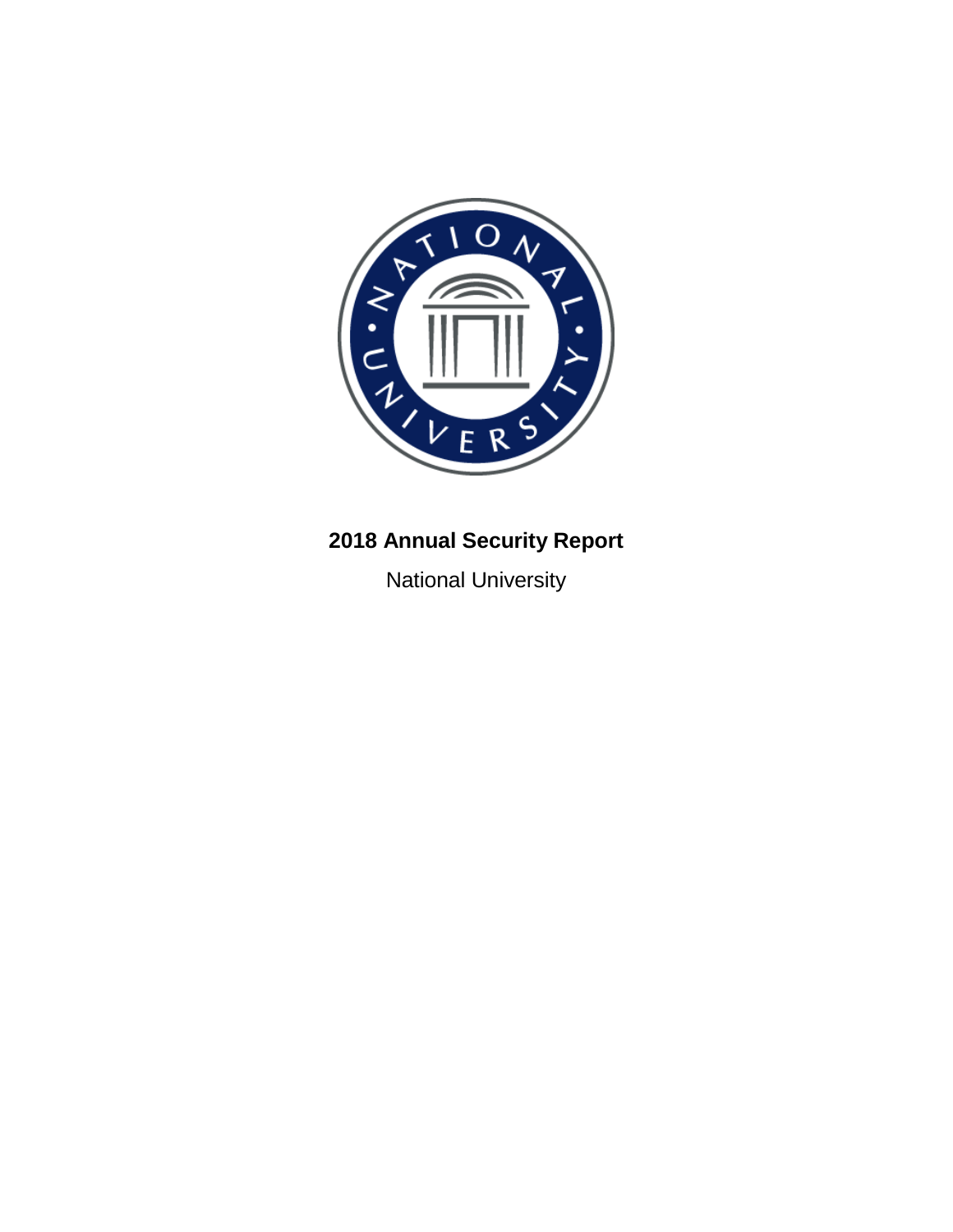# 2018 Annual Security Report

National University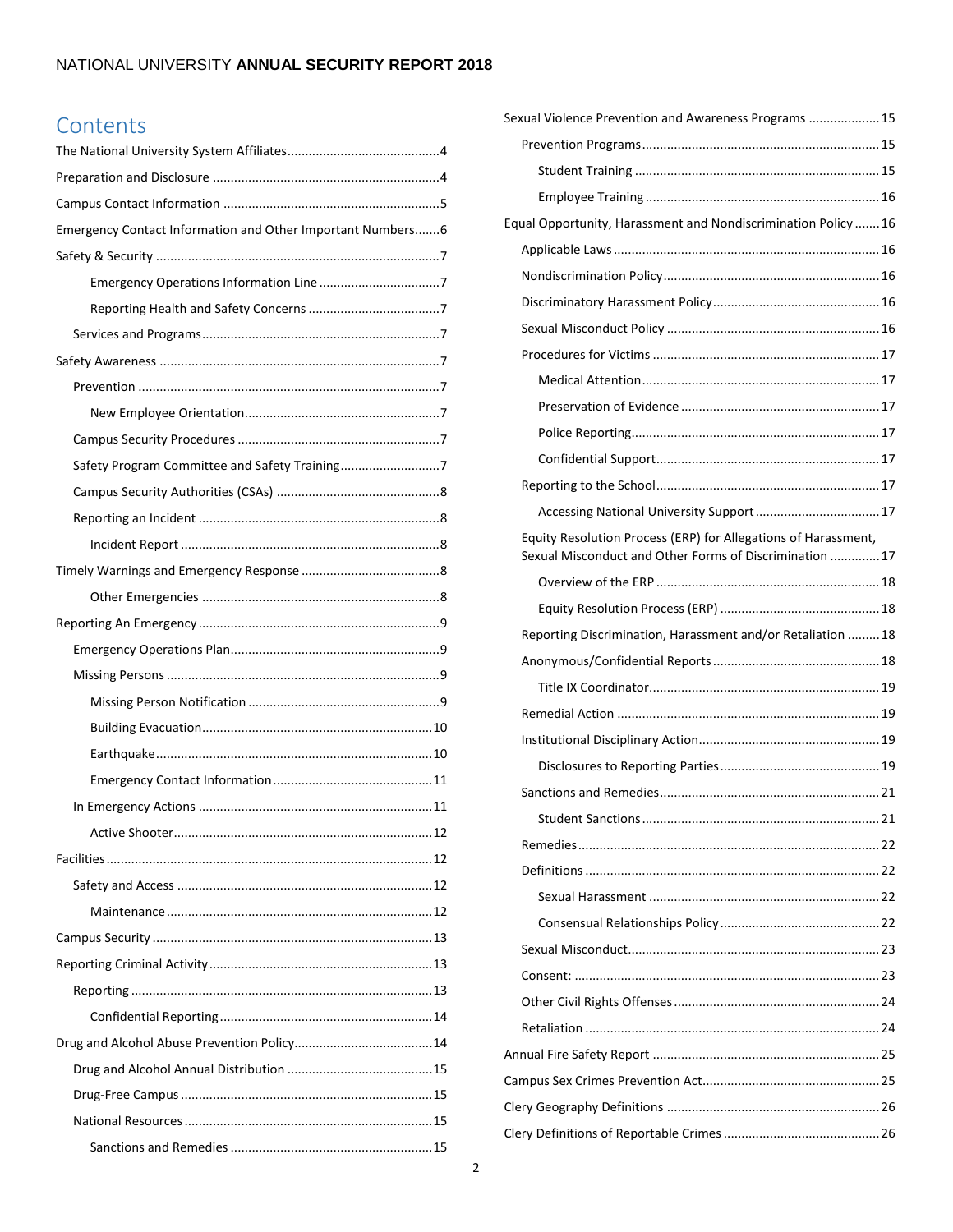# Contents

- The National University System Affiliates ... 4
- Preparation and Disclosure ... 4
- Campus Contact Information ... 5
- Emergency Contact Information and Other Important Numbers ... 6
- Safety & Security ... 7
    - Emergency Operations Information Line ... 7
    - Reporting Health and Safety Concerns ... 7
  - Services and Programs ... 7
- Safety Awareness ... 7
  - Prevention ... 7
    - New Employee Orientation ... 7
  - Campus Security Procedures ... 7
  - Safety Program Committee and Safety Training ... 7
  - Campus Security Authorities (CSAs) ... 8
  - Reporting an Incident ... 8
    - Incident Report ... 8
- Timely Warnings and Emergency Response ... 8
    - Other Emergencies ... 8
- Reporting An Emergency ... 9
  - Emergency Operations Plan ... 9
  - Missing Persons ... 9
    - Missing Person Notification ... 9
    - Building Evacuation ... 10
    - Earthquake ... 10
    - Emergency Contact Information ... 11
  - In Emergency Actions ... 11
    - Active Shooter ... 12
- Facilities ... 12
  - Safety and Access ... 12
    - Maintenance ... 12
- Campus Security ... 13
- Reporting Criminal Activity ... 13
  - Reporting ... 13
    - Confidential Reporting ... 14
- Drug and Alcohol Abuse Prevention Policy ... 14
  - Drug and Alcohol Annual Distribution ... 15
  - Drug-Free Campus ... 15
  - National Resources ... 15
    - Sanctions and Remedies ... 15
- Sexual Violence Prevention and Awareness Programs ... 15
  - Prevention Programs ... 15
    - Student Training ... 15
    - Employee Training ... 16
- Equal Opportunity, Harassment and Nondiscrimination Policy ... 16
  - Applicable Laws ... 16
  - Nondiscrimination Policy ... 16
  - Discriminatory Harassment Policy ... 16
  - Sexual Misconduct Policy ... 16
  - Procedures for Victims ... 17
    - Medical Attention ... 17
    - Preservation of Evidence ... 17
    - Police Reporting ... 17
    - Confidential Support ... 17
  - Reporting to the School ... 17
    - Accessing National University Support ... 17
  - Equity Resolution Process (ERP) for Allegations of Harassment, Sexual Misconduct and Other Forms of Discrimination ... 17
    - Overview of the ERP ... 18
    - Equity Resolution Process (ERP) ... 18
  - Reporting Discrimination, Harassment and/or Retaliation ... 18
  - Anonymous/Confidential Reports ... 18
    - Title IX Coordinator ... 19
  - Remedial Action ... 19
  - Institutional Disciplinary Action ... 19
    - Disclosures to Reporting Parties ... 19
  - Sanctions and Remedies ... 21
    - Student Sanctions ... 21
  - Remedies ... 22
  - Definitions ... 22
    - Sexual Harassment ... 22
    - Consensual Relationships Policy ... 22
  - Sexual Misconduct ... 23
  - Consent: ... 23
  - Other Civil Rights Offenses ... 24
  - Retaliation ... 24
- Annual Fire Safety Report ... 25
- Campus Sex Crimes Prevention Act ... 25
- Clery Geography Definitions ... 26
- Clery Definitions of Reportable Crimes ... 26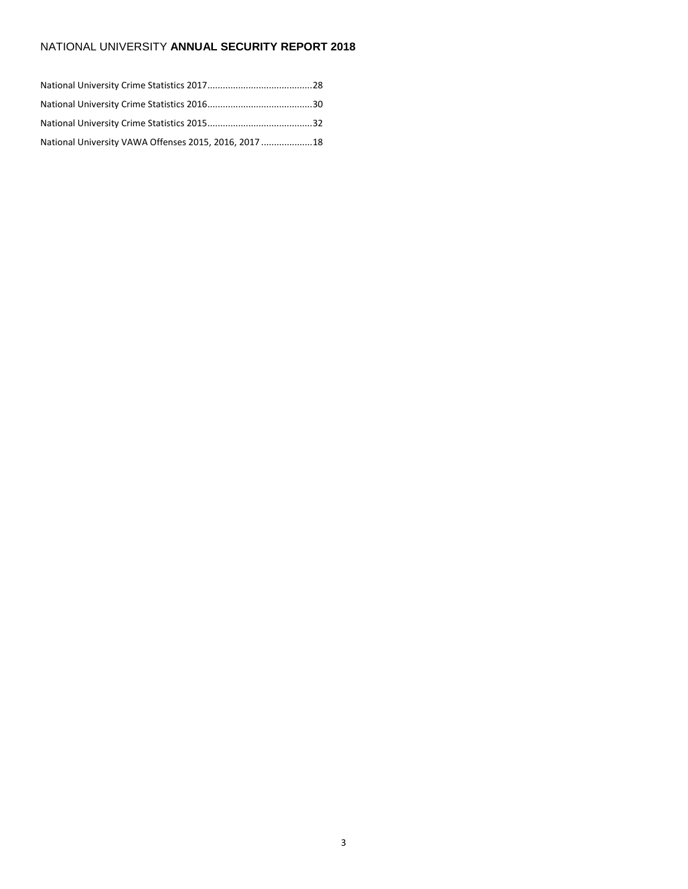National University Crime Statistics 2017........................................28

National University Crime Statistics 2016........................................30

National University Crime Statistics 2015........................................32

National University VAWA Offenses 2015, 2016, 2017 ...................18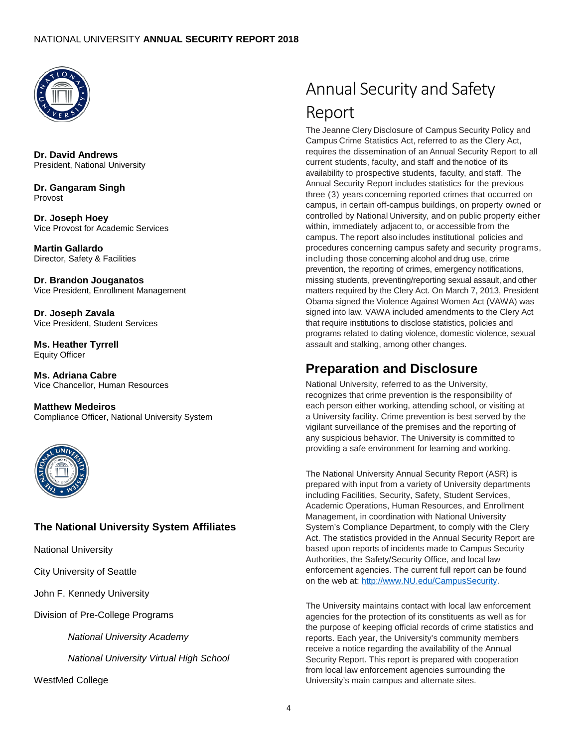**Dr. David Andrews**
President, National University

**Dr. Gangaram Singh**
Provost

**Dr. Joseph Hoey**
Vice Provost for Academic Services

**Martin Gallardo**
Director, Safety & Facilities

**Dr. Brandon Jouganatos**
Vice President, Enrollment Management

**Dr. Joseph Zavala**
Vice President, Student Services

**Ms. Heather Tyrrell**
Equity Officer

**Ms. Adriana Cabre**
Vice Chancellor, Human Resources

**Matthew Medeiros**
Compliance Officer, National University System

### The National University System Affiliates

National University

City University of Seattle

John F. Kennedy University

Division of Pre-College Programs

*National University Academy*

*National University Virtual High School*

WestMed College

# Annual Security and Safety Report

The Jeanne Clery Disclosure of Campus Security Policy and Campus Crime Statistics Act, referred to as the Clery Act, requires the dissemination of an Annual Security Report to all current students, faculty, and staff and the notice of its availability to prospective students, faculty, and staff. The Annual Security Report includes statistics for the previous three (3) years concerning reported crimes that occurred on campus, in certain off-campus buildings, on property owned or controlled by National University, and on public property either within, immediately adjacent to, or accessible from the campus. The report also includes institutional policies and procedures concerning campus safety and security programs, including those concerning alcohol and drug use, crime prevention, the reporting of crimes, emergency notifications, missing students, preventing/reporting sexual assault, and other matters required by the Clery Act. On March 7, 2013, President Obama signed the Violence Against Women Act (VAWA) was signed into law. VAWA included amendments to the Clery Act that require institutions to disclose statistics, policies and programs related to dating violence, domestic violence, sexual assault and stalking, among other changes.

## Preparation and Disclosure

National University, referred to as the University, recognizes that crime prevention is the responsibility of each person either working, attending school, or visiting at a University facility. Crime prevention is best served by the vigilant surveillance of the premises and the reporting of any suspicious behavior. The University is committed to providing a safe environment for learning and working.

The National University Annual Security Report (ASR) is prepared with input from a variety of University departments including Facilities, Security, Safety, Student Services, Academic Operations, Human Resources, and Enrollment Management, in coordination with National University System's Compliance Department, to comply with the Clery Act. The statistics provided in the Annual Security Report are based upon reports of incidents made to Campus Security Authorities, the Safety/Security Office, and local law enforcement agencies. The current full report can be found on the web at: [http://www.NU.edu/CampusSecurity](http://www.NU.edu/CampusSecurity).

The University maintains contact with local law enforcement agencies for the protection of its constituents as well as for the purpose of keeping official records of crime statistics and reports. Each year, the University's community members receive a notice regarding the availability of the Annual Security Report. This report is prepared with cooperation from local law enforcement agencies surrounding the University's main campus and alternate sites.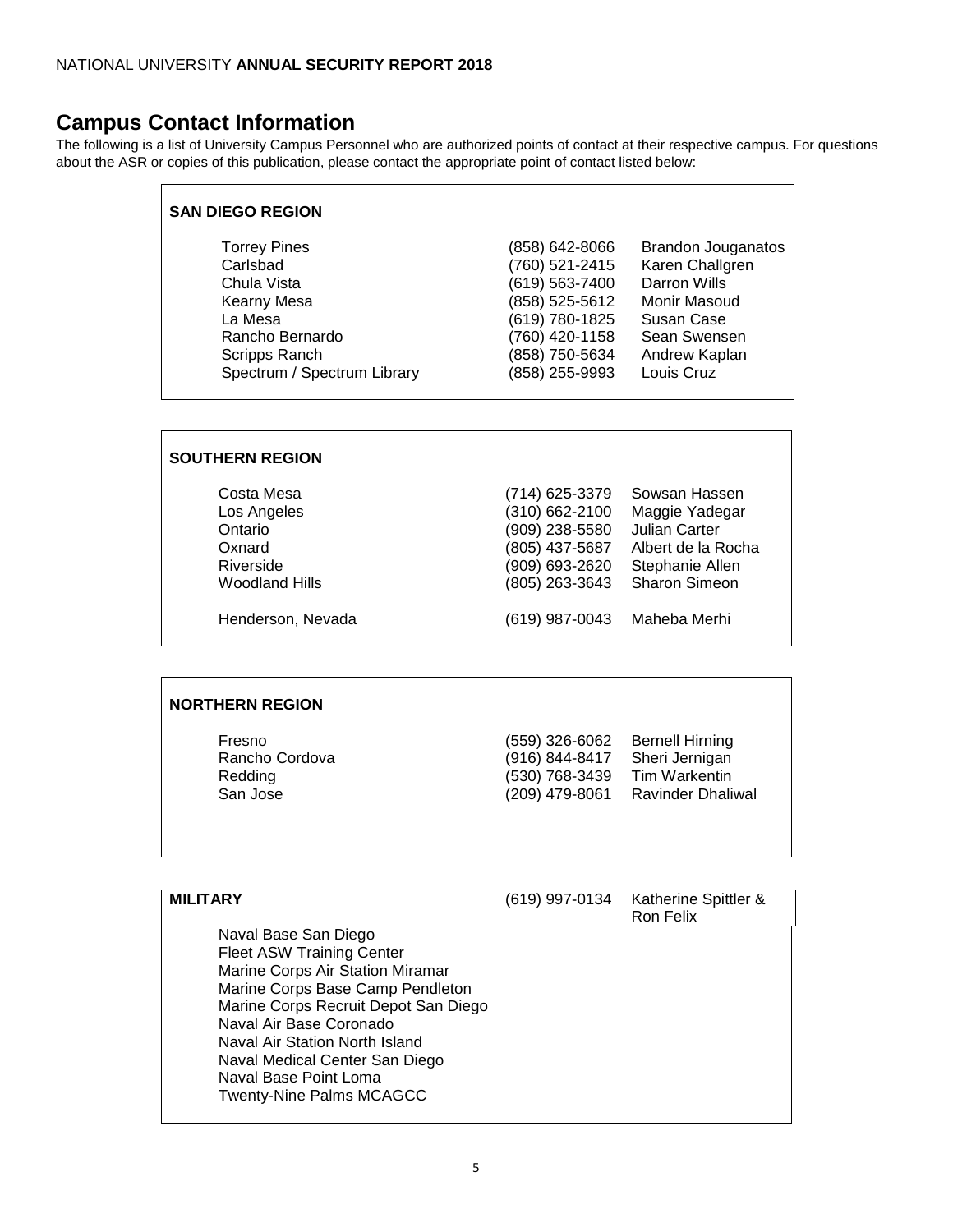## Campus Contact Information

The following is a list of University Campus Personnel who are authorized points of contact at their respective campus. For questions about the ASR or copies of this publication, please contact the appropriate point of contact listed below:

### SAN DIEGO REGION

| Campus | Phone | Contact |
|---|---|---|
| Torrey Pines | (858) 642-8066 | Brandon Jouganatos |
| Carlsbad | (760) 521-2415 | Karen Challgren |
| Chula Vista | (619) 563-7400 | Darron Wills |
| Kearny Mesa | (858) 525-5612 | Monir Masoud |
| La Mesa | (619) 780-1825 | Susan Case |
| Rancho Bernardo | (760) 420-1158 | Sean Swensen |
| Scripps Ranch | (858) 750-5634 | Andrew Kaplan |
| Spectrum / Spectrum Library | (858) 255-9993 | Louis Cruz |

### SOUTHERN REGION

| Campus | Phone | Contact |
|---|---|---|
| Costa Mesa | (714) 625-3379 | Sowsan Hassen |
| Los Angeles | (310) 662-2100 | Maggie Yadegar |
| Ontario | (909) 238-5580 | Julian Carter |
| Oxnard | (805) 437-5687 | Albert de la Rocha |
| Riverside | (909) 693-2620 | Stephanie Allen |
| Woodland Hills | (805) 263-3643 | Sharon Simeon |
| Henderson, Nevada | (619) 987-0043 | Maheba Merhi |

### NORTHERN REGION

| Campus | Phone | Contact |
|---|---|---|
| Fresno | (559) 326-6062 | Bernell Hirning |
| Rancho Cordova | (916) 844-8417 | Sheri Jernigan |
| Redding | (530) 768-3439 | Tim Warkentin |
| San Jose | (209) 479-8061 | Ravinder Dhaliwal |

### MILITARY

(619) 997-0134 Katherine Spittler & Ron Felix

- Naval Base San Diego
- Fleet ASW Training Center
- Marine Corps Air Station Miramar
- Marine Corps Base Camp Pendleton
- Marine Corps Recruit Depot San Diego
- Naval Air Base Coronado
- Naval Air Station North Island
- Naval Medical Center San Diego
- Naval Base Point Loma
- Twenty-Nine Palms MCAGCC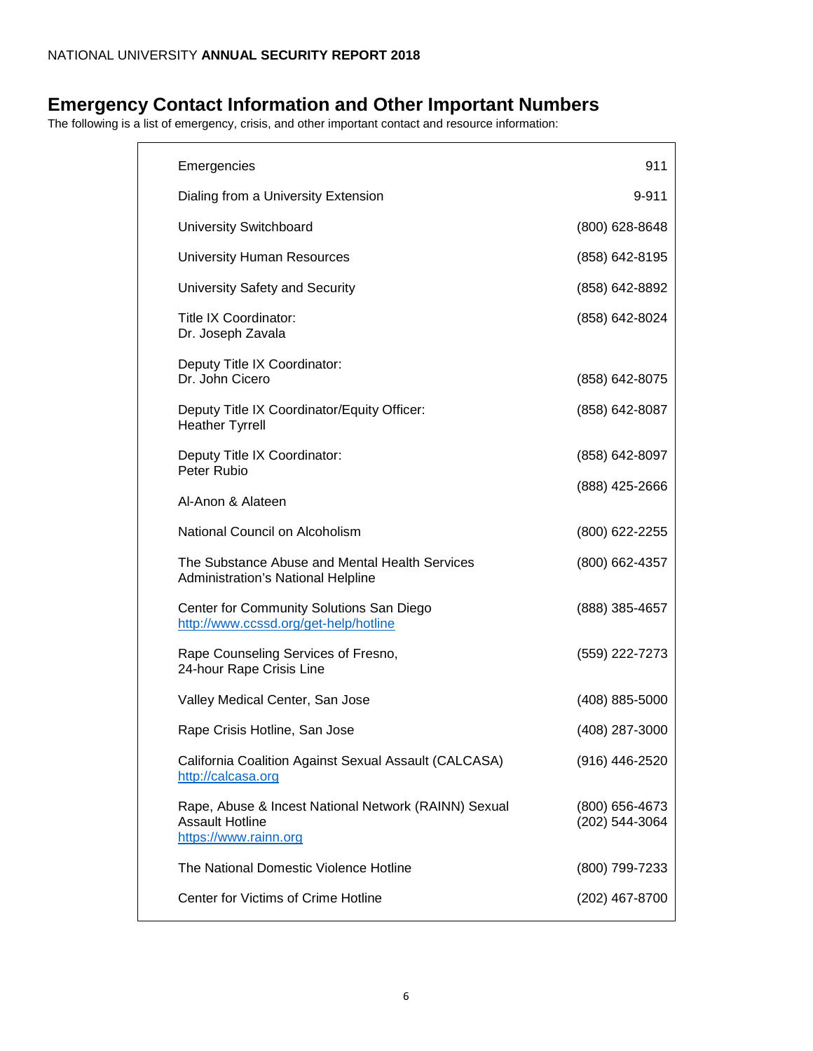## Emergency Contact Information and Other Important Numbers

The following is a list of emergency, crisis, and other important contact and resource information:

| Contact | Number |
|---|---|
| Emergencies | 911 |
| Dialing from a University Extension | 9-911 |
| University Switchboard | (800) 628-8648 |
| University Human Resources | (858) 642-8195 |
| University Safety and Security | (858) 642-8892 |
| Title IX Coordinator: Dr. Joseph Zavala | (858) 642-8024 |
| Deputy Title IX Coordinator: Dr. John Cicero | (858) 642-8075 |
| Deputy Title IX Coordinator/Equity Officer: Heather Tyrrell | (858) 642-8087 |
| Deputy Title IX Coordinator: Peter Rubio | (858) 642-8097 |
| Al-Anon & Alateen | (888) 425-2666 |
| National Council on Alcoholism | (800) 622-2255 |
| The Substance Abuse and Mental Health Services Administration's National Helpline | (800) 662-4357 |
| Center for Community Solutions San Diego http://www.ccssd.org/get-help/hotline | (888) 385-4657 |
| Rape Counseling Services of Fresno, 24-hour Rape Crisis Line | (559) 222-7273 |
| Valley Medical Center, San Jose | (408) 885-5000 |
| Rape Crisis Hotline, San Jose | (408) 287-3000 |
| California Coalition Against Sexual Assault (CALCASA) http://calcasa.org | (916) 446-2520 |
| Rape, Abuse & Incest National Network (RAINN) Sexual Assault Hotline https://www.rainn.org | (800) 656-4673<br>(202) 544-3064 |
| The National Domestic Violence Hotline | (800) 799-7233 |
| Center for Victims of Crime Hotline | (202) 467-8700 |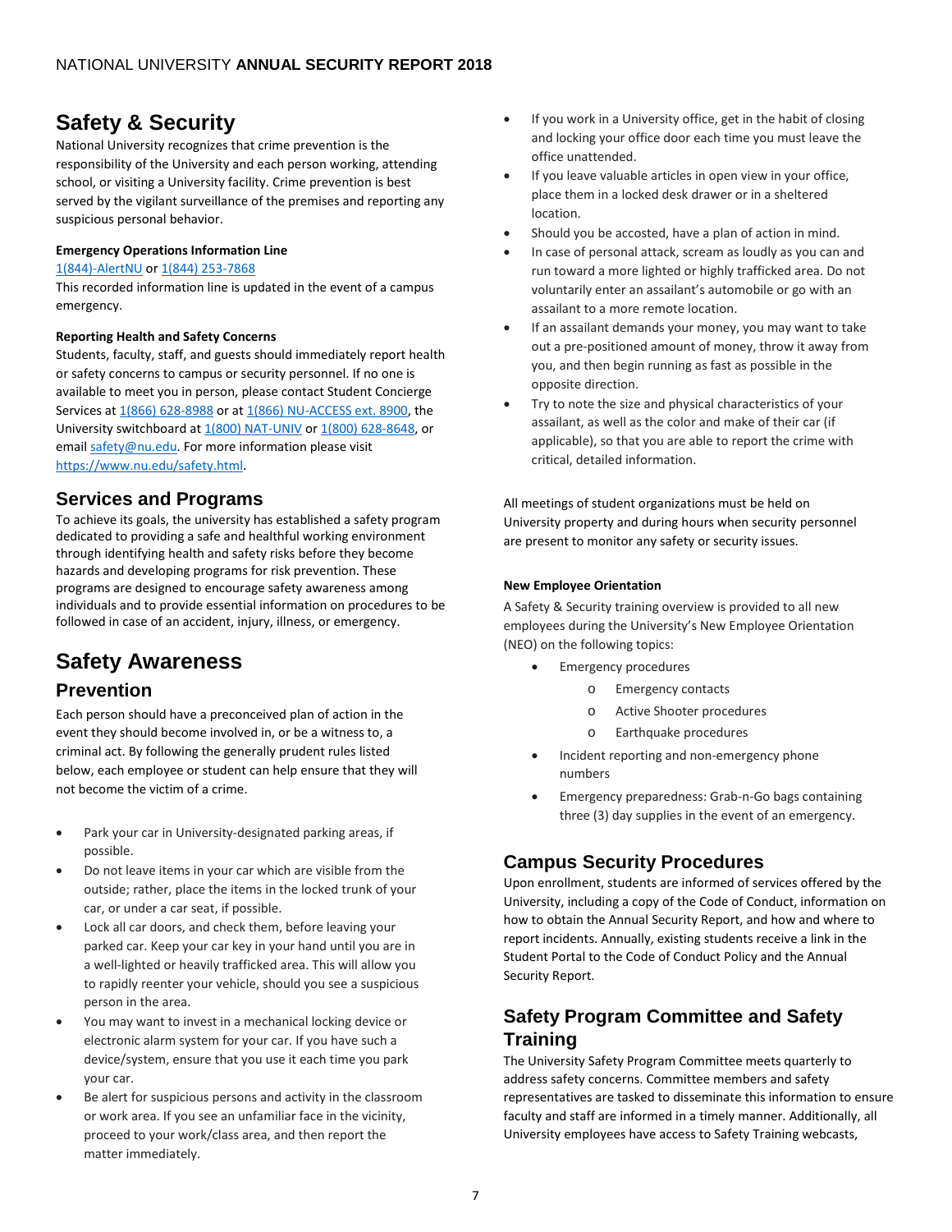# Safety & Security

National University recognizes that crime prevention is the responsibility of the University and each person working, attending school, or visiting a University facility. Crime prevention is best served by the vigilant surveillance of the premises and reporting any suspicious personal behavior.

**Emergency Operations Information Line**

1(844)-AlertNU or 1(844) 253-7868

This recorded information line is updated in the event of a campus emergency.

**Reporting Health and Safety Concerns**

Students, faculty, staff, and guests should immediately report health or safety concerns to campus or security personnel. If no one is available to meet you in person, please contact Student Concierge Services at 1(866) 628-8988 or at 1(866) NU-ACCESS ext. 8900, the University switchboard at 1(800) NAT-UNIV or 1(800) 628-8648, or email safety@nu.edu. For more information please visit https://www.nu.edu/safety.html.

## Services and Programs

To achieve its goals, the university has established a safety program dedicated to providing a safe and healthful working environment through identifying health and safety risks before they become hazards and developing programs for risk prevention. These programs are designed to encourage safety awareness among individuals and to provide essential information on procedures to be followed in case of an accident, injury, illness, or emergency.

# Safety Awareness

## Prevention

Each person should have a preconceived plan of action in the event they should become involved in, or be a witness to, a criminal act. By following the generally prudent rules listed below, each employee or student can help ensure that they will not become the victim of a crime.

- Park your car in University-designated parking areas, if possible.
- Do not leave items in your car which are visible from the outside; rather, place the items in the locked trunk of your car, or under a car seat, if possible.
- Lock all car doors, and check them, before leaving your parked car. Keep your car key in your hand until you are in a well-lighted or heavily trafficked area. This will allow you to rapidly reenter your vehicle, should you see a suspicious person in the area.
- You may want to invest in a mechanical locking device or electronic alarm system for your car. If you have such a device/system, ensure that you use it each time you park your car.
- Be alert for suspicious persons and activity in the classroom or work area. If you see an unfamiliar face in the vicinity, proceed to your work/class area, and then report the matter immediately.
- If you work in a University office, get in the habit of closing and locking your office door each time you must leave the office unattended.
- If you leave valuable articles in open view in your office, place them in a locked desk drawer or in a sheltered location.
- Should you be accosted, have a plan of action in mind.
- In case of personal attack, scream as loudly as you can and run toward a more lighted or highly trafficked area. Do not voluntarily enter an assailant's automobile or go with an assailant to a more remote location.
- If an assailant demands your money, you may want to take out a pre-positioned amount of money, throw it away from you, and then begin running as fast as possible in the opposite direction.
- Try to note the size and physical characteristics of your assailant, as well as the color and make of their car (if applicable), so that you are able to report the crime with critical, detailed information.

All meetings of student organizations must be held on University property and during hours when security personnel are present to monitor any safety or security issues.

**New Employee Orientation**

A Safety & Security training overview is provided to all new employees during the University's New Employee Orientation (NEO) on the following topics:

- Emergency procedures
  - Emergency contacts
  - Active Shooter procedures
  - Earthquake procedures
- Incident reporting and non-emergency phone numbers
- Emergency preparedness: Grab-n-Go bags containing three (3) day supplies in the event of an emergency.

## Campus Security Procedures

Upon enrollment, students are informed of services offered by the University, including a copy of the Code of Conduct, information on how to obtain the Annual Security Report, and how and where to report incidents. Annually, existing students receive a link in the Student Portal to the Code of Conduct Policy and the Annual Security Report.

## Safety Program Committee and Safety Training

The University Safety Program Committee meets quarterly to address safety concerns. Committee members and safety representatives are tasked to disseminate this information to ensure faculty and staff are informed in a timely manner. Additionally, all University employees have access to Safety Training webcasts,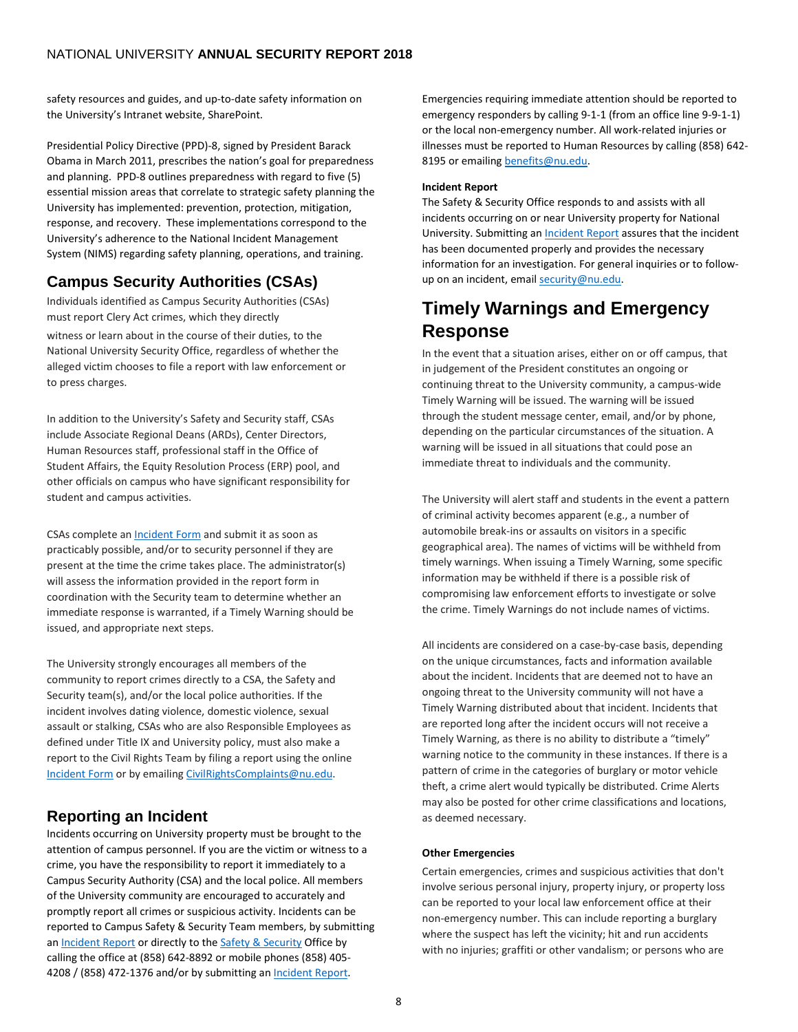safety resources and guides, and up-to-date safety information on the University's Intranet website, SharePoint.

Presidential Policy Directive (PPD)-8, signed by President Barack Obama in March 2011, prescribes the nation's goal for preparedness and planning. PPD-8 outlines preparedness with regard to five (5) essential mission areas that correlate to strategic safety planning the University has implemented: prevention, protection, mitigation, response, and recovery. These implementations correspond to the University's adherence to the National Incident Management System (NIMS) regarding safety planning, operations, and training.

## Campus Security Authorities (CSAs)

Individuals identified as Campus Security Authorities (CSAs) must report Clery Act crimes, which they directly witness or learn about in the course of their duties, to the National University Security Office, regardless of whether the alleged victim chooses to file a report with law enforcement or to press charges.

In addition to the University's Safety and Security staff, CSAs include Associate Regional Deans (ARDs), Center Directors, Human Resources staff, professional staff in the Office of Student Affairs, the Equity Resolution Process (ERP) pool, and other officials on campus who have significant responsibility for student and campus activities.

CSAs complete an Incident Form and submit it as soon as practicably possible, and/or to security personnel if they are present at the time the crime takes place. The administrator(s) will assess the information provided in the report form in coordination with the Security team to determine whether an immediate response is warranted, if a Timely Warning should be issued, and appropriate next steps.

The University strongly encourages all members of the community to report crimes directly to a CSA, the Safety and Security team(s), and/or the local police authorities. If the incident involves dating violence, domestic violence, sexual assault or stalking, CSAs who are also Responsible Employees as defined under Title IX and University policy, must also make a report to the Civil Rights Team by filing a report using the online Incident Form or by emailing CivilRightsComplaints@nu.edu.

## Reporting an Incident

Incidents occurring on University property must be brought to the attention of campus personnel. If you are the victim or witness to a crime, you have the responsibility to report it immediately to a Campus Security Authority (CSA) and the local police. All members of the University community are encouraged to accurately and promptly report all crimes or suspicious activity. Incidents can be reported to Campus Safety & Security Team members, by submitting an Incident Report or directly to the Safety & Security Office by calling the office at (858) 642-8892 or mobile phones (858) 405-4208 / (858) 472-1376 and/or by submitting an Incident Report.

Emergencies requiring immediate attention should be reported to emergency responders by calling 9-1-1 (from an office line 9-9-1-1) or the local non-emergency number. All work-related injuries or illnesses must be reported to Human Resources by calling (858) 642-8195 or emailing benefits@nu.edu.

### Incident Report

The Safety & Security Office responds to and assists with all incidents occurring on or near University property for National University. Submitting an Incident Report assures that the incident has been documented properly and provides the necessary information for an investigation. For general inquiries or to follow-up on an incident, email security@nu.edu.

# Timely Warnings and Emergency Response

In the event that a situation arises, either on or off campus, that in judgement of the President constitutes an ongoing or continuing threat to the University community, a campus-wide Timely Warning will be issued. The warning will be issued through the student message center, email, and/or by phone, depending on the particular circumstances of the situation. A warning will be issued in all situations that could pose an immediate threat to individuals and the community.

The University will alert staff and students in the event a pattern of criminal activity becomes apparent (e.g., a number of automobile break-ins or assaults on visitors in a specific geographical area). The names of victims will be withheld from timely warnings. When issuing a Timely Warning, some specific information may be withheld if there is a possible risk of compromising law enforcement efforts to investigate or solve the crime. Timely Warnings do not include names of victims.

All incidents are considered on a case-by-case basis, depending on the unique circumstances, facts and information available about the incident. Incidents that are deemed not to have an ongoing threat to the University community will not have a Timely Warning distributed about that incident. Incidents that are reported long after the incident occurs will not receive a Timely Warning, as there is no ability to distribute a "timely" warning notice to the community in these instances. If there is a pattern of crime in the categories of burglary or motor vehicle theft, a crime alert would typically be distributed. Crime Alerts may also be posted for other crime classifications and locations, as deemed necessary.

### Other Emergencies

Certain emergencies, crimes and suspicious activities that don't involve serious personal injury, property injury, or property loss can be reported to your local law enforcement office at their non-emergency number. This can include reporting a burglary where the suspect has left the vicinity; hit and run accidents with no injuries; graffiti or other vandalism; or persons who are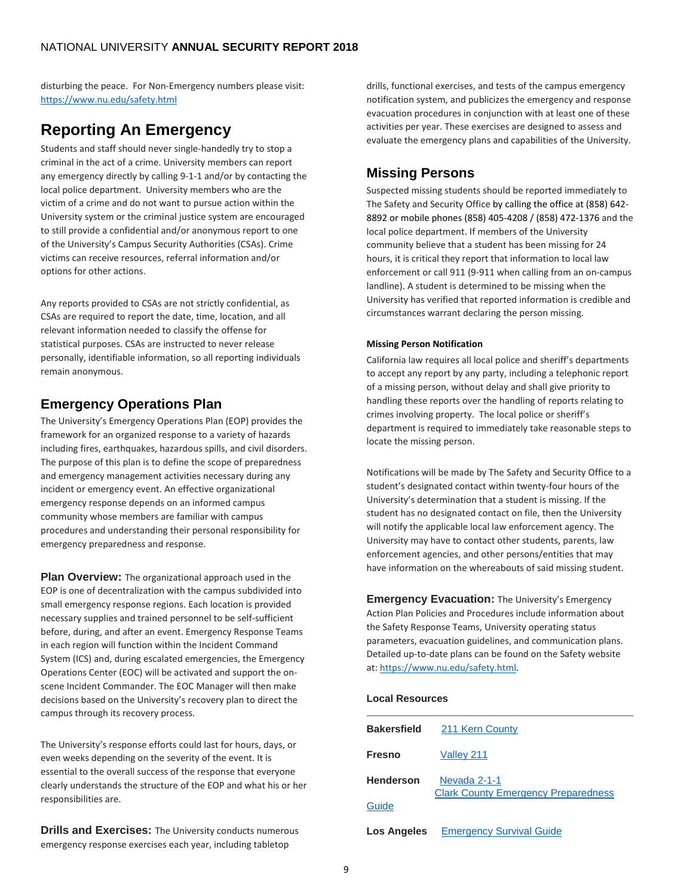disturbing the peace. For Non-Emergency numbers please visit: https://www.nu.edu/safety.html

## Reporting An Emergency

Students and staff should never single-handedly try to stop a criminal in the act of a crime. University members can report any emergency directly by calling 9-1-1 and/or by contacting the local police department. University members who are the victim of a crime and do not want to pursue action within the University system or the criminal justice system are encouraged to still provide a confidential and/or anonymous report to one of the University's Campus Security Authorities (CSAs). Crime victims can receive resources, referral information and/or options for other actions.

Any reports provided to CSAs are not strictly confidential, as CSAs are required to report the date, time, location, and all relevant information needed to classify the offense for statistical purposes. CSAs are instructed to never release personally, identifiable information, so all reporting individuals remain anonymous.

## Emergency Operations Plan

The University's Emergency Operations Plan (EOP) provides the framework for an organized response to a variety of hazards including fires, earthquakes, hazardous spills, and civil disorders. The purpose of this plan is to define the scope of preparedness and emergency management activities necessary during any incident or emergency event. An effective organizational emergency response depends on an informed campus community whose members are familiar with campus procedures and understanding their personal responsibility for emergency preparedness and response.

**Plan Overview:** The organizational approach used in the EOP is one of decentralization with the campus subdivided into small emergency response regions. Each location is provided necessary supplies and trained personnel to be self-sufficient before, during, and after an event. Emergency Response Teams in each region will function within the Incident Command System (ICS) and, during escalated emergencies, the Emergency Operations Center (EOC) will be activated and support the on-scene Incident Commander. The EOC Manager will then make decisions based on the University's recovery plan to direct the campus through its recovery process.

The University's response efforts could last for hours, days, or even weeks depending on the severity of the event. It is essential to the overall success of the response that everyone clearly understands the structure of the EOP and what his or her responsibilities are.

**Drills and Exercises:** The University conducts numerous emergency response exercises each year, including tabletop drills, functional exercises, and tests of the campus emergency notification system, and publicizes the emergency and response evacuation procedures in conjunction with at least one of these activities per year. These exercises are designed to assess and evaluate the emergency plans and capabilities of the University.

## Missing Persons

Suspected missing students should be reported immediately to The Safety and Security Office by calling the office at (858) 642-8892 or mobile phones (858) 405-4208 / (858) 472-1376 and the local police department. If members of the University community believe that a student has been missing for 24 hours, it is critical they report that information to local law enforcement or call 911 (9-911 when calling from an on-campus landline). A student is determined to be missing when the University has verified that reported information is credible and circumstances warrant declaring the person missing.

#### Missing Person Notification

California law requires all local police and sheriff's departments to accept any report by any party, including a telephonic report of a missing person, without delay and shall give priority to handling these reports over the handling of reports relating to crimes involving property. The local police or sheriff's department is required to immediately take reasonable steps to locate the missing person.

Notifications will be made by The Safety and Security Office to a student's designated contact within twenty-four hours of the University's determination that a student is missing. If the student has no designated contact on file, then the University will notify the applicable local law enforcement agency. The University may have to contact other students, parents, law enforcement agencies, and other persons/entities that may have information on the whereabouts of said missing student.

**Emergency Evacuation:** The University's Emergency Action Plan Policies and Procedures include information about the Safety Response Teams, University operating status parameters, evacuation guidelines, and communication plans. Detailed up-to-date plans can be found on the Safety website at: https://www.nu.edu/safety.html.

#### Local Resources

| | |
|---|---|
| **Bakersfield** | 211 Kern County |
| **Fresno** | Valley 211 |
| **Henderson** | Nevada 2-1-1<br>Clark County Emergency Preparedness Guide |
| **Los Angeles** | Emergency Survival Guide |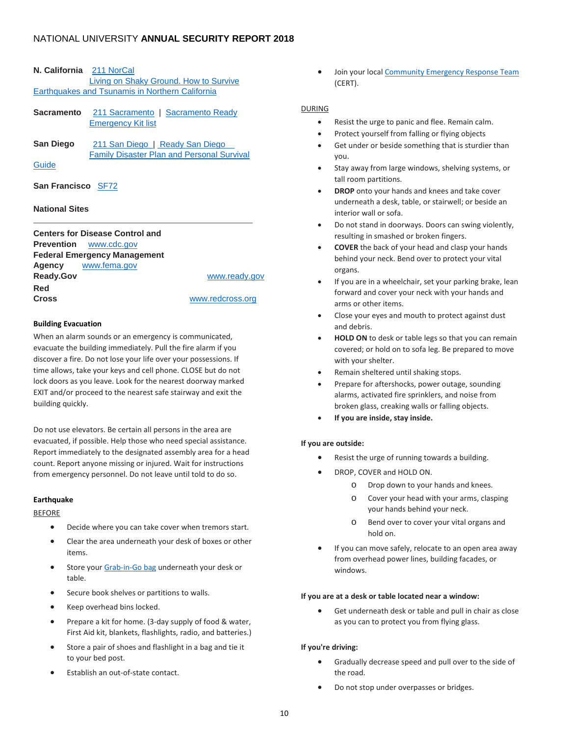**N. California** 211 NorCal
Living on Shaky Ground. How to Survive Earthquakes and Tsunamis in Northern California

**Sacramento** 211 Sacramento | Sacramento Ready Emergency Kit list

**San Diego** 211 San Diego | Ready San Diego Family Disaster Plan and Personal Survival Guide

**San Francisco** SF72

**National Sites**

---

**Centers for Disease Control and Prevention** www.cdc.gov
**Federal Emergency Management Agency** www.fema.gov
**Ready.Gov** www.ready.gov
**Red Cross** www.redcross.org

**Building Evacuation**

When an alarm sounds or an emergency is communicated, evacuate the building immediately. Pull the fire alarm if you discover a fire. Do not lose your life over your possessions. If time allows, take your keys and cell phone. CLOSE but do not lock doors as you leave. Look for the nearest doorway marked EXIT and/or proceed to the nearest safe stairway and exit the building quickly.

Do not use elevators. Be certain all persons in the area are evacuated, if possible. Help those who need special assistance. Report immediately to the designated assembly area for a head count. Report anyone missing or injured. Wait for instructions from emergency personnel. Do not leave until told to do so.

**Earthquake**

BEFORE

- Decide where you can take cover when tremors start.
- Clear the area underneath your desk of boxes or other items.
- Store your Grab-in-Go bag underneath your desk or table.
- Secure book shelves or partitions to walls.
- Keep overhead bins locked.
- Prepare a kit for home. (3-day supply of food & water, First Aid kit, blankets, flashlights, radio, and batteries.)
- Store a pair of shoes and flashlight in a bag and tie it to your bed post.
- Establish an out-of-state contact.
- Join your local Community Emergency Response Team (CERT).

DURING

- Resist the urge to panic and flee. Remain calm.
- Protect yourself from falling or flying objects
- Get under or beside something that is sturdier than you.
- Stay away from large windows, shelving systems, or tall room partitions.
- **DROP** onto your hands and knees and take cover underneath a desk, table, or stairwell; or beside an interior wall or sofa.
- Do not stand in doorways. Doors can swing violently, resulting in smashed or broken fingers.
- **COVER** the back of your head and clasp your hands behind your neck. Bend over to protect your vital organs.
- If you are in a wheelchair, set your parking brake, lean forward and cover your neck with your hands and arms or other items.
- Close your eyes and mouth to protect against dust and debris.
- **HOLD ON** to desk or table legs so that you can remain covered; or hold on to sofa leg. Be prepared to move with your shelter.
- Remain sheltered until shaking stops.
- Prepare for aftershocks, power outage, sounding alarms, activated fire sprinklers, and noise from broken glass, creaking walls or falling objects.
- **If you are inside, stay inside.**

**If you are outside:**

- Resist the urge of running towards a building.
- DROP, COVER and HOLD ON.
  - Drop down to your hands and knees.
  - Cover your head with your arms, clasping your hands behind your neck.
  - Bend over to cover your vital organs and hold on.
- If you can move safely, relocate to an open area away from overhead power lines, building facades, or windows.

**If you are at a desk or table located near a window:**

- Get underneath desk or table and pull in chair as close as you can to protect you from flying glass.

**If you're driving:**

- Gradually decrease speed and pull over to the side of the road.
- Do not stop under overpasses or bridges.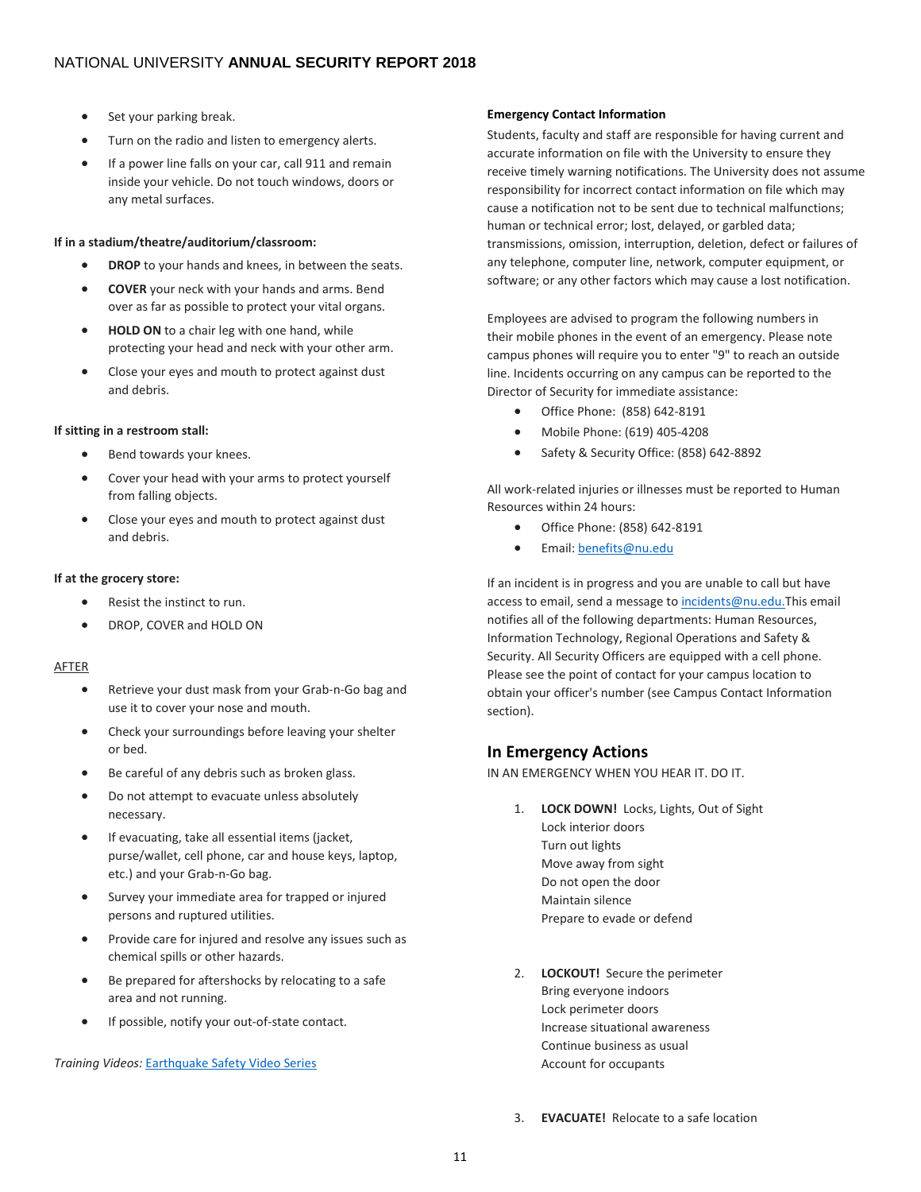- Set your parking break.
- Turn on the radio and listen to emergency alerts.
- If a power line falls on your car, call 911 and remain inside your vehicle. Do not touch windows, doors or any metal surfaces.

**If in a stadium/theatre/auditorium/classroom:**

- **DROP** to your hands and knees, in between the seats.
- **COVER** your neck with your hands and arms. Bend over as far as possible to protect your vital organs.
- **HOLD ON** to a chair leg with one hand, while protecting your head and neck with your other arm.
- Close your eyes and mouth to protect against dust and debris.

**If sitting in a restroom stall:**

- Bend towards your knees.
- Cover your head with your arms to protect yourself from falling objects.
- Close your eyes and mouth to protect against dust and debris.

**If at the grocery store:**

- Resist the instinct to run.
- DROP, COVER and HOLD ON

<u>AFTER</u>

- Retrieve your dust mask from your Grab-n-Go bag and use it to cover your nose and mouth.
- Check your surroundings before leaving your shelter or bed.
- Be careful of any debris such as broken glass.
- Do not attempt to evacuate unless absolutely necessary.
- If evacuating, take all essential items (jacket, purse/wallet, cell phone, car and house keys, laptop, etc.) and your Grab-n-Go bag.
- Survey your immediate area for trapped or injured persons and ruptured utilities.
- Provide care for injured and resolve any issues such as chemical spills or other hazards.
- Be prepared for aftershocks by relocating to a safe area and not running.
- If possible, notify your out-of-state contact.

*Training Videos:* Earthquake Safety Video Series

**Emergency Contact Information**

Students, faculty and staff are responsible for having current and accurate information on file with the University to ensure they receive timely warning notifications. The University does not assume responsibility for incorrect contact information on file which may cause a notification not to be sent due to technical malfunctions; human or technical error; lost, delayed, or garbled data; transmissions, omission, interruption, deletion, defect or failures of any telephone, computer line, network, computer equipment, or software; or any other factors which may cause a lost notification.

Employees are advised to program the following numbers in their mobile phones in the event of an emergency. Please note campus phones will require you to enter "9" to reach an outside line. Incidents occurring on any campus can be reported to the Director of Security for immediate assistance:

- Office Phone: (858) 642-8191
- Mobile Phone: (619) 405-4208
- Safety & Security Office: (858) 642-8892

All work-related injuries or illnesses must be reported to Human Resources within 24 hours:

- Office Phone: (858) 642-8191
- Email: benefits@nu.edu

If an incident is in progress and you are unable to call but have access to email, send a message to incidents@nu.edu.This email notifies all of the following departments: Human Resources, Information Technology, Regional Operations and Safety & Security. All Security Officers are equipped with a cell phone. Please see the point of contact for your campus location to obtain your officer's number (see Campus Contact Information section).

## In Emergency Actions

IN AN EMERGENCY WHEN YOU HEAR IT. DO IT.

1. **LOCK DOWN!** Locks, Lights, Out of Sight
   Lock interior doors
   Turn out lights
   Move away from sight
   Do not open the door
   Maintain silence
   Prepare to evade or defend

2. **LOCKOUT!** Secure the perimeter
   Bring everyone indoors
   Lock perimeter doors
   Increase situational awareness
   Continue business as usual
   Account for occupants

3. **EVACUATE!** Relocate to a safe location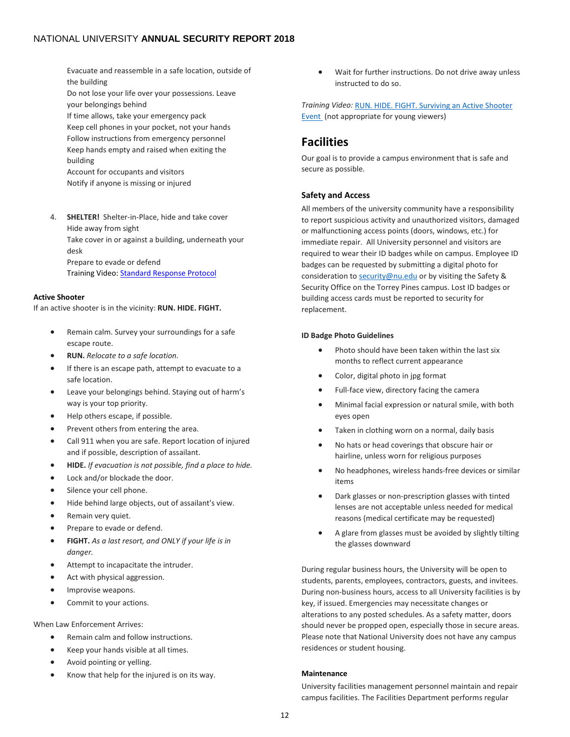Evacuate and reassemble in a safe location, outside of the building
Do not lose your life over your possessions. Leave your belongings behind
If time allows, take your emergency pack
Keep cell phones in your pocket, not your hands
Follow instructions from emergency personnel
Keep hands empty and raised when exiting the building
Account for occupants and visitors
Notify if anyone is missing or injured

4. **SHELTER!** Shelter-in-Place, hide and take cover
   Hide away from sight
   Take cover in or against a building, underneath your desk
   Prepare to evade or defend
   Training Video: Standard Response Protocol

**Active Shooter**

If an active shooter is in the vicinity: **RUN. HIDE. FIGHT.**

- Remain calm. Survey your surroundings for a safe escape route.
- **RUN.** *Relocate to a safe location.*
- If there is an escape path, attempt to evacuate to a safe location.
- Leave your belongings behind. Staying out of harm's way is your top priority.
- Help others escape, if possible.
- Prevent others from entering the area.
- Call 911 when you are safe. Report location of injured and if possible, description of assailant.
- **HIDE.** *If evacuation is not possible, find a place to hide.*
- Lock and/or blockade the door.
- Silence your cell phone.
- Hide behind large objects, out of assailant's view.
- Remain very quiet.
- Prepare to evade or defend.
- **FIGHT.** *As a last resort, and ONLY if your life is in danger.*
- Attempt to incapacitate the intruder.
- Act with physical aggression.
- Improvise weapons.
- Commit to your actions.

When Law Enforcement Arrives:

- Remain calm and follow instructions.
- Keep your hands visible at all times.
- Avoid pointing or yelling.
- Know that help for the injured is on its way.
- Wait for further instructions. Do not drive away unless instructed to do so.

*Training Video:* RUN. HIDE. FIGHT. Surviving an Active Shooter Event (not appropriate for young viewers)

## Facilities

Our goal is to provide a campus environment that is safe and secure as possible.

### Safety and Access

All members of the university community have a responsibility to report suspicious activity and unauthorized visitors, damaged or malfunctioning access points (doors, windows, etc.) for immediate repair. All University personnel and visitors are required to wear their ID badges while on campus. Employee ID badges can be requested by submitting a digital photo for consideration to security@nu.edu or by visiting the Safety & Security Office on the Torrey Pines campus. Lost ID badges or building access cards must be reported to security for replacement.

**ID Badge Photo Guidelines**

- Photo should have been taken within the last six months to reflect current appearance
- Color, digital photo in jpg format
- Full-face view, directory facing the camera
- Minimal facial expression or natural smile, with both eyes open
- Taken in clothing worn on a normal, daily basis
- No hats or head coverings that obscure hair or hairline, unless worn for religious purposes
- No headphones, wireless hands-free devices or similar items
- Dark glasses or non-prescription glasses with tinted lenses are not acceptable unless needed for medical reasons (medical certificate may be requested)
- A glare from glasses must be avoided by slightly tilting the glasses downward

During regular business hours, the University will be open to students, parents, employees, contractors, guests, and invitees. During non-business hours, access to all University facilities is by key, if issued. Emergencies may necessitate changes or alterations to any posted schedules. As a safety matter, doors should never be propped open, especially those in secure areas. Please note that National University does not have any campus residences or student housing.

**Maintenance**

University facilities management personnel maintain and repair campus facilities. The Facilities Department performs regular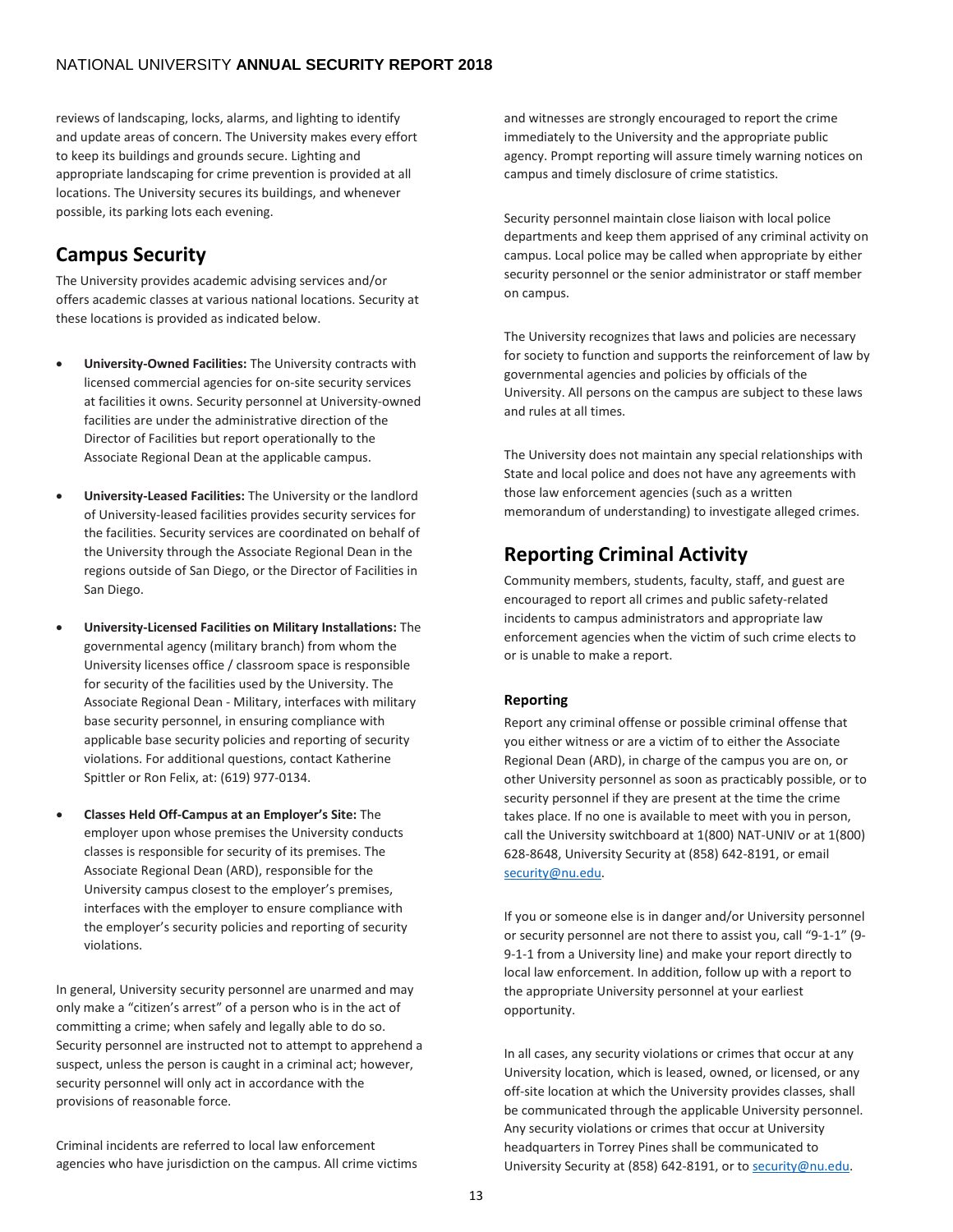reviews of landscaping, locks, alarms, and lighting to identify and update areas of concern. The University makes every effort to keep its buildings and grounds secure. Lighting and appropriate landscaping for crime prevention is provided at all locations. The University secures its buildings, and whenever possible, its parking lots each evening.

## Campus Security

The University provides academic advising services and/or offers academic classes at various national locations. Security at these locations is provided as indicated below.

- **University-Owned Facilities:** The University contracts with licensed commercial agencies for on-site security services at facilities it owns. Security personnel at University-owned facilities are under the administrative direction of the Director of Facilities but report operationally to the Associate Regional Dean at the applicable campus.

- **University-Leased Facilities:** The University or the landlord of University-leased facilities provides security services for the facilities. Security services are coordinated on behalf of the University through the Associate Regional Dean in the regions outside of San Diego, or the Director of Facilities in San Diego.

- **University-Licensed Facilities on Military Installations:** The governmental agency (military branch) from whom the University licenses office / classroom space is responsible for security of the facilities used by the University. The Associate Regional Dean - Military, interfaces with military base security personnel, in ensuring compliance with applicable base security policies and reporting of security violations. For additional questions, contact Katherine Spittler or Ron Felix, at: (619) 977-0134.

- **Classes Held Off-Campus at an Employer's Site:** The employer upon whose premises the University conducts classes is responsible for security of its premises. The Associate Regional Dean (ARD), responsible for the University campus closest to the employer's premises, interfaces with the employer to ensure compliance with the employer's security policies and reporting of security violations.

In general, University security personnel are unarmed and may only make a "citizen's arrest" of a person who is in the act of committing a crime; when safely and legally able to do so. Security personnel are instructed not to attempt to apprehend a suspect, unless the person is caught in a criminal act; however, security personnel will only act in accordance with the provisions of reasonable force.

Criminal incidents are referred to local law enforcement agencies who have jurisdiction on the campus. All crime victims and witnesses are strongly encouraged to report the crime immediately to the University and the appropriate public agency. Prompt reporting will assure timely warning notices on campus and timely disclosure of crime statistics.

Security personnel maintain close liaison with local police departments and keep them apprised of any criminal activity on campus. Local police may be called when appropriate by either security personnel or the senior administrator or staff member on campus.

The University recognizes that laws and policies are necessary for society to function and supports the reinforcement of law by governmental agencies and policies by officials of the University. All persons on the campus are subject to these laws and rules at all times.

The University does not maintain any special relationships with State and local police and does not have any agreements with those law enforcement agencies (such as a written memorandum of understanding) to investigate alleged crimes.

## Reporting Criminal Activity

Community members, students, faculty, staff, and guest are encouraged to report all crimes and public safety-related incidents to campus administrators and appropriate law enforcement agencies when the victim of such crime elects to or is unable to make a report.

### Reporting

Report any criminal offense or possible criminal offense that you either witness or are a victim of to either the Associate Regional Dean (ARD), in charge of the campus you are on, or other University personnel as soon as practicably possible, or to security personnel if they are present at the time the crime takes place. If no one is available to meet with you in person, call the University switchboard at 1(800) NAT-UNIV or at 1(800) 628-8648, University Security at (858) 642-8191, or email security@nu.edu.

If you or someone else is in danger and/or University personnel or security personnel are not there to assist you, call "9-1-1" (9-9-1-1 from a University line) and make your report directly to local law enforcement. In addition, follow up with a report to the appropriate University personnel at your earliest opportunity.

In all cases, any security violations or crimes that occur at any University location, which is leased, owned, or licensed, or any off-site location at which the University provides classes, shall be communicated through the applicable University personnel. Any security violations or crimes that occur at University headquarters in Torrey Pines shall be communicated to University Security at (858) 642-8191, or to security@nu.edu.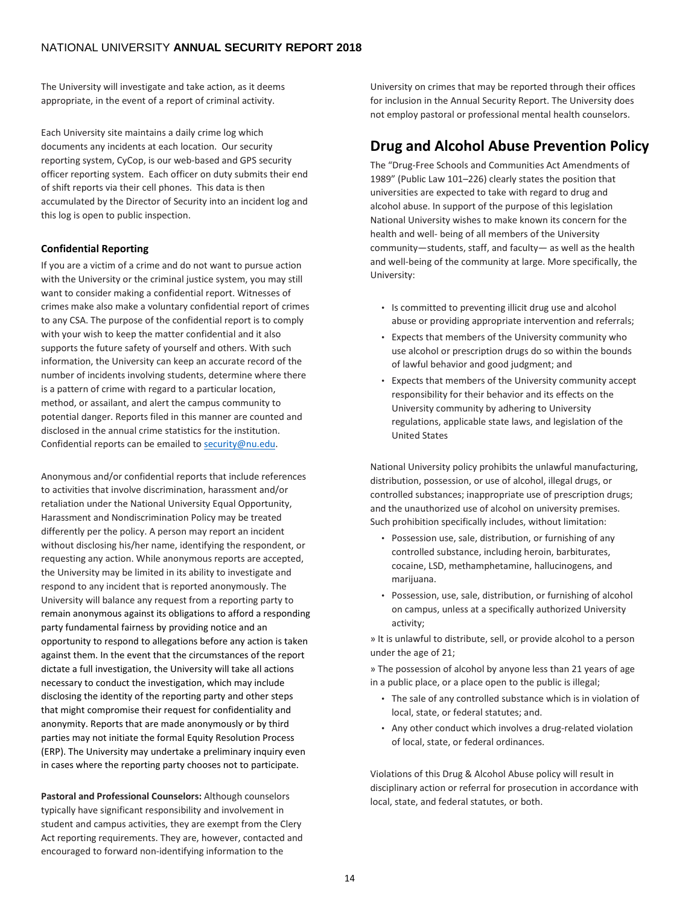The University will investigate and take action, as it deems appropriate, in the event of a report of criminal activity.

Each University site maintains a daily crime log which documents any incidents at each location. Our security reporting system, CyCop, is our web-based and GPS security officer reporting system. Each officer on duty submits their end of shift reports via their cell phones. This data is then accumulated by the Director of Security into an incident log and this log is open to public inspection.

**Confidential Reporting**

If you are a victim of a crime and do not want to pursue action with the University or the criminal justice system, you may still want to consider making a confidential report. Witnesses of crimes make also make a voluntary confidential report of crimes to any CSA. The purpose of the confidential report is to comply with your wish to keep the matter confidential and it also supports the future safety of yourself and others. With such information, the University can keep an accurate record of the number of incidents involving students, determine where there is a pattern of crime with regard to a particular location, method, or assailant, and alert the campus community to potential danger. Reports filed in this manner are counted and disclosed in the annual crime statistics for the institution. Confidential reports can be emailed to security@nu.edu.

Anonymous and/or confidential reports that include references to activities that involve discrimination, harassment and/or retaliation under the National University Equal Opportunity, Harassment and Nondiscrimination Policy may be treated differently per the policy. A person may report an incident without disclosing his/her name, identifying the respondent, or requesting any action. While anonymous reports are accepted, the University may be limited in its ability to investigate and respond to any incident that is reported anonymously. The University will balance any request from a reporting party to remain anonymous against its obligations to afford a responding party fundamental fairness by providing notice and an opportunity to respond to allegations before any action is taken against them. In the event that the circumstances of the report dictate a full investigation, the University will take all actions necessary to conduct the investigation, which may include disclosing the identity of the reporting party and other steps that might compromise their request for confidentiality and anonymity. Reports that are made anonymously or by third parties may not initiate the formal Equity Resolution Process (ERP). The University may undertake a preliminary inquiry even in cases where the reporting party chooses not to participate.

**Pastoral and Professional Counselors:** Although counselors typically have significant responsibility and involvement in student and campus activities, they are exempt from the Clery Act reporting requirements. They are, however, contacted and encouraged to forward non-identifying information to the University on crimes that may be reported through their offices for inclusion in the Annual Security Report. The University does not employ pastoral or professional mental health counselors.

## Drug and Alcohol Abuse Prevention Policy

The "Drug-Free Schools and Communities Act Amendments of 1989" (Public Law 101–226) clearly states the position that universities are expected to take with regard to drug and alcohol abuse. In support of the purpose of this legislation National University wishes to make known its concern for the health and well- being of all members of the University community—students, staff, and faculty— as well as the health and well-being of the community at large. More specifically, the University:

- Is committed to preventing illicit drug use and alcohol abuse or providing appropriate intervention and referrals;
- Expects that members of the University community who use alcohol or prescription drugs do so within the bounds of lawful behavior and good judgment; and
- Expects that members of the University community accept responsibility for their behavior and its effects on the University community by adhering to University regulations, applicable state laws, and legislation of the United States

National University policy prohibits the unlawful manufacturing, distribution, possession, or use of alcohol, illegal drugs, or controlled substances; inappropriate use of prescription drugs; and the unauthorized use of alcohol on university premises. Such prohibition specifically includes, without limitation:

- Possession use, sale, distribution, or furnishing of any controlled substance, including heroin, barbiturates, cocaine, LSD, methamphetamine, hallucinogens, and marijuana.
- Possession, use, sale, distribution, or furnishing of alcohol on campus, unless at a specifically authorized University activity;

» It is unlawful to distribute, sell, or provide alcohol to a person under the age of 21;

» The possession of alcohol by anyone less than 21 years of age in a public place, or a place open to the public is illegal;

- The sale of any controlled substance which is in violation of local, state, or federal statutes; and.
- Any other conduct which involves a drug-related violation of local, state, or federal ordinances.

Violations of this Drug & Alcohol Abuse policy will result in disciplinary action or referral for prosecution in accordance with local, state, and federal statutes, or both.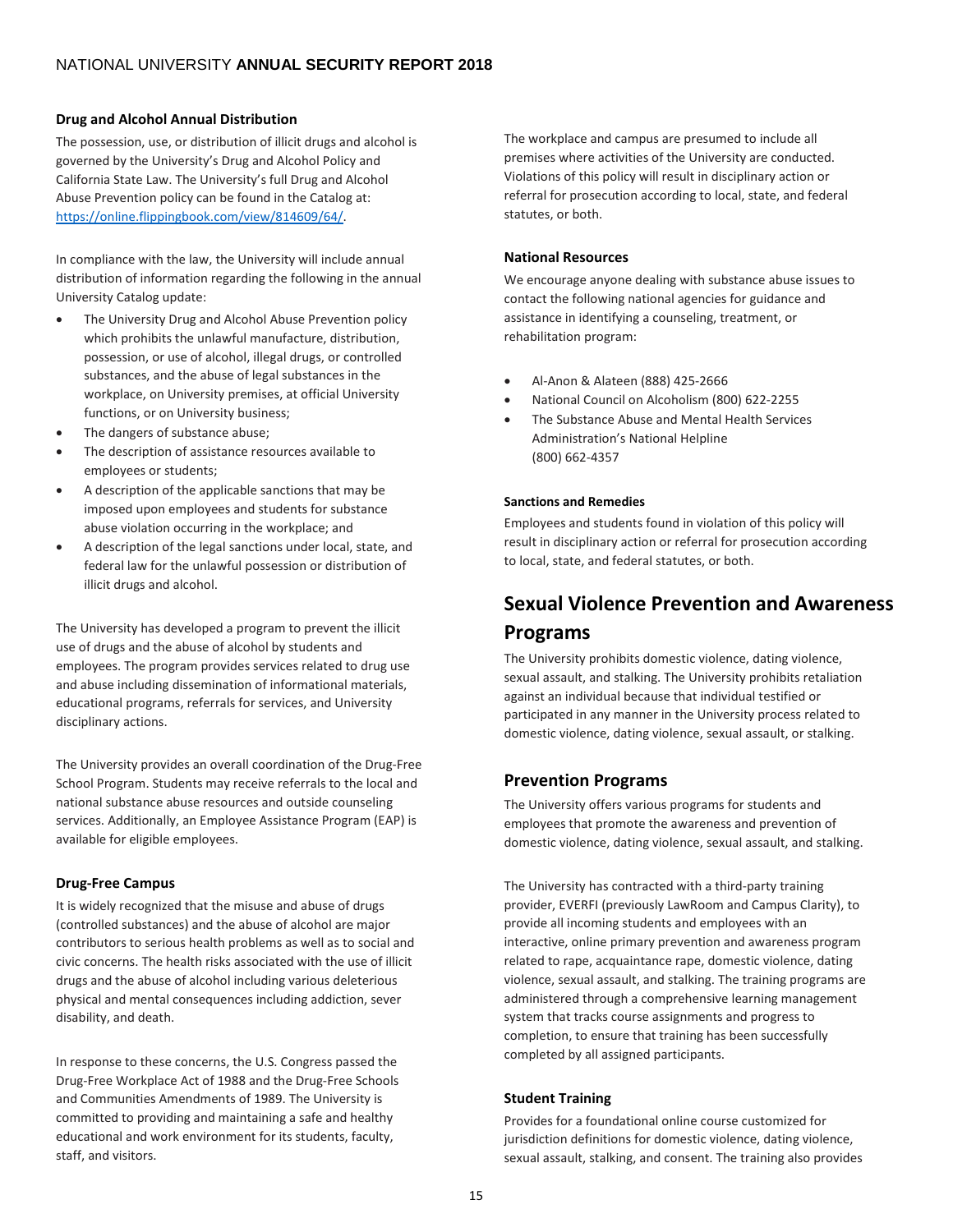### Drug and Alcohol Annual Distribution

The possession, use, or distribution of illicit drugs and alcohol is governed by the University's Drug and Alcohol Policy and California State Law. The University's full Drug and Alcohol Abuse Prevention policy can be found in the Catalog at: https://online.flippingbook.com/view/814609/64/.

In compliance with the law, the University will include annual distribution of information regarding the following in the annual University Catalog update:

- The University Drug and Alcohol Abuse Prevention policy which prohibits the unlawful manufacture, distribution, possession, or use of alcohol, illegal drugs, or controlled substances, and the abuse of legal substances in the workplace, on University premises, at official University functions, or on University business;
- The dangers of substance abuse;
- The description of assistance resources available to employees or students;
- A description of the applicable sanctions that may be imposed upon employees and students for substance abuse violation occurring in the workplace; and
- A description of the legal sanctions under local, state, and federal law for the unlawful possession or distribution of illicit drugs and alcohol.

The University has developed a program to prevent the illicit use of drugs and the abuse of alcohol by students and employees. The program provides services related to drug use and abuse including dissemination of informational materials, educational programs, referrals for services, and University disciplinary actions.

The University provides an overall coordination of the Drug-Free School Program. Students may receive referrals to the local and national substance abuse resources and outside counseling services. Additionally, an Employee Assistance Program (EAP) is available for eligible employees.

### Drug-Free Campus

It is widely recognized that the misuse and abuse of drugs (controlled substances) and the abuse of alcohol are major contributors to serious health problems as well as to social and civic concerns. The health risks associated with the use of illicit drugs and the abuse of alcohol including various deleterious physical and mental consequences including addiction, sever disability, and death.

In response to these concerns, the U.S. Congress passed the Drug-Free Workplace Act of 1988 and the Drug-Free Schools and Communities Amendments of 1989. The University is committed to providing and maintaining a safe and healthy educational and work environment for its students, faculty, staff, and visitors.

The workplace and campus are presumed to include all premises where activities of the University are conducted. Violations of this policy will result in disciplinary action or referral for prosecution according to local, state, and federal statutes, or both.

### National Resources

We encourage anyone dealing with substance abuse issues to contact the following national agencies for guidance and assistance in identifying a counseling, treatment, or rehabilitation program:

- Al-Anon & Alateen (888) 425-2666
- National Council on Alcoholism (800) 622-2255
- The Substance Abuse and Mental Health Services Administration's National Helpline (800) 662-4357

#### Sanctions and Remedies

Employees and students found in violation of this policy will result in disciplinary action or referral for prosecution according to local, state, and federal statutes, or both.

## Sexual Violence Prevention and Awareness Programs

The University prohibits domestic violence, dating violence, sexual assault, and stalking. The University prohibits retaliation against an individual because that individual testified or participated in any manner in the University process related to domestic violence, dating violence, sexual assault, or stalking.

### Prevention Programs

The University offers various programs for students and employees that promote the awareness and prevention of domestic violence, dating violence, sexual assault, and stalking.

The University has contracted with a third-party training provider, EVERFI (previously LawRoom and Campus Clarity), to provide all incoming students and employees with an interactive, online primary prevention and awareness program related to rape, acquaintance rape, domestic violence, dating violence, sexual assault, and stalking. The training programs are administered through a comprehensive learning management system that tracks course assignments and progress to completion, to ensure that training has been successfully completed by all assigned participants.

#### Student Training

Provides for a foundational online course customized for jurisdiction definitions for domestic violence, dating violence, sexual assault, stalking, and consent. The training also provides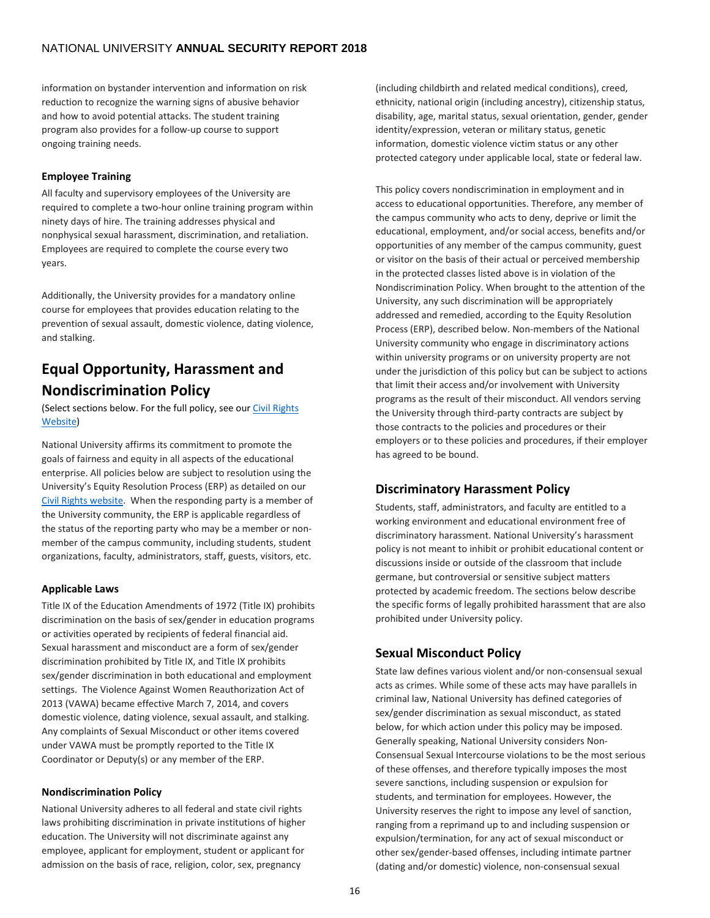information on bystander intervention and information on risk reduction to recognize the warning signs of abusive behavior and how to avoid potential attacks. The student training program also provides for a follow-up course to support ongoing training needs.

### Employee Training

All faculty and supervisory employees of the University are required to complete a two-hour online training program within ninety days of hire. The training addresses physical and nonphysical sexual harassment, discrimination, and retaliation. Employees are required to complete the course every two years.

Additionally, the University provides for a mandatory online course for employees that provides education relating to the prevention of sexual assault, domestic violence, dating violence, and stalking.

## Equal Opportunity, Harassment and Nondiscrimination Policy

(Select sections below. For the full policy, see our Civil Rights Website)

National University affirms its commitment to promote the goals of fairness and equity in all aspects of the educational enterprise. All policies below are subject to resolution using the University's Equity Resolution Process (ERP) as detailed on our Civil Rights website. When the responding party is a member of the University community, the ERP is applicable regardless of the status of the reporting party who may be a member or non-member of the campus community, including students, student organizations, faculty, administrators, staff, guests, visitors, etc.

### Applicable Laws

Title IX of the Education Amendments of 1972 (Title IX) prohibits discrimination on the basis of sex/gender in education programs or activities operated by recipients of federal financial aid. Sexual harassment and misconduct are a form of sex/gender discrimination prohibited by Title IX, and Title IX prohibits sex/gender discrimination in both educational and employment settings. The Violence Against Women Reauthorization Act of 2013 (VAWA) became effective March 7, 2014, and covers domestic violence, dating violence, sexual assault, and stalking. Any complaints of Sexual Misconduct or other items covered under VAWA must be promptly reported to the Title IX Coordinator or Deputy(s) or any member of the ERP.

### Nondiscrimination Policy

National University adheres to all federal and state civil rights laws prohibiting discrimination in private institutions of higher education. The University will not discriminate against any employee, applicant for employment, student or applicant for admission on the basis of race, religion, color, sex, pregnancy (including childbirth and related medical conditions), creed, ethnicity, national origin (including ancestry), citizenship status, disability, age, marital status, sexual orientation, gender, gender identity/expression, veteran or military status, genetic information, domestic violence victim status or any other protected category under applicable local, state or federal law.

This policy covers nondiscrimination in employment and in access to educational opportunities. Therefore, any member of the campus community who acts to deny, deprive or limit the educational, employment, and/or social access, benefits and/or opportunities of any member of the campus community, guest or visitor on the basis of their actual or perceived membership in the protected classes listed above is in violation of the Nondiscrimination Policy. When brought to the attention of the University, any such discrimination will be appropriately addressed and remedied, according to the Equity Resolution Process (ERP), described below. Non-members of the National University community who engage in discriminatory actions within university programs or on university property are not under the jurisdiction of this policy but can be subject to actions that limit their access and/or involvement with University programs as the result of their misconduct. All vendors serving the University through third-party contracts are subject by those contracts to the policies and procedures or their employers or to these policies and procedures, if their employer has agreed to be bound.

### Discriminatory Harassment Policy

Students, staff, administrators, and faculty are entitled to a working environment and educational environment free of discriminatory harassment. National University's harassment policy is not meant to inhibit or prohibit educational content or discussions inside or outside of the classroom that include germane, but controversial or sensitive subject matters protected by academic freedom. The sections below describe the specific forms of legally prohibited harassment that are also prohibited under University policy.

### Sexual Misconduct Policy

State law defines various violent and/or non-consensual sexual acts as crimes. While some of these acts may have parallels in criminal law, National University has defined categories of sex/gender discrimination as sexual misconduct, as stated below, for which action under this policy may be imposed. Generally speaking, National University considers Non-Consensual Sexual Intercourse violations to be the most serious of these offenses, and therefore typically imposes the most severe sanctions, including suspension or expulsion for students, and termination for employees. However, the University reserves the right to impose any level of sanction, ranging from a reprimand up to and including suspension or expulsion/termination, for any act of sexual misconduct or other sex/gender-based offenses, including intimate partner (dating and/or domestic) violence, non-consensual sexual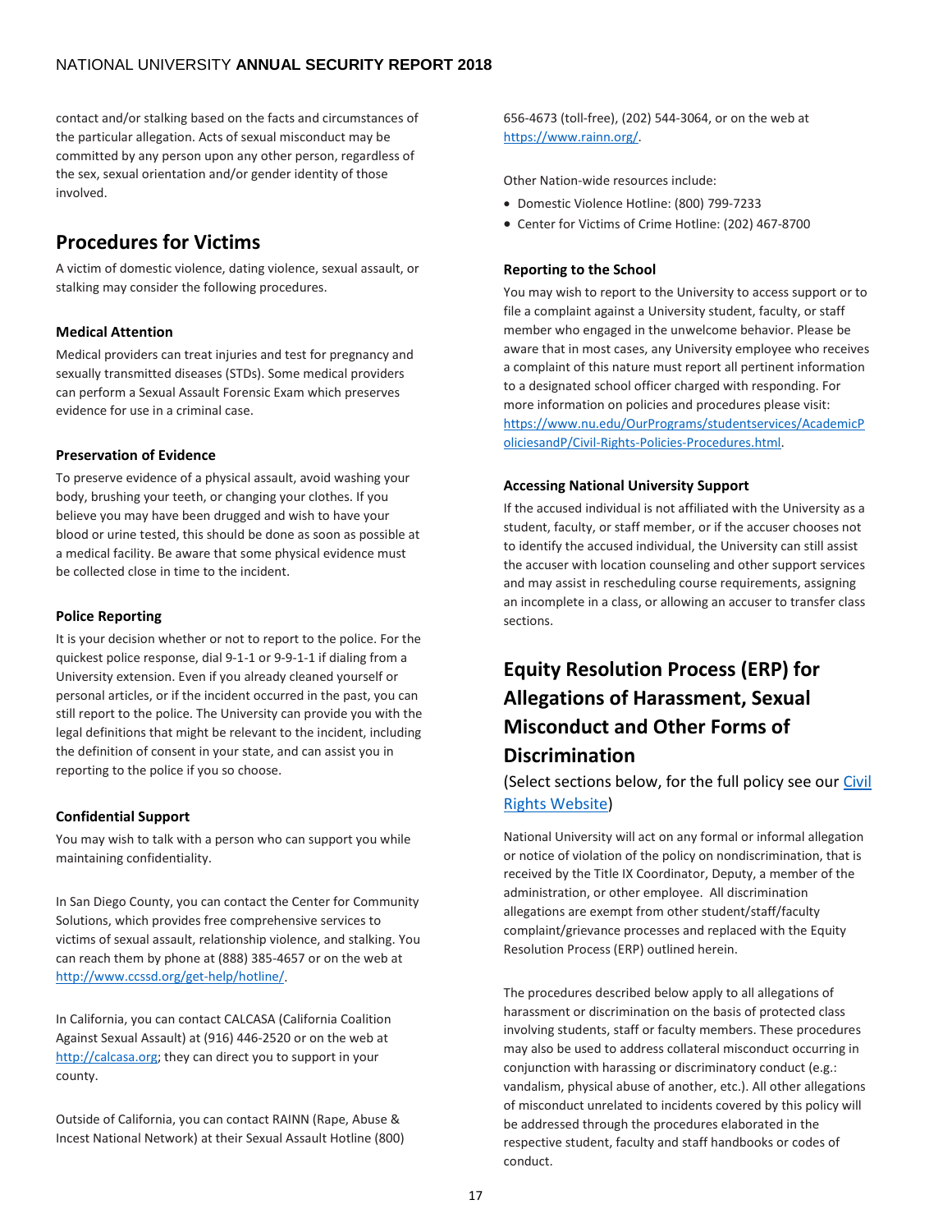contact and/or stalking based on the facts and circumstances of the particular allegation. Acts of sexual misconduct may be committed by any person upon any other person, regardless of the sex, sexual orientation and/or gender identity of those involved.

## Procedures for Victims

A victim of domestic violence, dating violence, sexual assault, or stalking may consider the following procedures.

#### Medical Attention

Medical providers can treat injuries and test for pregnancy and sexually transmitted diseases (STDs). Some medical providers can perform a Sexual Assault Forensic Exam which preserves evidence for use in a criminal case.

#### Preservation of Evidence

To preserve evidence of a physical assault, avoid washing your body, brushing your teeth, or changing your clothes. If you believe you may have been drugged and wish to have your blood or urine tested, this should be done as soon as possible at a medical facility. Be aware that some physical evidence must be collected close in time to the incident.

#### Police Reporting

It is your decision whether or not to report to the police. For the quickest police response, dial 9-1-1 or 9-9-1-1 if dialing from a University extension. Even if you already cleaned yourself or personal articles, or if the incident occurred in the past, you can still report to the police. The University can provide you with the legal definitions that might be relevant to the incident, including the definition of consent in your state, and can assist you in reporting to the police if you so choose.

#### Confidential Support

You may wish to talk with a person who can support you while maintaining confidentiality.

In San Diego County, you can contact the Center for Community Solutions, which provides free comprehensive services to victims of sexual assault, relationship violence, and stalking. You can reach them by phone at (888) 385-4657 or on the web at http://www.ccssd.org/get-help/hotline/.

In California, you can contact CALCASA (California Coalition Against Sexual Assault) at (916) 446-2520 or on the web at http://calcasa.org; they can direct you to support in your county.

Outside of California, you can contact RAINN (Rape, Abuse & Incest National Network) at their Sexual Assault Hotline (800) 656-4673 (toll-free), (202) 544-3064, or on the web at https://www.rainn.org/.

Other Nation-wide resources include:

- Domestic Violence Hotline: (800) 799-7233
- Center for Victims of Crime Hotline: (202) 467-8700

#### Reporting to the School

You may wish to report to the University to access support or to file a complaint against a University student, faculty, or staff member who engaged in the unwelcome behavior. Please be aware that in most cases, any University employee who receives a complaint of this nature must report all pertinent information to a designated school officer charged with responding. For more information on policies and procedures please visit: https://www.nu.edu/OurPrograms/studentservices/AcademicPoliciesandP/Civil-Rights-Policies-Procedures.html.

#### Accessing National University Support

If the accused individual is not affiliated with the University as a student, faculty, or staff member, or if the accuser chooses not to identify the accused individual, the University can still assist the accuser with location counseling and other support services and may assist in rescheduling course requirements, assigning an incomplete in a class, or allowing an accuser to transfer class sections.

## Equity Resolution Process (ERP) for Allegations of Harassment, Sexual Misconduct and Other Forms of Discrimination

(Select sections below, for the full policy see our Civil Rights Website)

National University will act on any formal or informal allegation or notice of violation of the policy on nondiscrimination, that is received by the Title IX Coordinator, Deputy, a member of the administration, or other employee. All discrimination allegations are exempt from other student/staff/faculty complaint/grievance processes and replaced with the Equity Resolution Process (ERP) outlined herein.

The procedures described below apply to all allegations of harassment or discrimination on the basis of protected class involving students, staff or faculty members. These procedures may also be used to address collateral misconduct occurring in conjunction with harassing or discriminatory conduct (e.g.: vandalism, physical abuse of another, etc.). All other allegations of misconduct unrelated to incidents covered by this policy will be addressed through the procedures elaborated in the respective student, faculty and staff handbooks or codes of conduct.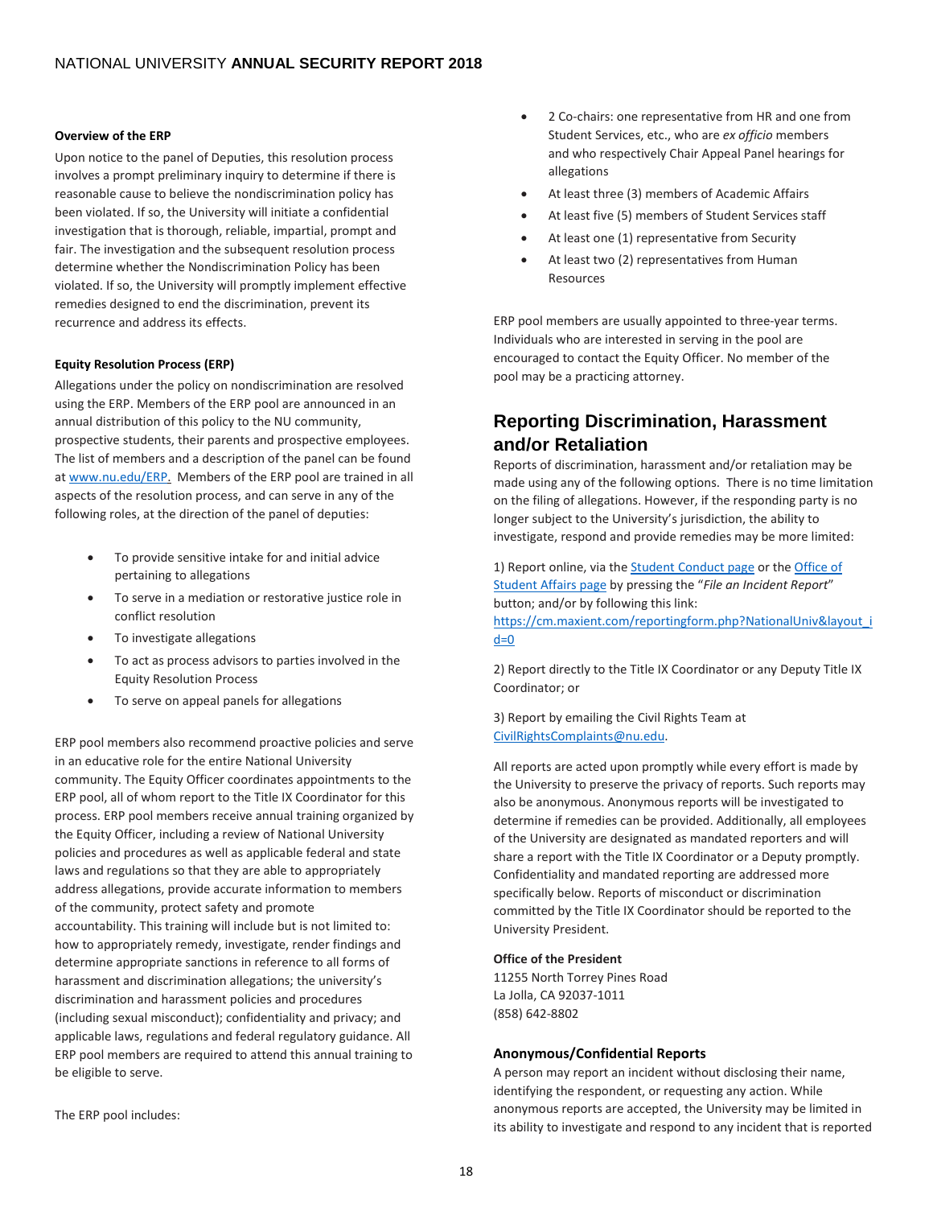**Overview of the ERP**

Upon notice to the panel of Deputies, this resolution process involves a prompt preliminary inquiry to determine if there is reasonable cause to believe the nondiscrimination policy has been violated. If so, the University will initiate a confidential investigation that is thorough, reliable, impartial, prompt and fair. The investigation and the subsequent resolution process determine whether the Nondiscrimination Policy has been violated. If so, the University will promptly implement effective remedies designed to end the discrimination, prevent its recurrence and address its effects.

**Equity Resolution Process (ERP)**

Allegations under the policy on nondiscrimination are resolved using the ERP. Members of the ERP pool are announced in an annual distribution of this policy to the NU community, prospective students, their parents and prospective employees. The list of members and a description of the panel can be found at www.nu.edu/ERP. Members of the ERP pool are trained in all aspects of the resolution process, and can serve in any of the following roles, at the direction of the panel of deputies:

- To provide sensitive intake for and initial advice pertaining to allegations
- To serve in a mediation or restorative justice role in conflict resolution
- To investigate allegations
- To act as process advisors to parties involved in the Equity Resolution Process
- To serve on appeal panels for allegations

ERP pool members also recommend proactive policies and serve in an educative role for the entire National University community. The Equity Officer coordinates appointments to the ERP pool, all of whom report to the Title IX Coordinator for this process. ERP pool members receive annual training organized by the Equity Officer, including a review of National University policies and procedures as well as applicable federal and state laws and regulations so that they are able to appropriately address allegations, provide accurate information to members of the community, protect safety and promote accountability. This training will include but is not limited to: how to appropriately remedy, investigate, render findings and determine appropriate sanctions in reference to all forms of harassment and discrimination allegations; the university's discrimination and harassment policies and procedures (including sexual misconduct); confidentiality and privacy; and applicable laws, regulations and federal regulatory guidance. All ERP pool members are required to attend this annual training to be eligible to serve.

The ERP pool includes:

- 2 Co-chairs: one representative from HR and one from Student Services, etc., who are *ex officio* members and who respectively Chair Appeal Panel hearings for allegations
- At least three (3) members of Academic Affairs
- At least five (5) members of Student Services staff
- At least one (1) representative from Security
- At least two (2) representatives from Human Resources

ERP pool members are usually appointed to three-year terms. Individuals who are interested in serving in the pool are encouraged to contact the Equity Officer. No member of the pool may be a practicing attorney.

## Reporting Discrimination, Harassment and/or Retaliation

Reports of discrimination, harassment and/or retaliation may be made using any of the following options. There is no time limitation on the filing of allegations. However, if the responding party is no longer subject to the University's jurisdiction, the ability to investigate, respond and provide remedies may be more limited:

1) Report online, via the Student Conduct page or the Office of Student Affairs page by pressing the "*File an Incident Report*" button; and/or by following this link: https://cm.maxient.com/reportingform.php?NationalUniv&layout_id=0

2) Report directly to the Title IX Coordinator or any Deputy Title IX Coordinator; or

3) Report by emailing the Civil Rights Team at CivilRightsComplaints@nu.edu.

All reports are acted upon promptly while every effort is made by the University to preserve the privacy of reports. Such reports may also be anonymous. Anonymous reports will be investigated to determine if remedies can be provided. Additionally, all employees of the University are designated as mandated reporters and will share a report with the Title IX Coordinator or a Deputy promptly. Confidentiality and mandated reporting are addressed more specifically below. Reports of misconduct or discrimination committed by the Title IX Coordinator should be reported to the University President.

**Office of the President**
11255 North Torrey Pines Road
La Jolla, CA 92037-1011
(858) 642-8802

### Anonymous/Confidential Reports

A person may report an incident without disclosing their name, identifying the respondent, or requesting any action. While anonymous reports are accepted, the University may be limited in its ability to investigate and respond to any incident that is reported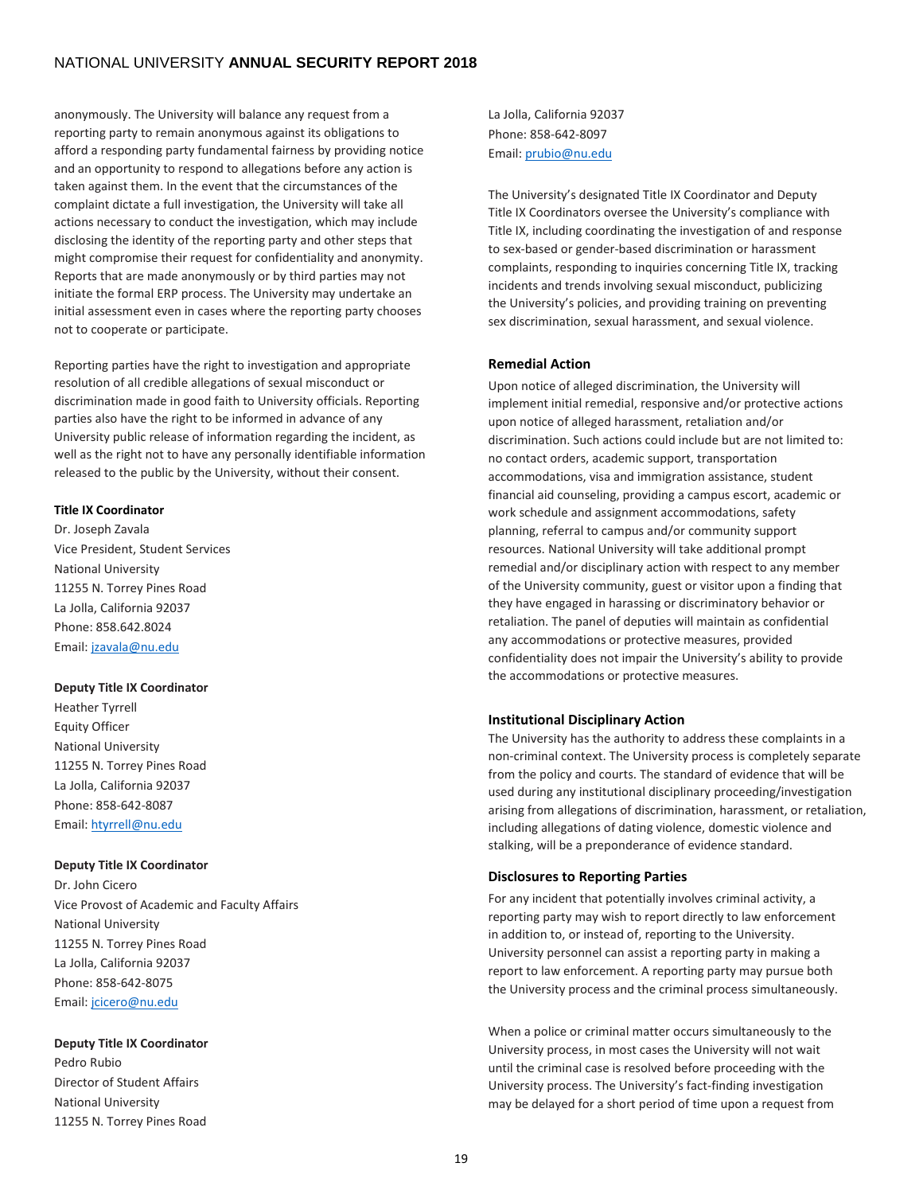anonymously. The University will balance any request from a reporting party to remain anonymous against its obligations to afford a responding party fundamental fairness by providing notice and an opportunity to respond to allegations before any action is taken against them. In the event that the circumstances of the complaint dictate a full investigation, the University will take all actions necessary to conduct the investigation, which may include disclosing the identity of the reporting party and other steps that might compromise their request for confidentiality and anonymity. Reports that are made anonymously or by third parties may not initiate the formal ERP process. The University may undertake an initial assessment even in cases where the reporting party chooses not to cooperate or participate.

Reporting parties have the right to investigation and appropriate resolution of all credible allegations of sexual misconduct or discrimination made in good faith to University officials. Reporting parties also have the right to be informed in advance of any University public release of information regarding the incident, as well as the right not to have any personally identifiable information released to the public by the University, without their consent.

**Title IX Coordinator**
Dr. Joseph Zavala
Vice President, Student Services
National University
11255 N. Torrey Pines Road
La Jolla, California 92037
Phone: 858.642.8024
Email: jzavala@nu.edu

**Deputy Title IX Coordinator**
Heather Tyrrell
Equity Officer
National University
11255 N. Torrey Pines Road
La Jolla, California 92037
Phone: 858-642-8087
Email: htyrrell@nu.edu

**Deputy Title IX Coordinator**
Dr. John Cicero
Vice Provost of Academic and Faculty Affairs
National University
11255 N. Torrey Pines Road
La Jolla, California 92037
Phone: 858-642-8075
Email: jcicero@nu.edu

**Deputy Title IX Coordinator**
Pedro Rubio
Director of Student Affairs
National University
11255 N. Torrey Pines Road
La Jolla, California 92037
Phone: 858-642-8097
Email: prubio@nu.edu

The University's designated Title IX Coordinator and Deputy Title IX Coordinators oversee the University's compliance with Title IX, including coordinating the investigation of and response to sex-based or gender-based discrimination or harassment complaints, responding to inquiries concerning Title IX, tracking incidents and trends involving sexual misconduct, publicizing the University's policies, and providing training on preventing sex discrimination, sexual harassment, and sexual violence.

### Remedial Action

Upon notice of alleged discrimination, the University will implement initial remedial, responsive and/or protective actions upon notice of alleged harassment, retaliation and/or discrimination. Such actions could include but are not limited to: no contact orders, academic support, transportation accommodations, visa and immigration assistance, student financial aid counseling, providing a campus escort, academic or work schedule and assignment accommodations, safety planning, referral to campus and/or community support resources. National University will take additional prompt remedial and/or disciplinary action with respect to any member of the University community, guest or visitor upon a finding that they have engaged in harassing or discriminatory behavior or retaliation. The panel of deputies will maintain as confidential any accommodations or protective measures, provided confidentiality does not impair the University's ability to provide the accommodations or protective measures.

### Institutional Disciplinary Action

The University has the authority to address these complaints in a non-criminal context. The University process is completely separate from the policy and courts. The standard of evidence that will be used during any institutional disciplinary proceeding/investigation arising from allegations of discrimination, harassment, or retaliation, including allegations of dating violence, domestic violence and stalking, will be a preponderance of evidence standard.

### Disclosures to Reporting Parties

For any incident that potentially involves criminal activity, a reporting party may wish to report directly to law enforcement in addition to, or instead of, reporting to the University. University personnel can assist a reporting party in making a report to law enforcement. A reporting party may pursue both the University process and the criminal process simultaneously.

When a police or criminal matter occurs simultaneously to the University process, in most cases the University will not wait until the criminal case is resolved before proceeding with the University process. The University's fact-finding investigation may be delayed for a short period of time upon a request from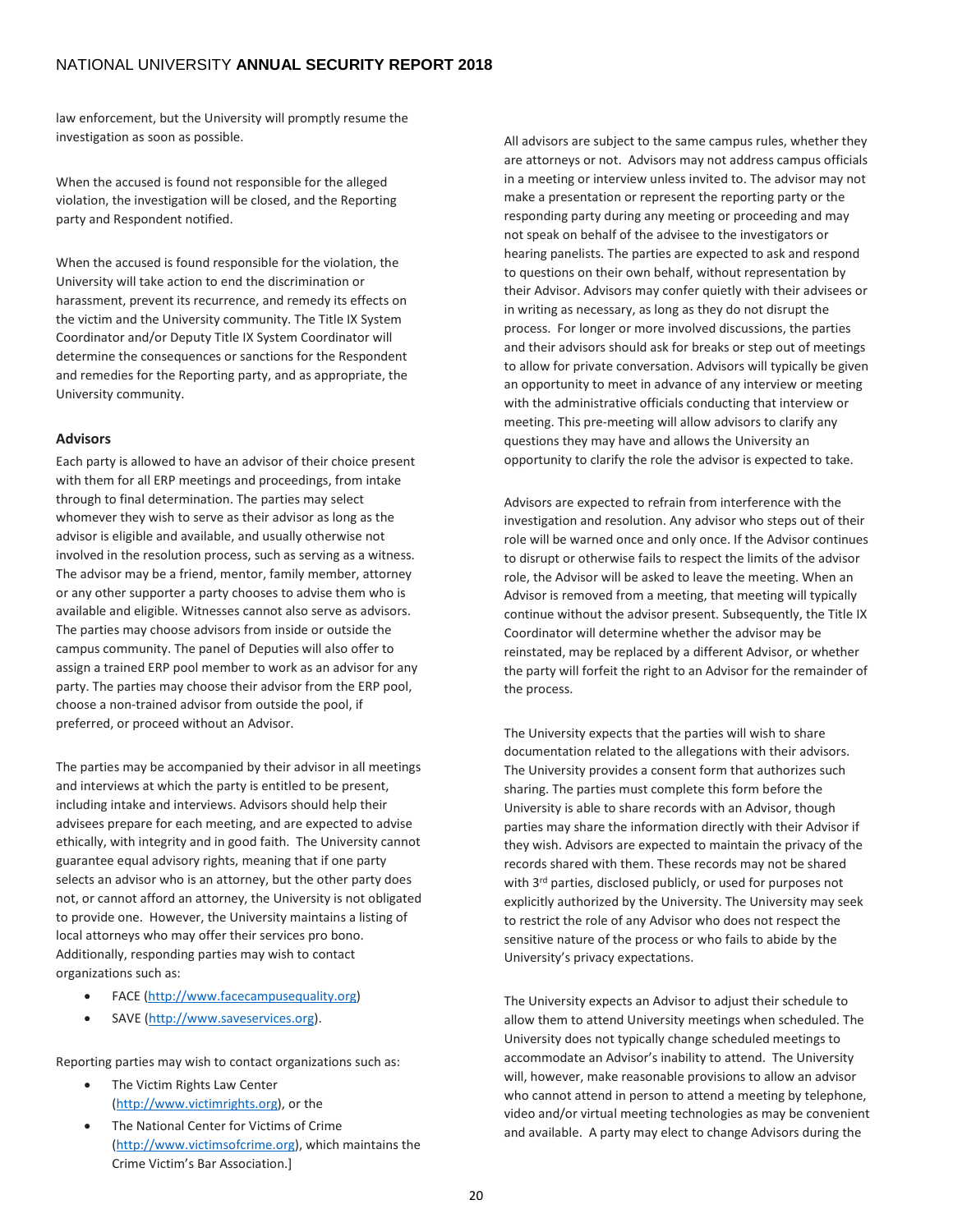law enforcement, but the University will promptly resume the investigation as soon as possible.

When the accused is found not responsible for the alleged violation, the investigation will be closed, and the Reporting party and Respondent notified.

When the accused is found responsible for the violation, the University will take action to end the discrimination or harassment, prevent its recurrence, and remedy its effects on the victim and the University community. The Title IX System Coordinator and/or Deputy Title IX System Coordinator will determine the consequences or sanctions for the Respondent and remedies for the Reporting party, and as appropriate, the University community.

### Advisors

Each party is allowed to have an advisor of their choice present with them for all ERP meetings and proceedings, from intake through to final determination. The parties may select whomever they wish to serve as their advisor as long as the advisor is eligible and available, and usually otherwise not involved in the resolution process, such as serving as a witness. The advisor may be a friend, mentor, family member, attorney or any other supporter a party chooses to advise them who is available and eligible. Witnesses cannot also serve as advisors. The parties may choose advisors from inside or outside the campus community. The panel of Deputies will also offer to assign a trained ERP pool member to work as an advisor for any party. The parties may choose their advisor from the ERP pool, choose a non-trained advisor from outside the pool, if preferred, or proceed without an Advisor.

The parties may be accompanied by their advisor in all meetings and interviews at which the party is entitled to be present, including intake and interviews. Advisors should help their advisees prepare for each meeting, and are expected to advise ethically, with integrity and in good faith. The University cannot guarantee equal advisory rights, meaning that if one party selects an advisor who is an attorney, but the other party does not, or cannot afford an attorney, the University is not obligated to provide one. However, the University maintains a listing of local attorneys who may offer their services pro bono. Additionally, responding parties may wish to contact organizations such as:

- FACE (http://www.facecampusequality.org)
- SAVE (http://www.saveservices.org).

Reporting parties may wish to contact organizations such as:

- The Victim Rights Law Center (http://www.victimrights.org), or the
- The National Center for Victims of Crime (http://www.victimsofcrime.org), which maintains the Crime Victim's Bar Association.]

All advisors are subject to the same campus rules, whether they are attorneys or not. Advisors may not address campus officials in a meeting or interview unless invited to. The advisor may not make a presentation or represent the reporting party or the responding party during any meeting or proceeding and may not speak on behalf of the advisee to the investigators or hearing panelists. The parties are expected to ask and respond to questions on their own behalf, without representation by their Advisor. Advisors may confer quietly with their advisees or in writing as necessary, as long as they do not disrupt the process. For longer or more involved discussions, the parties and their advisors should ask for breaks or step out of meetings to allow for private conversation. Advisors will typically be given an opportunity to meet in advance of any interview or meeting with the administrative officials conducting that interview or meeting. This pre-meeting will allow advisors to clarify any questions they may have and allows the University an opportunity to clarify the role the advisor is expected to take.

Advisors are expected to refrain from interference with the investigation and resolution. Any advisor who steps out of their role will be warned once and only once. If the Advisor continues to disrupt or otherwise fails to respect the limits of the advisor role, the Advisor will be asked to leave the meeting. When an Advisor is removed from a meeting, that meeting will typically continue without the advisor present. Subsequently, the Title IX Coordinator will determine whether the advisor may be reinstated, may be replaced by a different Advisor, or whether the party will forfeit the right to an Advisor for the remainder of the process.

The University expects that the parties will wish to share documentation related to the allegations with their advisors. The University provides a consent form that authorizes such sharing. The parties must complete this form before the University is able to share records with an Advisor, though parties may share the information directly with their Advisor if they wish. Advisors are expected to maintain the privacy of the records shared with them. These records may not be shared with 3rd parties, disclosed publicly, or used for purposes not explicitly authorized by the University. The University may seek to restrict the role of any Advisor who does not respect the sensitive nature of the process or who fails to abide by the University's privacy expectations.

The University expects an Advisor to adjust their schedule to allow them to attend University meetings when scheduled. The University does not typically change scheduled meetings to accommodate an Advisor's inability to attend. The University will, however, make reasonable provisions to allow an advisor who cannot attend in person to attend a meeting by telephone, video and/or virtual meeting technologies as may be convenient and available. A party may elect to change Advisors during the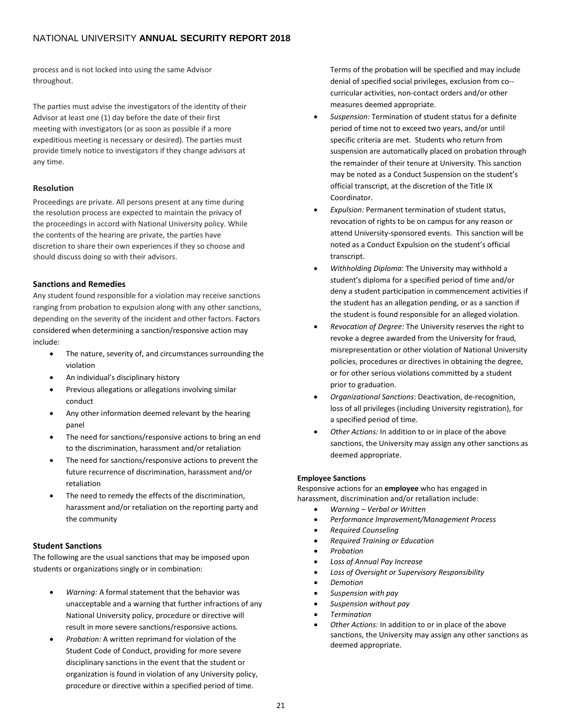process and is not locked into using the same Advisor throughout.

The parties must advise the investigators of the identity of their Advisor at least one (1) day before the date of their first meeting with investigators (or as soon as possible if a more expeditious meeting is necessary or desired). The parties must provide timely notice to investigators if they change advisors at any time.

### Resolution

Proceedings are private. All persons present at any time during the resolution process are expected to maintain the privacy of the proceedings in accord with National University policy. While the contents of the hearing are private, the parties have discretion to share their own experiences if they so choose and should discuss doing so with their advisors.

### Sanctions and Remedies

Any student found responsible for a violation may receive sanctions ranging from probation to expulsion along with any other sanctions, depending on the severity of the incident and other factors. Factors considered when determining a sanction/responsive action may include:

- The nature, severity of, and circumstances surrounding the violation
- An individual's disciplinary history
- Previous allegations or allegations involving similar conduct
- Any other information deemed relevant by the hearing panel
- The need for sanctions/responsive actions to bring an end to the discrimination, harassment and/or retaliation
- The need for sanctions/responsive actions to prevent the future recurrence of discrimination, harassment and/or retaliation
- The need to remedy the effects of the discrimination, harassment and/or retaliation on the reporting party and the community

### Student Sanctions

The following are the usual sanctions that may be imposed upon students or organizations singly or in combination:

- *Warning:* A formal statement that the behavior was unacceptable and a warning that further infractions of any National University policy, procedure or directive will result in more severe sanctions/responsive actions.
- *Probation:* A written reprimand for violation of the Student Code of Conduct, providing for more severe disciplinary sanctions in the event that the student or organization is found in violation of any University policy, procedure or directive within a specified period of time. Terms of the probation will be specified and may include denial of specified social privileges, exclusion from co-- curricular activities, non-contact orders and/or other measures deemed appropriate.
- *Suspension:* Termination of student status for a definite period of time not to exceed two years, and/or until specific criteria are met. Students who return from suspension are automatically placed on probation through the remainder of their tenure at University. This sanction may be noted as a Conduct Suspension on the student's official transcript, at the discretion of the Title IX Coordinator.
- *Expulsion:* Permanent termination of student status, revocation of rights to be on campus for any reason or attend University-sponsored events. This sanction will be noted as a Conduct Expulsion on the student's official transcript.
- *Withholding Diploma*: The University may withhold a student's diploma for a specified period of time and/or deny a student participation in commencement activities if the student has an allegation pending, or as a sanction if the student is found responsible for an alleged violation.
- *Revocation of Degree:* The University reserves the right to revoke a degree awarded from the University for fraud, misrepresentation or other violation of National University policies, procedures or directives in obtaining the degree, or for other serious violations committed by a student prior to graduation.
- *Organizational Sanctions*: Deactivation, de-recognition, loss of all privileges (including University registration), for a specified period of time.
- *Other Actions:* In addition to or in place of the above sanctions, the University may assign any other sanctions as deemed appropriate.

#### Employee Sanctions

Responsive actions for an **employee** who has engaged in harassment, discrimination and/or retaliation include:

- *Warning – Verbal or Written*
- *Performance Improvement/Management Process*
- *Required Counseling*
- *Required Training or Education*
- *Probation*
- *Loss of Annual Pay Increase*
- *Loss of Oversight or Supervisory Responsibility*
- *Demotion*
- *Suspension with pay*
- *Suspension without pay*
- *Termination*
- *Other Actions:* In addition to or in place of the above sanctions, the University may assign any other sanctions as deemed appropriate.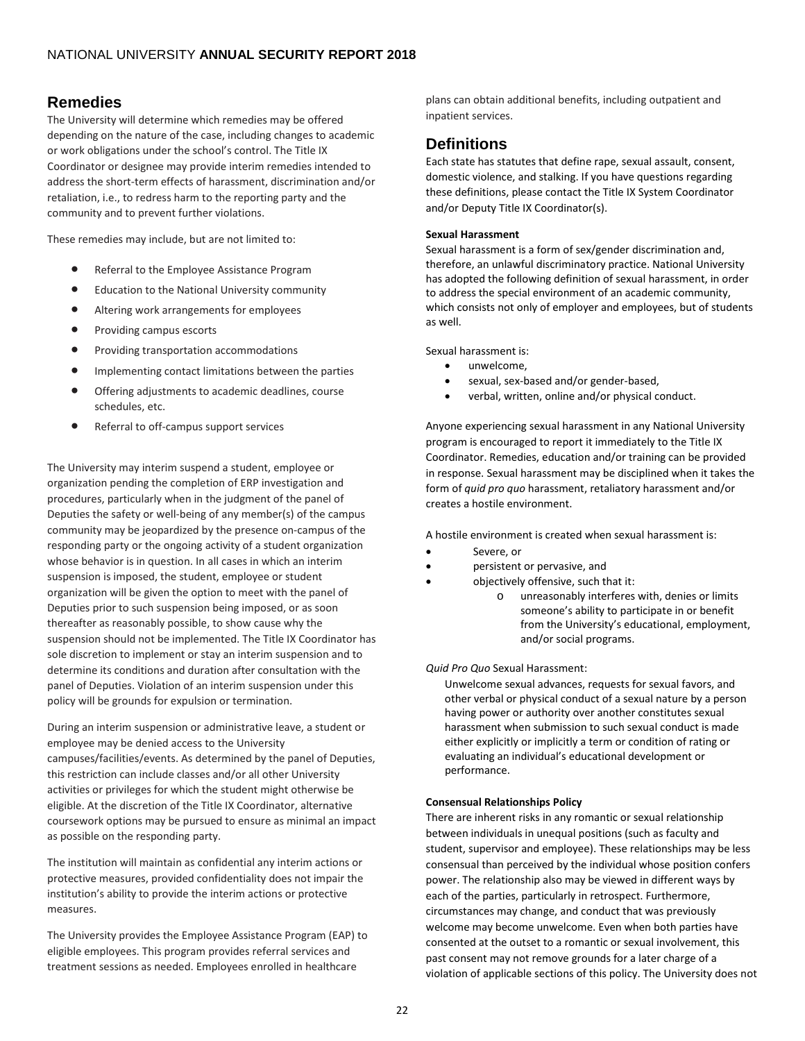## Remedies

The University will determine which remedies may be offered depending on the nature of the case, including changes to academic or work obligations under the school's control. The Title IX Coordinator or designee may provide interim remedies intended to address the short-term effects of harassment, discrimination and/or retaliation, i.e., to redress harm to the reporting party and the community and to prevent further violations.

These remedies may include, but are not limited to:

- Referral to the Employee Assistance Program
- Education to the National University community
- Altering work arrangements for employees
- Providing campus escorts
- Providing transportation accommodations
- Implementing contact limitations between the parties
- Offering adjustments to academic deadlines, course schedules, etc.
- Referral to off-campus support services

The University may interim suspend a student, employee or organization pending the completion of ERP investigation and procedures, particularly when in the judgment of the panel of Deputies the safety or well-being of any member(s) of the campus community may be jeopardized by the presence on-campus of the responding party or the ongoing activity of a student organization whose behavior is in question. In all cases in which an interim suspension is imposed, the student, employee or student organization will be given the option to meet with the panel of Deputies prior to such suspension being imposed, or as soon thereafter as reasonably possible, to show cause why the suspension should not be implemented. The Title IX Coordinator has sole discretion to implement or stay an interim suspension and to determine its conditions and duration after consultation with the panel of Deputies. Violation of an interim suspension under this policy will be grounds for expulsion or termination.

During an interim suspension or administrative leave, a student or employee may be denied access to the University campuses/facilities/events. As determined by the panel of Deputies, this restriction can include classes and/or all other University activities or privileges for which the student might otherwise be eligible. At the discretion of the Title IX Coordinator, alternative coursework options may be pursued to ensure as minimal an impact as possible on the responding party.

The institution will maintain as confidential any interim actions or protective measures, provided confidentiality does not impair the institution's ability to provide the interim actions or protective measures.

The University provides the Employee Assistance Program (EAP) to eligible employees. This program provides referral services and treatment sessions as needed. Employees enrolled in healthcare plans can obtain additional benefits, including outpatient and inpatient services.

## Definitions

Each state has statutes that define rape, sexual assault, consent, domestic violence, and stalking. If you have questions regarding these definitions, please contact the Title IX System Coordinator and/or Deputy Title IX Coordinator(s).

**Sexual Harassment**

Sexual harassment is a form of sex/gender discrimination and, therefore, an unlawful discriminatory practice. National University has adopted the following definition of sexual harassment, in order to address the special environment of an academic community, which consists not only of employer and employees, but of students as well.

Sexual harassment is:

- unwelcome,
- sexual, sex-based and/or gender-based,
- verbal, written, online and/or physical conduct.

Anyone experiencing sexual harassment in any National University program is encouraged to report it immediately to the Title IX Coordinator. Remedies, education and/or training can be provided in response. Sexual harassment may be disciplined when it takes the form of *quid pro quo* harassment, retaliatory harassment and/or creates a hostile environment.

A hostile environment is created when sexual harassment is:

- Severe, or
- persistent or pervasive, and
- objectively offensive, such that it:
  - unreasonably interferes with, denies or limits someone's ability to participate in or benefit from the University's educational, employment, and/or social programs.

*Quid Pro Quo* Sexual Harassment:

Unwelcome sexual advances, requests for sexual favors, and other verbal or physical conduct of a sexual nature by a person having power or authority over another constitutes sexual harassment when submission to such sexual conduct is made either explicitly or implicitly a term or condition of rating or evaluating an individual's educational development or performance.

**Consensual Relationships Policy**

There are inherent risks in any romantic or sexual relationship between individuals in unequal positions (such as faculty and student, supervisor and employee). These relationships may be less consensual than perceived by the individual whose position confers power. The relationship also may be viewed in different ways by each of the parties, particularly in retrospect. Furthermore, circumstances may change, and conduct that was previously welcome may become unwelcome. Even when both parties have consented at the outset to a romantic or sexual involvement, this past consent may not remove grounds for a later charge of a violation of applicable sections of this policy. The University does not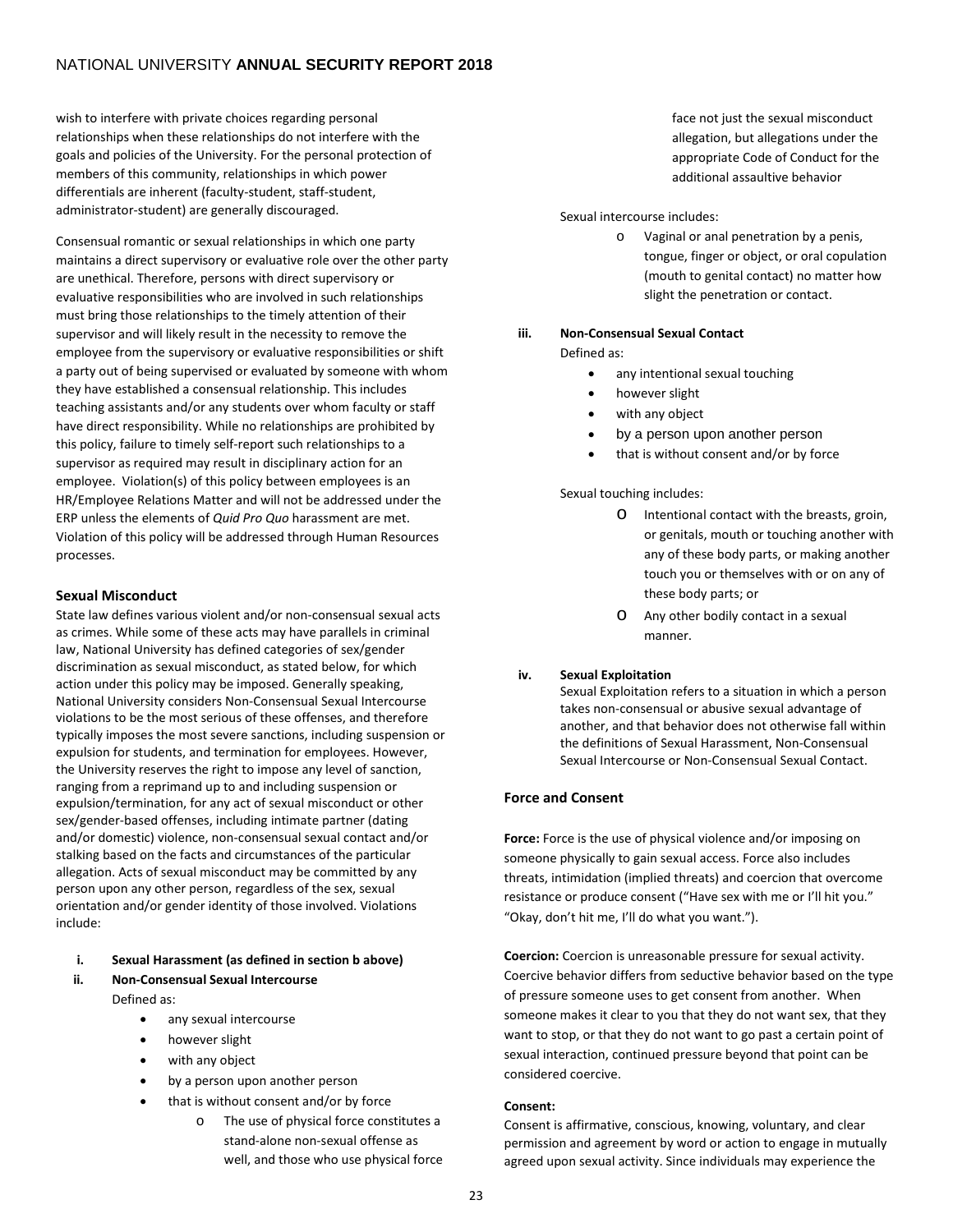wish to interfere with private choices regarding personal relationships when these relationships do not interfere with the goals and policies of the University. For the personal protection of members of this community, relationships in which power differentials are inherent (faculty-student, staff-student, administrator-student) are generally discouraged.

Consensual romantic or sexual relationships in which one party maintains a direct supervisory or evaluative role over the other party are unethical. Therefore, persons with direct supervisory or evaluative responsibilities who are involved in such relationships must bring those relationships to the timely attention of their supervisor and will likely result in the necessity to remove the employee from the supervisory or evaluative responsibilities or shift a party out of being supervised or evaluated by someone with whom they have established a consensual relationship. This includes teaching assistants and/or any students over whom faculty or staff have direct responsibility. While no relationships are prohibited by this policy, failure to timely self-report such relationships to a supervisor as required may result in disciplinary action for an employee. Violation(s) of this policy between employees is an HR/Employee Relations Matter and will not be addressed under the ERP unless the elements of *Quid Pro Quo* harassment are met. Violation of this policy will be addressed through Human Resources processes.

### Sexual Misconduct

State law defines various violent and/or non-consensual sexual acts as crimes. While some of these acts may have parallels in criminal law, National University has defined categories of sex/gender discrimination as sexual misconduct, as stated below, for which action under this policy may be imposed. Generally speaking, National University considers Non-Consensual Sexual Intercourse violations to be the most serious of these offenses, and therefore typically imposes the most severe sanctions, including suspension or expulsion for students, and termination for employees. However, the University reserves the right to impose any level of sanction, ranging from a reprimand up to and including suspension or expulsion/termination, for any act of sexual misconduct or other sex/gender-based offenses, including intimate partner (dating and/or domestic) violence, non-consensual sexual contact and/or stalking based on the facts and circumstances of the particular allegation. Acts of sexual misconduct may be committed by any person upon any other person, regardless of the sex, sexual orientation and/or gender identity of those involved. Violations include:

i. **Sexual Harassment (as defined in section b above)**

ii. **Non-Consensual Sexual Intercourse**

Defined as:

- any sexual intercourse
- however slight
- with any object
- by a person upon another person
- that is without consent and/or by force
  - The use of physical force constitutes a stand-alone non-sexual offense as well, and those who use physical force face not just the sexual misconduct allegation, but allegations under the appropriate Code of Conduct for the additional assaultive behavior

Sexual intercourse includes:

- Vaginal or anal penetration by a penis, tongue, finger or object, or oral copulation (mouth to genital contact) no matter how slight the penetration or contact.

iii. **Non-Consensual Sexual Contact**

Defined as:

- any intentional sexual touching
- however slight
- with any object
- by a person upon another person
- that is without consent and/or by force

Sexual touching includes:

- Intentional contact with the breasts, groin, or genitals, mouth or touching another with any of these body parts, or making another touch you or themselves with or on any of these body parts; or
- Any other bodily contact in a sexual manner.

iv. **Sexual Exploitation**

Sexual Exploitation refers to a situation in which a person takes non-consensual or abusive sexual advantage of another, and that behavior does not otherwise fall within the definitions of Sexual Harassment, Non-Consensual Sexual Intercourse or Non-Consensual Sexual Contact.

### Force and Consent

**Force:** Force is the use of physical violence and/or imposing on someone physically to gain sexual access. Force also includes threats, intimidation (implied threats) and coercion that overcome resistance or produce consent ("Have sex with me or I'll hit you." "Okay, don't hit me, I'll do what you want.").

**Coercion:** Coercion is unreasonable pressure for sexual activity. Coercive behavior differs from seductive behavior based on the type of pressure someone uses to get consent from another. When someone makes it clear to you that they do not want sex, that they want to stop, or that they do not want to go past a certain point of sexual interaction, continued pressure beyond that point can be considered coercive.

**Consent:**

Consent is affirmative, conscious, knowing, voluntary, and clear permission and agreement by word or action to engage in mutually agreed upon sexual activity. Since individuals may experience the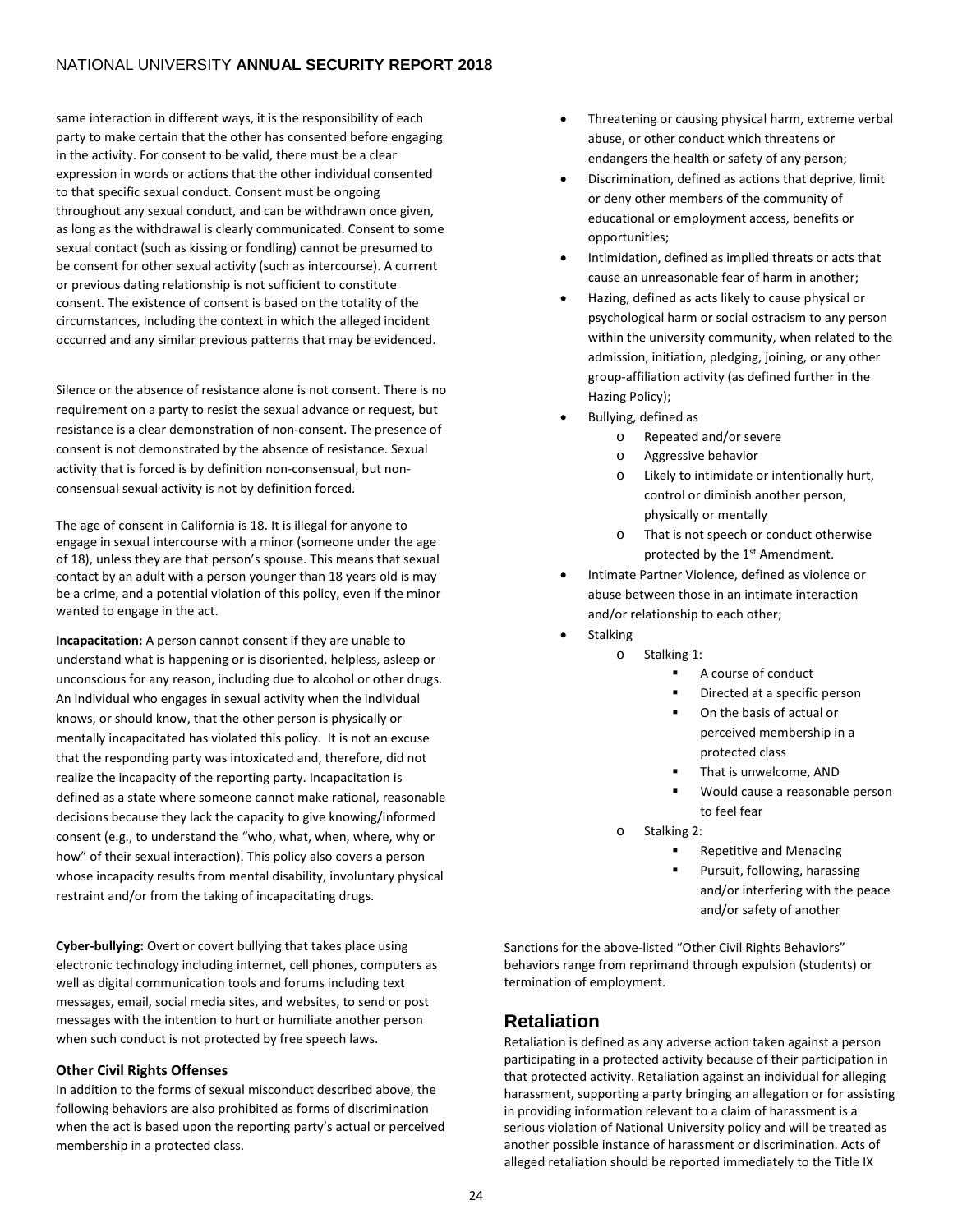same interaction in different ways, it is the responsibility of each party to make certain that the other has consented before engaging in the activity. For consent to be valid, there must be a clear expression in words or actions that the other individual consented to that specific sexual conduct. Consent must be ongoing throughout any sexual conduct, and can be withdrawn once given, as long as the withdrawal is clearly communicated. Consent to some sexual contact (such as kissing or fondling) cannot be presumed to be consent for other sexual activity (such as intercourse). A current or previous dating relationship is not sufficient to constitute consent. The existence of consent is based on the totality of the circumstances, including the context in which the alleged incident occurred and any similar previous patterns that may be evidenced.

Silence or the absence of resistance alone is not consent. There is no requirement on a party to resist the sexual advance or request, but resistance is a clear demonstration of non-consent. The presence of consent is not demonstrated by the absence of resistance. Sexual activity that is forced is by definition non-consensual, but non-consensual sexual activity is not by definition forced.

The age of consent in California is 18. It is illegal for anyone to engage in sexual intercourse with a minor (someone under the age of 18), unless they are that person's spouse. This means that sexual contact by an adult with a person younger than 18 years old is may be a crime, and a potential violation of this policy, even if the minor wanted to engage in the act.

**Incapacitation:** A person cannot consent if they are unable to understand what is happening or is disoriented, helpless, asleep or unconscious for any reason, including due to alcohol or other drugs. An individual who engages in sexual activity when the individual knows, or should know, that the other person is physically or mentally incapacitated has violated this policy. It is not an excuse that the responding party was intoxicated and, therefore, did not realize the incapacity of the reporting party. Incapacitation is defined as a state where someone cannot make rational, reasonable decisions because they lack the capacity to give knowing/informed consent (e.g., to understand the "who, what, when, where, why or how" of their sexual interaction). This policy also covers a person whose incapacity results from mental disability, involuntary physical restraint and/or from the taking of incapacitating drugs.

**Cyber-bullying:** Overt or covert bullying that takes place using electronic technology including internet, cell phones, computers as well as digital communication tools and forums including text messages, email, social media sites, and websites, to send or post messages with the intention to hurt or humiliate another person when such conduct is not protected by free speech laws.

### Other Civil Rights Offenses

In addition to the forms of sexual misconduct described above, the following behaviors are also prohibited as forms of discrimination when the act is based upon the reporting party's actual or perceived membership in a protected class.

- Threatening or causing physical harm, extreme verbal abuse, or other conduct which threatens or endangers the health or safety of any person;
- Discrimination, defined as actions that deprive, limit or deny other members of the community of educational or employment access, benefits or opportunities;
- Intimidation, defined as implied threats or acts that cause an unreasonable fear of harm in another;
- Hazing, defined as acts likely to cause physical or psychological harm or social ostracism to any person within the university community, when related to the admission, initiation, pledging, joining, or any other group-affiliation activity (as defined further in the Hazing Policy);
- Bullying, defined as
  - Repeated and/or severe
  - Aggressive behavior
  - Likely to intimidate or intentionally hurt, control or diminish another person, physically or mentally
  - That is not speech or conduct otherwise protected by the 1st Amendment.
- Intimate Partner Violence, defined as violence or abuse between those in an intimate interaction and/or relationship to each other;
- Stalking
  - Stalking 1:
    - A course of conduct
    - Directed at a specific person
    - On the basis of actual or perceived membership in a protected class
    - That is unwelcome, AND
    - Would cause a reasonable person to feel fear
  - Stalking 2:
    - Repetitive and Menacing
    - Pursuit, following, harassing and/or interfering with the peace and/or safety of another

Sanctions for the above-listed "Other Civil Rights Behaviors" behaviors range from reprimand through expulsion (students) or termination of employment.

## Retaliation

Retaliation is defined as any adverse action taken against a person participating in a protected activity because of their participation in that protected activity. Retaliation against an individual for alleging harassment, supporting a party bringing an allegation or for assisting in providing information relevant to a claim of harassment is a serious violation of National University policy and will be treated as another possible instance of harassment or discrimination. Acts of alleged retaliation should be reported immediately to the Title IX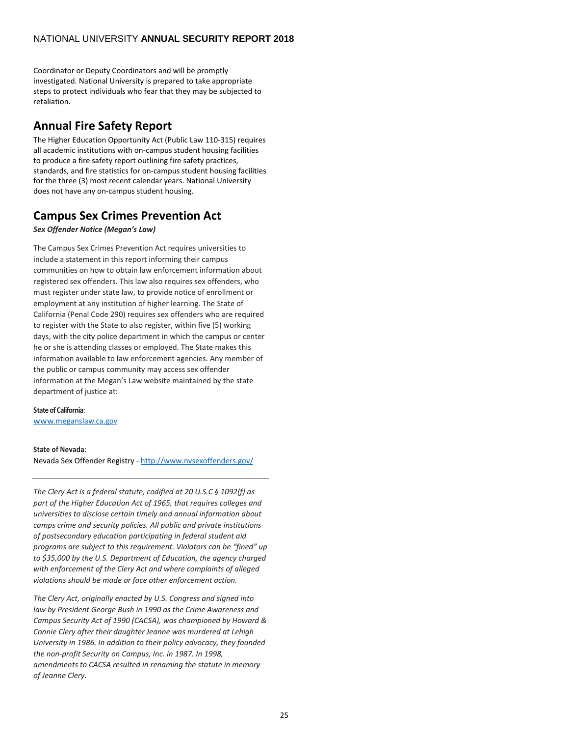Coordinator or Deputy Coordinators and will be promptly investigated. National University is prepared to take appropriate steps to protect individuals who fear that they may be subjected to retaliation.

## Annual Fire Safety Report

The Higher Education Opportunity Act (Public Law 110-315) requires all academic institutions with on-campus student housing facilities to produce a fire safety report outlining fire safety practices, standards, and fire statistics for on-campus student housing facilities for the three (3) most recent calendar years. National University does not have any on-campus student housing.

## Campus Sex Crimes Prevention Act

***Sex Offender Notice (Megan's Law)***

The Campus Sex Crimes Prevention Act requires universities to include a statement in this report informing their campus communities on how to obtain law enforcement information about registered sex offenders. This law also requires sex offenders, who must register under state law, to provide notice of enrollment or employment at any institution of higher learning. The State of California (Penal Code 290) requires sex offenders who are required to register with the State to also register, within five (5) working days, with the city police department in which the campus or center he or she is attending classes or employed. The State makes this information available to law enforcement agencies. Any member of the public or campus community may access sex offender information at the Megan's Law website maintained by the state department of justice at:

**State of California**:
www.meganslaw.ca.gov

**State of Nevada**:
Nevada Sex Offender Registry - http://www.nvsexoffenders.gov/

---

*The Clery Act is a federal statute, codified at 20 U.S.C § 1092(f) as part of the Higher Education Act of 1965, that requires colleges and universities to disclose certain timely and annual information about camps crime and security policies. All public and private institutions of postsecondary education participating in federal student aid programs are subject to this requirement. Violators can be "fined" up to $35,000 by the U.S. Department of Education, the agency charged with enforcement of the Clery Act and where complaints of alleged violations should be made or face other enforcement action.*

*The Clery Act, originally enacted by U.S. Congress and signed into law by President George Bush in 1990 as the Crime Awareness and Campus Security Act of 1990 (CACSA), was championed by Howard & Connie Clery after their daughter Jeanne was murdered at Lehigh University in 1986. In addition to their policy advocacy, they founded the non-profit Security on Campus, Inc. in 1987. In 1998, amendments to CACSA resulted in renaming the statute in memory of Jeanne Clery.*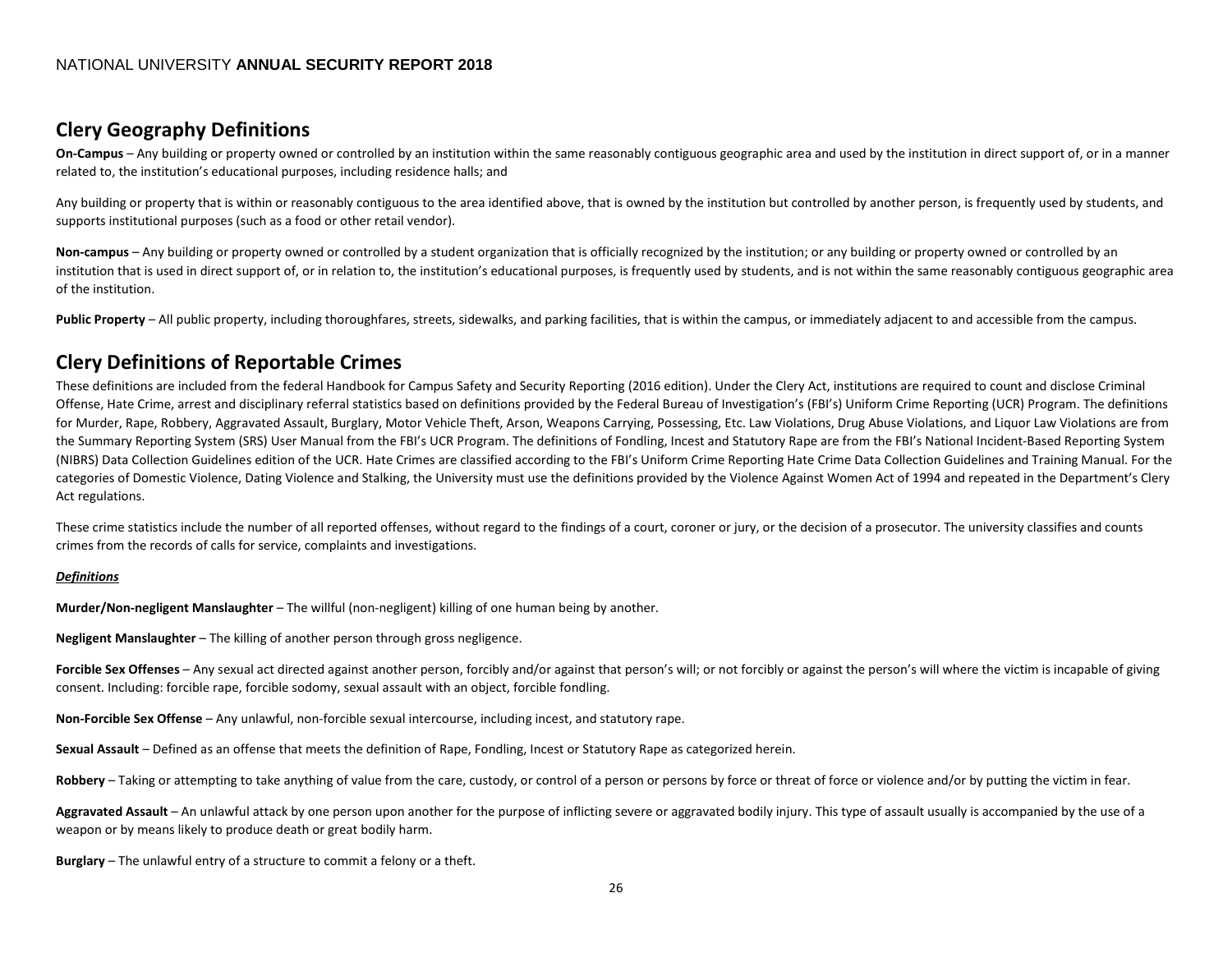## Clery Geography Definitions

**On-Campus** – Any building or property owned or controlled by an institution within the same reasonably contiguous geographic area and used by the institution in direct support of, or in a manner related to, the institution's educational purposes, including residence halls; and

Any building or property that is within or reasonably contiguous to the area identified above, that is owned by the institution but controlled by another person, is frequently used by students, and supports institutional purposes (such as a food or other retail vendor).

**Non-campus** – Any building or property owned or controlled by a student organization that is officially recognized by the institution; or any building or property owned or controlled by an institution that is used in direct support of, or in relation to, the institution's educational purposes, is frequently used by students, and is not within the same reasonably contiguous geographic area of the institution.

**Public Property** – All public property, including thoroughfares, streets, sidewalks, and parking facilities, that is within the campus, or immediately adjacent to and accessible from the campus.

## Clery Definitions of Reportable Crimes

These definitions are included from the federal Handbook for Campus Safety and Security Reporting (2016 edition). Under the Clery Act, institutions are required to count and disclose Criminal Offense, Hate Crime, arrest and disciplinary referral statistics based on definitions provided by the Federal Bureau of Investigation's (FBI's) Uniform Crime Reporting (UCR) Program. The definitions for Murder, Rape, Robbery, Aggravated Assault, Burglary, Motor Vehicle Theft, Arson, Weapons Carrying, Possessing, Etc. Law Violations, Drug Abuse Violations, and Liquor Law Violations are from the Summary Reporting System (SRS) User Manual from the FBI's UCR Program. The definitions of Fondling, Incest and Statutory Rape are from the FBI's National Incident-Based Reporting System (NIBRS) Data Collection Guidelines edition of the UCR. Hate Crimes are classified according to the FBI's Uniform Crime Reporting Hate Crime Data Collection Guidelines and Training Manual. For the categories of Domestic Violence, Dating Violence and Stalking, the University must use the definitions provided by the Violence Against Women Act of 1994 and repeated in the Department's Clery Act regulations.

These crime statistics include the number of all reported offenses, without regard to the findings of a court, coroner or jury, or the decision of a prosecutor. The university classifies and counts crimes from the records of calls for service, complaints and investigations.

***Definitions***

**Murder/Non-negligent Manslaughter** – The willful (non-negligent) killing of one human being by another.

**Negligent Manslaughter** – The killing of another person through gross negligence.

**Forcible Sex Offenses** – Any sexual act directed against another person, forcibly and/or against that person's will; or not forcibly or against the person's will where the victim is incapable of giving consent. Including: forcible rape, forcible sodomy, sexual assault with an object, forcible fondling.

**Non-Forcible Sex Offense** – Any unlawful, non-forcible sexual intercourse, including incest, and statutory rape.

**Sexual Assault** – Defined as an offense that meets the definition of Rape, Fondling, Incest or Statutory Rape as categorized herein.

**Robbery** – Taking or attempting to take anything of value from the care, custody, or control of a person or persons by force or threat of force or violence and/or by putting the victim in fear.

**Aggravated Assault** – An unlawful attack by one person upon another for the purpose of inflicting severe or aggravated bodily injury. This type of assault usually is accompanied by the use of a weapon or by means likely to produce death or great bodily harm.

**Burglary** – The unlawful entry of a structure to commit a felony or a theft.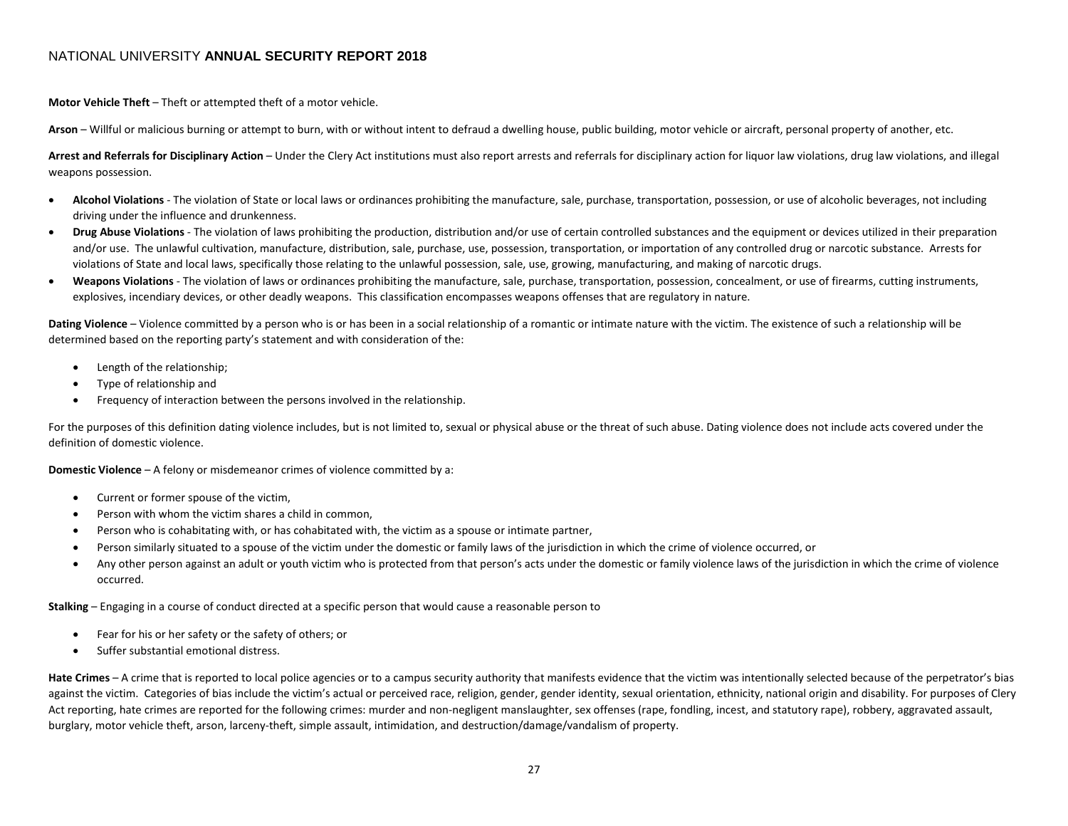**Motor Vehicle Theft** – Theft or attempted theft of a motor vehicle.

**Arson** – Willful or malicious burning or attempt to burn, with or without intent to defraud a dwelling house, public building, motor vehicle or aircraft, personal property of another, etc.

**Arrest and Referrals for Disciplinary Action** – Under the Clery Act institutions must also report arrests and referrals for disciplinary action for liquor law violations, drug law violations, and illegal weapons possession.

- **Alcohol Violations** - The violation of State or local laws or ordinances prohibiting the manufacture, sale, purchase, transportation, possession, or use of alcoholic beverages, not including driving under the influence and drunkenness.
- **Drug Abuse Violations** - The violation of laws prohibiting the production, distribution and/or use of certain controlled substances and the equipment or devices utilized in their preparation and/or use. The unlawful cultivation, manufacture, distribution, sale, purchase, use, possession, transportation, or importation of any controlled drug or narcotic substance. Arrests for violations of State and local laws, specifically those relating to the unlawful possession, sale, use, growing, manufacturing, and making of narcotic drugs.
- **Weapons Violations** - The violation of laws or ordinances prohibiting the manufacture, sale, purchase, transportation, possession, concealment, or use of firearms, cutting instruments, explosives, incendiary devices, or other deadly weapons. This classification encompasses weapons offenses that are regulatory in nature.

**Dating Violence** – Violence committed by a person who is or has been in a social relationship of a romantic or intimate nature with the victim. The existence of such a relationship will be determined based on the reporting party's statement and with consideration of the:

- Length of the relationship;
- Type of relationship and
- Frequency of interaction between the persons involved in the relationship.

For the purposes of this definition dating violence includes, but is not limited to, sexual or physical abuse or the threat of such abuse. Dating violence does not include acts covered under the definition of domestic violence.

**Domestic Violence** – A felony or misdemeanor crimes of violence committed by a:

- Current or former spouse of the victim,
- Person with whom the victim shares a child in common,
- Person who is cohabitating with, or has cohabitated with, the victim as a spouse or intimate partner,
- Person similarly situated to a spouse of the victim under the domestic or family laws of the jurisdiction in which the crime of violence occurred, or
- Any other person against an adult or youth victim who is protected from that person's acts under the domestic or family violence laws of the jurisdiction in which the crime of violence occurred.

**Stalking** – Engaging in a course of conduct directed at a specific person that would cause a reasonable person to

- Fear for his or her safety or the safety of others; or
- Suffer substantial emotional distress.

**Hate Crimes** – A crime that is reported to local police agencies or to a campus security authority that manifests evidence that the victim was intentionally selected because of the perpetrator's bias against the victim. Categories of bias include the victim's actual or perceived race, religion, gender, gender identity, sexual orientation, ethnicity, national origin and disability. For purposes of Clery Act reporting, hate crimes are reported for the following crimes: murder and non-negligent manslaughter, sex offenses (rape, fondling, incest, and statutory rape), robbery, aggravated assault, burglary, motor vehicle theft, arson, larceny-theft, simple assault, intimidation, and destruction/damage/vandalism of property.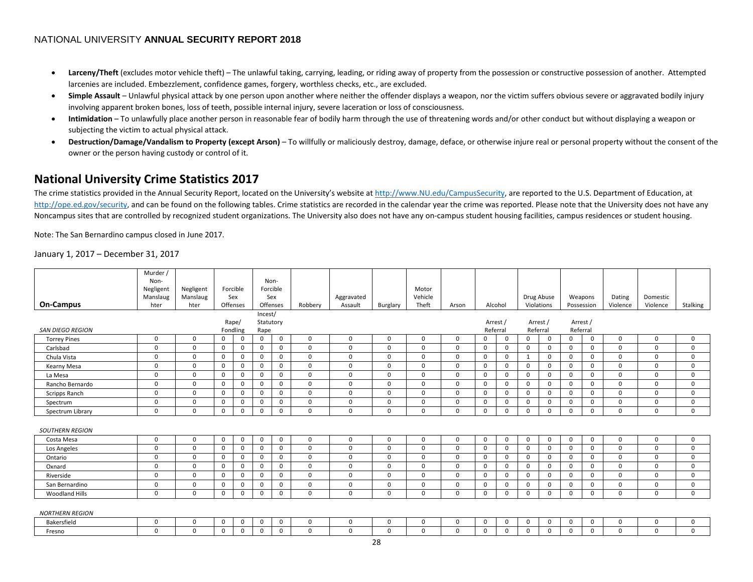- **Larceny/Theft** (excludes motor vehicle theft) – The unlawful taking, carrying, leading, or riding away of property from the possession or constructive possession of another. Attempted larcenies are included. Embezzlement, confidence games, forgery, worthless checks, etc., are excluded.
- **Simple Assault** – Unlawful physical attack by one person upon another where neither the offender displays a weapon, nor the victim suffers obvious severe or aggravated bodily injury involving apparent broken bones, loss of teeth, possible internal injury, severe laceration or loss of consciousness.
- **Intimidation** – To unlawfully place another person in reasonable fear of bodily harm through the use of threatening words and/or other conduct but without displaying a weapon or subjecting the victim to actual physical attack.
- **Destruction/Damage/Vandalism to Property (except Arson)** – To willfully or maliciously destroy, damage, deface, or otherwise injure real or personal property without the consent of the owner or the person having custody or control of it.

## National University Crime Statistics 2017

The crime statistics provided in the Annual Security Report, located on the University's website at http://www.NU.edu/CampusSecurity, are reported to the U.S. Department of Education, at http://ope.ed.gov/security, and can be found on the following tables. Crime statistics are recorded in the calendar year the crime was reported. Please note that the University does not have any Noncampus sites that are controlled by recognized student organizations. The University also does not have any on-campus student housing facilities, campus residences or student housing.

Note: The San Bernardino campus closed in June 2017.

January 1, 2017 – December 31, 2017

| On-Campus | Murder / Non-Negligent Manslaughter | Negligent Manslaughter | Forcible Sex Offenses | | Non-Forcible Sex Offenses | | Robbery | Aggravated Assault | Burglary | Motor Vehicle Theft | Arson | Alcohol | | Drug Abuse Violations | | Weapons Possession | | Dating Violence | Domestic Violence | Stalking |
|---|---|---|---|---|---|---|---|---|---|---|---|---|---|---|---|---|---|---|---|---|
| | | | Rape/ Fondling | | Incest/ Statutory Rape | | | | | | | Arrest / Referral | | Arrest / Referral | | Arrest / Referral | | | | |
| *SAN DIEGO REGION* | | | | | | | | | | | | | | | | | | | | |
| Torrey Pines | 0 | 0 | 0 | 0 | 0 | 0 | 0 | 0 | 0 | 0 | 0 | 0 | 0 | 0 | 0 | 0 | 0 | 0 | 0 | 0 |
| Carlsbad | 0 | 0 | 0 | 0 | 0 | 0 | 0 | 0 | 0 | 0 | 0 | 0 | 0 | 0 | 0 | 0 | 0 | 0 | 0 | 0 |
| Chula Vista | 0 | 0 | 0 | 0 | 0 | 0 | 0 | 0 | 0 | 0 | 0 | 0 | 0 | 1 | 0 | 0 | 0 | 0 | 0 | 0 |
| Kearny Mesa | 0 | 0 | 0 | 0 | 0 | 0 | 0 | 0 | 0 | 0 | 0 | 0 | 0 | 0 | 0 | 0 | 0 | 0 | 0 | 0 |
| La Mesa | 0 | 0 | 0 | 0 | 0 | 0 | 0 | 0 | 0 | 0 | 0 | 0 | 0 | 0 | 0 | 0 | 0 | 0 | 0 | 0 |
| Rancho Bernardo | 0 | 0 | 0 | 0 | 0 | 0 | 0 | 0 | 0 | 0 | 0 | 0 | 0 | 0 | 0 | 0 | 0 | 0 | 0 | 0 |
| Scripps Ranch | 0 | 0 | 0 | 0 | 0 | 0 | 0 | 0 | 0 | 0 | 0 | 0 | 0 | 0 | 0 | 0 | 0 | 0 | 0 | 0 |
| Spectrum | 0 | 0 | 0 | 0 | 0 | 0 | 0 | 0 | 0 | 0 | 0 | 0 | 0 | 0 | 0 | 0 | 0 | 0 | 0 | 0 |
| Spectrum Library | 0 | 0 | 0 | 0 | 0 | 0 | 0 | 0 | 0 | 0 | 0 | 0 | 0 | 0 | 0 | 0 | 0 | 0 | 0 | 0 |
| *SOUTHERN REGION* | | | | | | | | | | | | | | | | | | | | |
| Costa Mesa | 0 | 0 | 0 | 0 | 0 | 0 | 0 | 0 | 0 | 0 | 0 | 0 | 0 | 0 | 0 | 0 | 0 | 0 | 0 | 0 |
| Los Angeles | 0 | 0 | 0 | 0 | 0 | 0 | 0 | 0 | 0 | 0 | 0 | 0 | 0 | 0 | 0 | 0 | 0 | 0 | 0 | 0 |
| Ontario | 0 | 0 | 0 | 0 | 0 | 0 | 0 | 0 | 0 | 0 | 0 | 0 | 0 | 0 | 0 | 0 | 0 | 0 | 0 | 0 |
| Oxnard | 0 | 0 | 0 | 0 | 0 | 0 | 0 | 0 | 0 | 0 | 0 | 0 | 0 | 0 | 0 | 0 | 0 | 0 | 0 | 0 |
| Riverside | 0 | 0 | 0 | 0 | 0 | 0 | 0 | 0 | 0 | 0 | 0 | 0 | 0 | 0 | 0 | 0 | 0 | 0 | 0 | 0 |
| San Bernardino | 0 | 0 | 0 | 0 | 0 | 0 | 0 | 0 | 0 | 0 | 0 | 0 | 0 | 0 | 0 | 0 | 0 | 0 | 0 | 0 |
| Woodland Hills | 0 | 0 | 0 | 0 | 0 | 0 | 0 | 0 | 0 | 0 | 0 | 0 | 0 | 0 | 0 | 0 | 0 | 0 | 0 | 0 |
| *NORTHERN REGION* | | | | | | | | | | | | | | | | | | | | |
| Bakersfield | 0 | 0 | 0 | 0 | 0 | 0 | 0 | 0 | 0 | 0 | 0 | 0 | 0 | 0 | 0 | 0 | 0 | 0 | 0 | 0 |
| Fresno | 0 | 0 | 0 | 0 | 0 | 0 | 0 | 0 | 0 | 0 | 0 | 0 | 0 | 0 | 0 | 0 | 0 | 0 | 0 | 0 |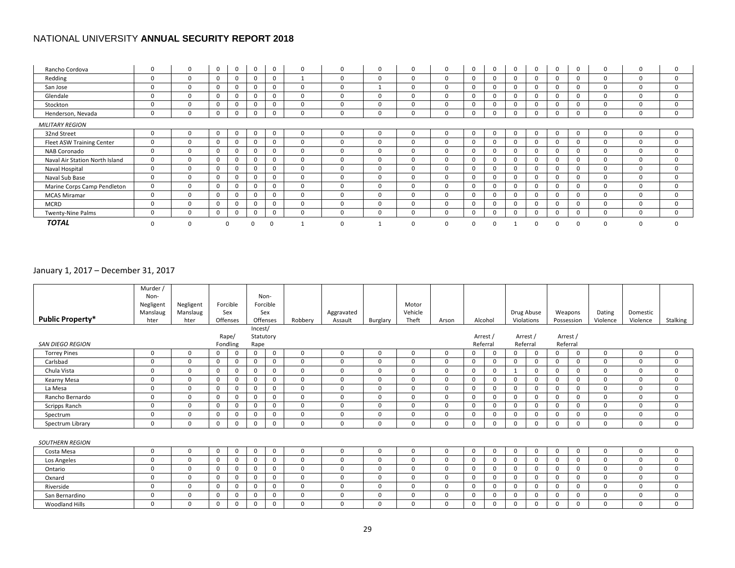## NATIONAL UNIVERSITY **ANNUAL SECURITY REPORT 2018**

| | | | | | | | | | | | | | | | | | | | | |
|---|---|---|---|---|---|---|---|---|---|---|---|---|---|---|---|---|---|---|---|---|
| Rancho Cordova | 0 | 0 | 0 | 0 | 0 | 0 | 0 | 0 | 0 | 0 | 0 | 0 | 0 | 0 | 0 | 0 | 0 | 0 | 0 | 0 |
| Redding | 0 | 0 | 0 | 0 | 0 | 0 | 1 | 0 | 0 | 0 | 0 | 0 | 0 | 0 | 0 | 0 | 0 | 0 | 0 | 0 |
| San Jose | 0 | 0 | 0 | 0 | 0 | 0 | 0 | 0 | 1 | 0 | 0 | 0 | 0 | 0 | 0 | 0 | 0 | 0 | 0 | 0 |
| Glendale | 0 | 0 | 0 | 0 | 0 | 0 | 0 | 0 | 0 | 0 | 0 | 0 | 0 | 0 | 0 | 0 | 0 | 0 | 0 | 0 |
| Stockton | 0 | 0 | 0 | 0 | 0 | 0 | 0 | 0 | 0 | 0 | 0 | 0 | 0 | 0 | 0 | 0 | 0 | 0 | 0 | 0 |
| Henderson, Nevada | 0 | 0 | 0 | 0 | 0 | 0 | 0 | 0 | 0 | 0 | 0 | 0 | 0 | 0 | 0 | 0 | 0 | 0 | 0 | 0 |
| *MILITARY REGION* | | | | | | | | | | | | | | | | | | | | |
| 32nd Street | 0 | 0 | 0 | 0 | 0 | 0 | 0 | 0 | 0 | 0 | 0 | 0 | 0 | 0 | 0 | 0 | 0 | 0 | 0 | 0 |
| Fleet ASW Training Center | 0 | 0 | 0 | 0 | 0 | 0 | 0 | 0 | 0 | 0 | 0 | 0 | 0 | 0 | 0 | 0 | 0 | 0 | 0 | 0 |
| NAB Coronado | 0 | 0 | 0 | 0 | 0 | 0 | 0 | 0 | 0 | 0 | 0 | 0 | 0 | 0 | 0 | 0 | 0 | 0 | 0 | 0 |
| Naval Air Station North Island | 0 | 0 | 0 | 0 | 0 | 0 | 0 | 0 | 0 | 0 | 0 | 0 | 0 | 0 | 0 | 0 | 0 | 0 | 0 | 0 |
| Naval Hospital | 0 | 0 | 0 | 0 | 0 | 0 | 0 | 0 | 0 | 0 | 0 | 0 | 0 | 0 | 0 | 0 | 0 | 0 | 0 | 0 |
| Naval Sub Base | 0 | 0 | 0 | 0 | 0 | 0 | 0 | 0 | 0 | 0 | 0 | 0 | 0 | 0 | 0 | 0 | 0 | 0 | 0 | 0 |
| Marine Corps Camp Pendleton | 0 | 0 | 0 | 0 | 0 | 0 | 0 | 0 | 0 | 0 | 0 | 0 | 0 | 0 | 0 | 0 | 0 | 0 | 0 | 0 |
| MCAS Miramar | 0 | 0 | 0 | 0 | 0 | 0 | 0 | 0 | 0 | 0 | 0 | 0 | 0 | 0 | 0 | 0 | 0 | 0 | 0 | 0 |
| MCRD | 0 | 0 | 0 | 0 | 0 | 0 | 0 | 0 | 0 | 0 | 0 | 0 | 0 | 0 | 0 | 0 | 0 | 0 | 0 | 0 |
| Twenty-Nine Palms | 0 | 0 | 0 | 0 | 0 | 0 | 0 | 0 | 0 | 0 | 0 | 0 | 0 | 0 | 0 | 0 | 0 | 0 | 0 | 0 |
| ***TOTAL*** | 0 | 0 | 0 | | 0 | 0 | 1 | 0 | 1 | 0 | 0 | 0 | 0 | 1 | 0 | 0 | 0 | 0 | 0 | 0 |

January 1, 2017 – December 31, 2017

| **Public Property*** | Murder / Non-Negligent Manslaughter | Negligent Manslaughter | Forcible Sex Offenses | | Non-Forcible Sex Offenses | | Robbery | Aggravated Assault | Burglary | Motor Vehicle Theft | Arson | Alcohol | | Drug Abuse Violations | | Weapons Possession | | Dating Violence | Domestic Violence | Stalking |
|---|---|---|---|---|---|---|---|---|---|---|---|---|---|---|---|---|---|---|---|---|
| *SAN DIEGO REGION* | | | Rape/ Fondling | | Incest/ Statutory Rape | | | | | | | Arrest / Referral | | Arrest / Referral | | Arrest / Referral | | | | |
| Torrey Pines | 0 | 0 | 0 | 0 | 0 | 0 | 0 | 0 | 0 | 0 | 0 | 0 | 0 | 0 | 0 | 0 | 0 | 0 | 0 | 0 |
| Carlsbad | 0 | 0 | 0 | 0 | 0 | 0 | 0 | 0 | 0 | 0 | 0 | 0 | 0 | 0 | 0 | 0 | 0 | 0 | 0 | 0 |
| Chula Vista | 0 | 0 | 0 | 0 | 0 | 0 | 0 | 0 | 0 | 0 | 0 | 0 | 0 | 1 | 0 | 0 | 0 | 0 | 0 | 0 |
| Kearny Mesa | 0 | 0 | 0 | 0 | 0 | 0 | 0 | 0 | 0 | 0 | 0 | 0 | 0 | 0 | 0 | 0 | 0 | 0 | 0 | 0 |
| La Mesa | 0 | 0 | 0 | 0 | 0 | 0 | 0 | 0 | 0 | 0 | 0 | 0 | 0 | 0 | 0 | 0 | 0 | 0 | 0 | 0 |
| Rancho Bernardo | 0 | 0 | 0 | 0 | 0 | 0 | 0 | 0 | 0 | 0 | 0 | 0 | 0 | 0 | 0 | 0 | 0 | 0 | 0 | 0 |
| Scripps Ranch | 0 | 0 | 0 | 0 | 0 | 0 | 0 | 0 | 0 | 0 | 0 | 0 | 0 | 0 | 0 | 0 | 0 | 0 | 0 | 0 |
| Spectrum | 0 | 0 | 0 | 0 | 0 | 0 | 0 | 0 | 0 | 0 | 0 | 0 | 0 | 0 | 0 | 0 | 0 | 0 | 0 | 0 |
| Spectrum Library | 0 | 0 | 0 | 0 | 0 | 0 | 0 | 0 | 0 | 0 | 0 | 0 | 0 | 0 | 0 | 0 | 0 | 0 | 0 | 0 |
| *SOUTHERN REGION* | | | | | | | | | | | | | | | | | | | | |
| Costa Mesa | 0 | 0 | 0 | 0 | 0 | 0 | 0 | 0 | 0 | 0 | 0 | 0 | 0 | 0 | 0 | 0 | 0 | 0 | 0 | 0 |
| Los Angeles | 0 | 0 | 0 | 0 | 0 | 0 | 0 | 0 | 0 | 0 | 0 | 0 | 0 | 0 | 0 | 0 | 0 | 0 | 0 | 0 |
| Ontario | 0 | 0 | 0 | 0 | 0 | 0 | 0 | 0 | 0 | 0 | 0 | 0 | 0 | 0 | 0 | 0 | 0 | 0 | 0 | 0 |
| Oxnard | 0 | 0 | 0 | 0 | 0 | 0 | 0 | 0 | 0 | 0 | 0 | 0 | 0 | 0 | 0 | 0 | 0 | 0 | 0 | 0 |
| Riverside | 0 | 0 | 0 | 0 | 0 | 0 | 0 | 0 | 0 | 0 | 0 | 0 | 0 | 0 | 0 | 0 | 0 | 0 | 0 | 0 |
| San Bernardino | 0 | 0 | 0 | 0 | 0 | 0 | 0 | 0 | 0 | 0 | 0 | 0 | 0 | 0 | 0 | 0 | 0 | 0 | 0 | 0 |
| Woodland Hills | 0 | 0 | 0 | 0 | 0 | 0 | 0 | 0 | 0 | 0 | 0 | 0 | 0 | 0 | 0 | 0 | 0 | 0 | 0 | 0 |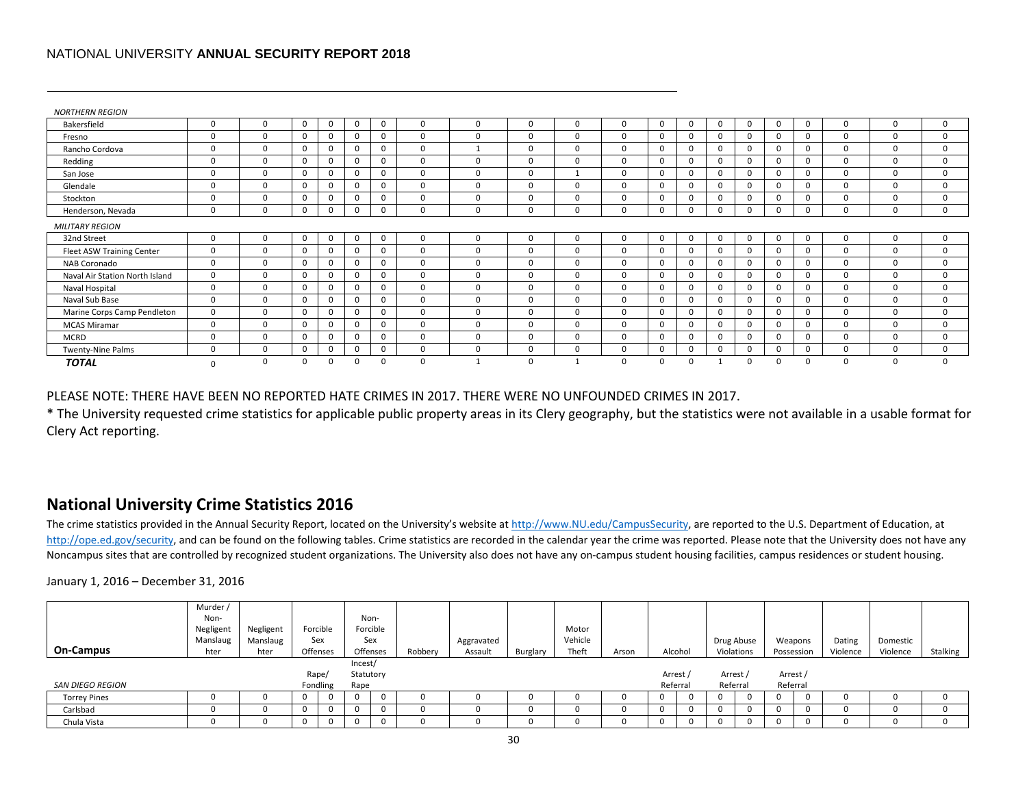| | Murder / Non-Negligent Manslaughter | Negligent Manslaughter | Forcible Sex Offenses | | Non-Forcible Sex Offenses | | Robbery | Aggravated Assault | Burglary | Motor Vehicle Theft | Arson | Alcohol | | Drug Abuse Violations | | Weapons Possession | | Dating Violence | Domestic Violence | Stalking |
|---|---|---|---|---|---|---|---|---|---|---|---|---|---|---|---|---|---|---|---|---|
| | | | Rape/ | Fondling | Incest/ | Statutory Rape | | | | | | Arrest / | Referral | Arrest / | Referral | Arrest / | Referral | | | |
| *NORTHERN REGION* | | | | | | | | | | | | | | | | | | | | |
| Bakersfield | 0 | 0 | 0 | 0 | 0 | 0 | 0 | 0 | 0 | 0 | 0 | 0 | 0 | 0 | 0 | 0 | 0 | 0 | 0 | 0 |
| Fresno | 0 | 0 | 0 | 0 | 0 | 0 | 0 | 0 | 0 | 0 | 0 | 0 | 0 | 0 | 0 | 0 | 0 | 0 | 0 | 0 |
| Rancho Cordova | 0 | 0 | 0 | 0 | 0 | 0 | 0 | 1 | 0 | 0 | 0 | 0 | 0 | 0 | 0 | 0 | 0 | 0 | 0 | 0 |
| Redding | 0 | 0 | 0 | 0 | 0 | 0 | 0 | 0 | 0 | 0 | 0 | 0 | 0 | 0 | 0 | 0 | 0 | 0 | 0 | 0 |
| San Jose | 0 | 0 | 0 | 0 | 0 | 0 | 0 | 0 | 0 | 1 | 0 | 0 | 0 | 0 | 0 | 0 | 0 | 0 | 0 | 0 |
| Glendale | 0 | 0 | 0 | 0 | 0 | 0 | 0 | 0 | 0 | 0 | 0 | 0 | 0 | 0 | 0 | 0 | 0 | 0 | 0 | 0 |
| Stockton | 0 | 0 | 0 | 0 | 0 | 0 | 0 | 0 | 0 | 0 | 0 | 0 | 0 | 0 | 0 | 0 | 0 | 0 | 0 | 0 |
| Henderson, Nevada | 0 | 0 | 0 | 0 | 0 | 0 | 0 | 0 | 0 | 0 | 0 | 0 | 0 | 0 | 0 | 0 | 0 | 0 | 0 | 0 |
| *MILITARY REGION* | | | | | | | | | | | | | | | | | | | | |
| 32nd Street | 0 | 0 | 0 | 0 | 0 | 0 | 0 | 0 | 0 | 0 | 0 | 0 | 0 | 0 | 0 | 0 | 0 | 0 | 0 | 0 |
| Fleet ASW Training Center | 0 | 0 | 0 | 0 | 0 | 0 | 0 | 0 | 0 | 0 | 0 | 0 | 0 | 0 | 0 | 0 | 0 | 0 | 0 | 0 |
| NAB Coronado | 0 | 0 | 0 | 0 | 0 | 0 | 0 | 0 | 0 | 0 | 0 | 0 | 0 | 0 | 0 | 0 | 0 | 0 | 0 | 0 |
| Naval Air Station North Island | 0 | 0 | 0 | 0 | 0 | 0 | 0 | 0 | 0 | 0 | 0 | 0 | 0 | 0 | 0 | 0 | 0 | 0 | 0 | 0 |
| Naval Hospital | 0 | 0 | 0 | 0 | 0 | 0 | 0 | 0 | 0 | 0 | 0 | 0 | 0 | 0 | 0 | 0 | 0 | 0 | 0 | 0 |
| Naval Sub Base | 0 | 0 | 0 | 0 | 0 | 0 | 0 | 0 | 0 | 0 | 0 | 0 | 0 | 0 | 0 | 0 | 0 | 0 | 0 | 0 |
| Marine Corps Camp Pendleton | 0 | 0 | 0 | 0 | 0 | 0 | 0 | 0 | 0 | 0 | 0 | 0 | 0 | 0 | 0 | 0 | 0 | 0 | 0 | 0 |
| MCAS Miramar | 0 | 0 | 0 | 0 | 0 | 0 | 0 | 0 | 0 | 0 | 0 | 0 | 0 | 0 | 0 | 0 | 0 | 0 | 0 | 0 |
| MCRD | 0 | 0 | 0 | 0 | 0 | 0 | 0 | 0 | 0 | 0 | 0 | 0 | 0 | 0 | 0 | 0 | 0 | 0 | 0 | 0 |
| Twenty-Nine Palms | 0 | 0 | 0 | 0 | 0 | 0 | 0 | 0 | 0 | 0 | 0 | 0 | 0 | 0 | 0 | 0 | 0 | 0 | 0 | 0 |
| ***TOTAL*** | 0 | 0 | 0 | 0 | 0 | 0 | 0 | 1 | 0 | 1 | 0 | 0 | 0 | 1 | 0 | 0 | 0 | 0 | 0 | 0 |

PLEASE NOTE: THERE HAVE BEEN NO REPORTED HATE CRIMES IN 2017. THERE WERE NO UNFOUNDED CRIMES IN 2017.

* The University requested crime statistics for applicable public property areas in its Clery geography, but the statistics were not available in a usable format for Clery Act reporting.

## National University Crime Statistics 2016

The crime statistics provided in the Annual Security Report, located on the University's website at http://www.NU.edu/CampusSecurity, are reported to the U.S. Department of Education, at http://ope.ed.gov/security, and can be found on the following tables. Crime statistics are recorded in the calendar year the crime was reported. Please note that the University does not have any Noncampus sites that are controlled by recognized student organizations. The University also does not have any on-campus student housing facilities, campus residences or student housing.

January 1, 2016 – December 31, 2016

| **On-Campus** | Murder / Non-Negligent Manslaughter | Negligent Manslaughter | Forcible Sex Offenses | | Non-Forcible Sex Offenses | | Robbery | Aggravated Assault | Burglary | Motor Vehicle Theft | Arson | Alcohol | | Drug Abuse Violations | | Weapons Possession | | Dating Violence | Domestic Violence | Stalking |
|---|---|---|---|---|---|---|---|---|---|---|---|---|---|---|---|---|---|---|---|---|
| *SAN DIEGO REGION* | | | Rape/ | Fondling | Incest/ | Statutory Rape | | | | | | Arrest / | Referral | Arrest / | Referral | Arrest / | Referral | | | |
| Torrey Pines | 0 | 0 | 0 | 0 | 0 | 0 | 0 | 0 | 0 | 0 | 0 | 0 | 0 | 0 | 0 | 0 | 0 | 0 | 0 | 0 |
| Carlsbad | 0 | 0 | 0 | 0 | 0 | 0 | 0 | 0 | 0 | 0 | 0 | 0 | 0 | 0 | 0 | 0 | 0 | 0 | 0 | 0 |
| Chula Vista | 0 | 0 | 0 | 0 | 0 | 0 | 0 | 0 | 0 | 0 | 0 | 0 | 0 | 0 | 0 | 0 | 0 | 0 | 0 | 0 |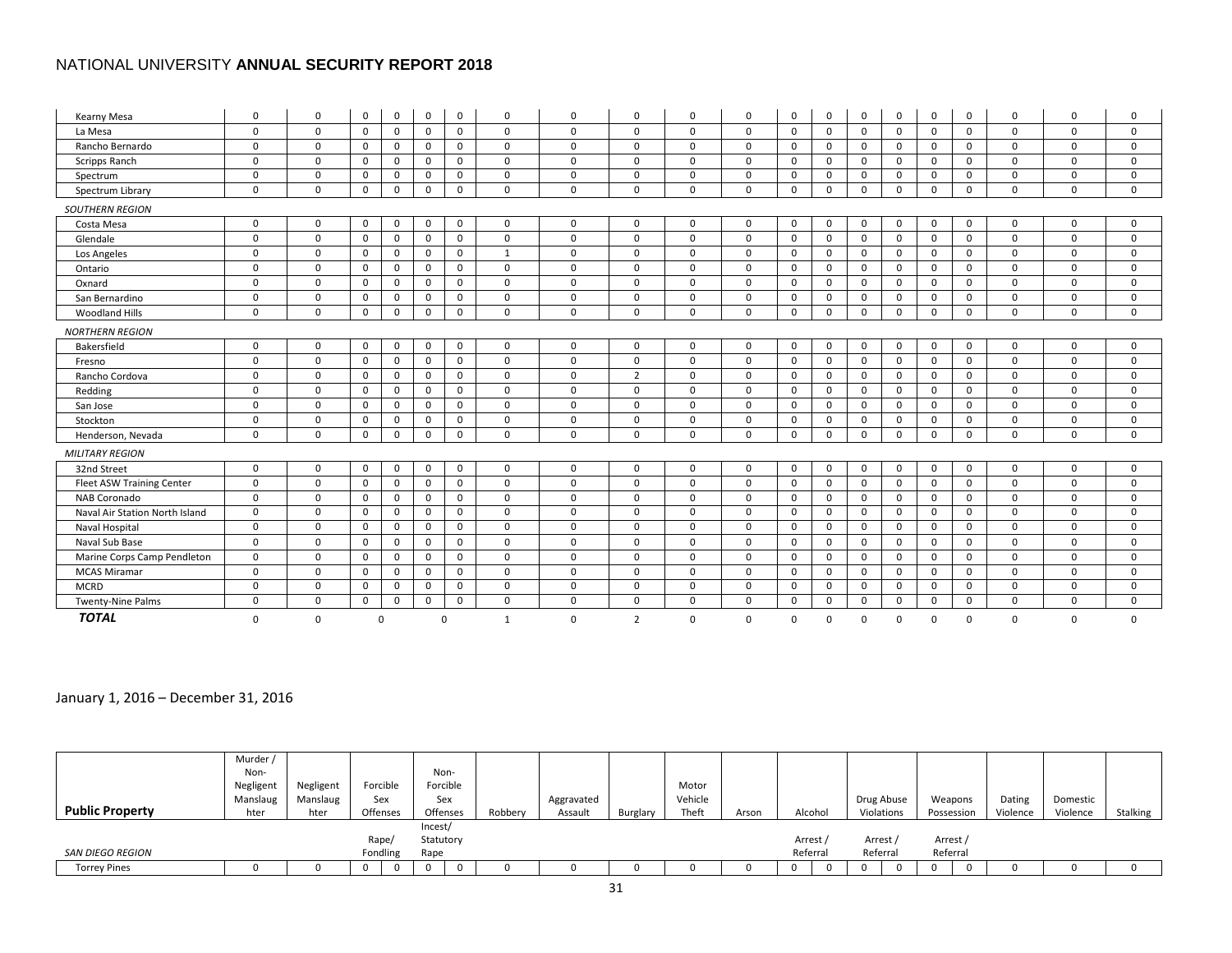| | | | | | | | | | | | | | | | | | | | | | |
|---|---|---|---|---|---|---|---|---|---|---|---|---|---|---|---|---|---|---|---|---|---|
| Kearny Mesa | 0 | 0 | 0 | 0 | 0 | 0 | 0 | 0 | 0 | 0 | 0 | 0 | 0 | 0 | 0 | 0 | 0 | 0 | 0 | 0 | 0 |
| La Mesa | 0 | 0 | 0 | 0 | 0 | 0 | 0 | 0 | 0 | 0 | 0 | 0 | 0 | 0 | 0 | 0 | 0 | 0 | 0 | 0 | 0 |
| Rancho Bernardo | 0 | 0 | 0 | 0 | 0 | 0 | 0 | 0 | 0 | 0 | 0 | 0 | 0 | 0 | 0 | 0 | 0 | 0 | 0 | 0 | 0 |
| Scripps Ranch | 0 | 0 | 0 | 0 | 0 | 0 | 0 | 0 | 0 | 0 | 0 | 0 | 0 | 0 | 0 | 0 | 0 | 0 | 0 | 0 | 0 |
| Spectrum | 0 | 0 | 0 | 0 | 0 | 0 | 0 | 0 | 0 | 0 | 0 | 0 | 0 | 0 | 0 | 0 | 0 | 0 | 0 | 0 | 0 |
| Spectrum Library | 0 | 0 | 0 | 0 | 0 | 0 | 0 | 0 | 0 | 0 | 0 | 0 | 0 | 0 | 0 | 0 | 0 | 0 | 0 | 0 | 0 |
| *SOUTHERN REGION* | | | | | | | | | | | | | | | | | | | | | |
| Costa Mesa | 0 | 0 | 0 | 0 | 0 | 0 | 0 | 0 | 0 | 0 | 0 | 0 | 0 | 0 | 0 | 0 | 0 | 0 | 0 | 0 | 0 |
| Glendale | 0 | 0 | 0 | 0 | 0 | 0 | 0 | 0 | 0 | 0 | 0 | 0 | 0 | 0 | 0 | 0 | 0 | 0 | 0 | 0 | 0 |
| Los Angeles | 0 | 0 | 0 | 0 | 0 | 0 | 1 | 0 | 0 | 0 | 0 | 0 | 0 | 0 | 0 | 0 | 0 | 0 | 0 | 0 | 0 |
| Ontario | 0 | 0 | 0 | 0 | 0 | 0 | 0 | 0 | 0 | 0 | 0 | 0 | 0 | 0 | 0 | 0 | 0 | 0 | 0 | 0 | 0 |
| Oxnard | 0 | 0 | 0 | 0 | 0 | 0 | 0 | 0 | 0 | 0 | 0 | 0 | 0 | 0 | 0 | 0 | 0 | 0 | 0 | 0 | 0 |
| San Bernardino | 0 | 0 | 0 | 0 | 0 | 0 | 0 | 0 | 0 | 0 | 0 | 0 | 0 | 0 | 0 | 0 | 0 | 0 | 0 | 0 | 0 |
| Woodland Hills | 0 | 0 | 0 | 0 | 0 | 0 | 0 | 0 | 0 | 0 | 0 | 0 | 0 | 0 | 0 | 0 | 0 | 0 | 0 | 0 | 0 |
| *NORTHERN REGION* | | | | | | | | | | | | | | | | | | | | | |
| Bakersfield | 0 | 0 | 0 | 0 | 0 | 0 | 0 | 0 | 0 | 0 | 0 | 0 | 0 | 0 | 0 | 0 | 0 | 0 | 0 | 0 | 0 |
| Fresno | 0 | 0 | 0 | 0 | 0 | 0 | 0 | 0 | 0 | 0 | 0 | 0 | 0 | 0 | 0 | 0 | 0 | 0 | 0 | 0 | 0 |
| Rancho Cordova | 0 | 0 | 0 | 0 | 0 | 0 | 0 | 0 | 2 | 0 | 0 | 0 | 0 | 0 | 0 | 0 | 0 | 0 | 0 | 0 | 0 |
| Redding | 0 | 0 | 0 | 0 | 0 | 0 | 0 | 0 | 0 | 0 | 0 | 0 | 0 | 0 | 0 | 0 | 0 | 0 | 0 | 0 | 0 |
| San Jose | 0 | 0 | 0 | 0 | 0 | 0 | 0 | 0 | 0 | 0 | 0 | 0 | 0 | 0 | 0 | 0 | 0 | 0 | 0 | 0 | 0 |
| Stockton | 0 | 0 | 0 | 0 | 0 | 0 | 0 | 0 | 0 | 0 | 0 | 0 | 0 | 0 | 0 | 0 | 0 | 0 | 0 | 0 | 0 |
| Henderson, Nevada | 0 | 0 | 0 | 0 | 0 | 0 | 0 | 0 | 0 | 0 | 0 | 0 | 0 | 0 | 0 | 0 | 0 | 0 | 0 | 0 | 0 |
| *MILITARY REGION* | | | | | | | | | | | | | | | | | | | | | |
| 32nd Street | 0 | 0 | 0 | 0 | 0 | 0 | 0 | 0 | 0 | 0 | 0 | 0 | 0 | 0 | 0 | 0 | 0 | 0 | 0 | 0 | 0 |
| Fleet ASW Training Center | 0 | 0 | 0 | 0 | 0 | 0 | 0 | 0 | 0 | 0 | 0 | 0 | 0 | 0 | 0 | 0 | 0 | 0 | 0 | 0 | 0 |
| NAB Coronado | 0 | 0 | 0 | 0 | 0 | 0 | 0 | 0 | 0 | 0 | 0 | 0 | 0 | 0 | 0 | 0 | 0 | 0 | 0 | 0 | 0 |
| Naval Air Station North Island | 0 | 0 | 0 | 0 | 0 | 0 | 0 | 0 | 0 | 0 | 0 | 0 | 0 | 0 | 0 | 0 | 0 | 0 | 0 | 0 | 0 |
| Naval Hospital | 0 | 0 | 0 | 0 | 0 | 0 | 0 | 0 | 0 | 0 | 0 | 0 | 0 | 0 | 0 | 0 | 0 | 0 | 0 | 0 | 0 |
| Naval Sub Base | 0 | 0 | 0 | 0 | 0 | 0 | 0 | 0 | 0 | 0 | 0 | 0 | 0 | 0 | 0 | 0 | 0 | 0 | 0 | 0 | 0 |
| Marine Corps Camp Pendleton | 0 | 0 | 0 | 0 | 0 | 0 | 0 | 0 | 0 | 0 | 0 | 0 | 0 | 0 | 0 | 0 | 0 | 0 | 0 | 0 | 0 |
| MCAS Miramar | 0 | 0 | 0 | 0 | 0 | 0 | 0 | 0 | 0 | 0 | 0 | 0 | 0 | 0 | 0 | 0 | 0 | 0 | 0 | 0 | 0 |
| MCRD | 0 | 0 | 0 | 0 | 0 | 0 | 0 | 0 | 0 | 0 | 0 | 0 | 0 | 0 | 0 | 0 | 0 | 0 | 0 | 0 | 0 |
| Twenty-Nine Palms | 0 | 0 | 0 | 0 | 0 | 0 | 0 | 0 | 0 | 0 | 0 | 0 | 0 | 0 | 0 | 0 | 0 | 0 | 0 | 0 | 0 |
| ***TOTAL*** | 0 | 0 | 0 | | 0 | | 1 | 0 | 2 | 0 | 0 | 0 | 0 | 0 | 0 | 0 | 0 | 0 | 0 | 0 | 0 |

January 1, 2016 – December 31, 2016

| **Public Property** | Murder / Non-Negligent Manslaughter | Negligent Manslaughter | Forcible Sex Offenses | | Non-Forcible Sex Offenses | | Robbery | Aggravated Assault | Burglary | Motor Vehicle Theft | Arson | Alcohol | | Drug Abuse Violations | | Weapons Possession | | Dating Violence | Domestic Violence | Stalking |
|---|---|---|---|---|---|---|---|---|---|---|---|---|---|---|---|---|---|---|---|---|
| *SAN DIEGO REGION* | | | Rape/ Fondling | | Incest/ Statutory Rape | | | | | | | Arrest / Referral | | Arrest / Referral | | Arrest / Referral | | | | |
| Torrey Pines | 0 | 0 | 0 | 0 | 0 | 0 | 0 | 0 | 0 | 0 | 0 | 0 | 0 | 0 | 0 | 0 | 0 | 0 | 0 | 0 |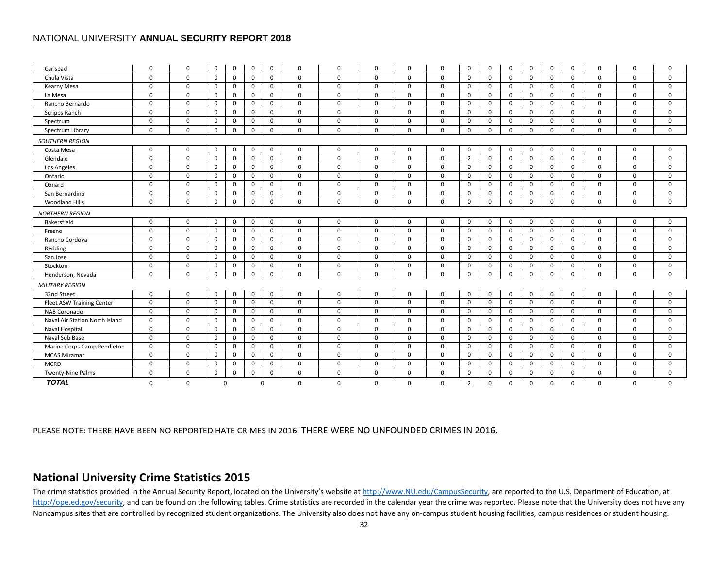| | | | | | | | | | | | | | | | | | | | | |
|---|---|---|---|---|---|---|---|---|---|---|---|---|---|---|---|---|---|---|---|---|
| Carlsbad | 0 | 0 | 0 | 0 | 0 | 0 | 0 | 0 | 0 | 0 | 0 | 0 | 0 | 0 | 0 | 0 | 0 | 0 | 0 | 0 |
| Chula Vista | 0 | 0 | 0 | 0 | 0 | 0 | 0 | 0 | 0 | 0 | 0 | 0 | 0 | 0 | 0 | 0 | 0 | 0 | 0 | 0 |
| Kearny Mesa | 0 | 0 | 0 | 0 | 0 | 0 | 0 | 0 | 0 | 0 | 0 | 0 | 0 | 0 | 0 | 0 | 0 | 0 | 0 | 0 |
| La Mesa | 0 | 0 | 0 | 0 | 0 | 0 | 0 | 0 | 0 | 0 | 0 | 0 | 0 | 0 | 0 | 0 | 0 | 0 | 0 | 0 |
| Rancho Bernardo | 0 | 0 | 0 | 0 | 0 | 0 | 0 | 0 | 0 | 0 | 0 | 0 | 0 | 0 | 0 | 0 | 0 | 0 | 0 | 0 |
| Scripps Ranch | 0 | 0 | 0 | 0 | 0 | 0 | 0 | 0 | 0 | 0 | 0 | 0 | 0 | 0 | 0 | 0 | 0 | 0 | 0 | 0 |
| Spectrum | 0 | 0 | 0 | 0 | 0 | 0 | 0 | 0 | 0 | 0 | 0 | 0 | 0 | 0 | 0 | 0 | 0 | 0 | 0 | 0 |
| Spectrum Library | 0 | 0 | 0 | 0 | 0 | 0 | 0 | 0 | 0 | 0 | 0 | 0 | 0 | 0 | 0 | 0 | 0 | 0 | 0 | 0 |
| *SOUTHERN REGION* | | | | | | | | | | | | | | | | | | | | |
| Costa Mesa | 0 | 0 | 0 | 0 | 0 | 0 | 0 | 0 | 0 | 0 | 0 | 0 | 0 | 0 | 0 | 0 | 0 | 0 | 0 | 0 |
| Glendale | 0 | 0 | 0 | 0 | 0 | 0 | 0 | 0 | 0 | 0 | 0 | 2 | 0 | 0 | 0 | 0 | 0 | 0 | 0 | 0 |
| Los Angeles | 0 | 0 | 0 | 0 | 0 | 0 | 0 | 0 | 0 | 0 | 0 | 0 | 0 | 0 | 0 | 0 | 0 | 0 | 0 | 0 |
| Ontario | 0 | 0 | 0 | 0 | 0 | 0 | 0 | 0 | 0 | 0 | 0 | 0 | 0 | 0 | 0 | 0 | 0 | 0 | 0 | 0 |
| Oxnard | 0 | 0 | 0 | 0 | 0 | 0 | 0 | 0 | 0 | 0 | 0 | 0 | 0 | 0 | 0 | 0 | 0 | 0 | 0 | 0 |
| San Bernardino | 0 | 0 | 0 | 0 | 0 | 0 | 0 | 0 | 0 | 0 | 0 | 0 | 0 | 0 | 0 | 0 | 0 | 0 | 0 | 0 |
| Woodland Hills | 0 | 0 | 0 | 0 | 0 | 0 | 0 | 0 | 0 | 0 | 0 | 0 | 0 | 0 | 0 | 0 | 0 | 0 | 0 | 0 |
| *NORTHERN REGION* | | | | | | | | | | | | | | | | | | | | |
| Bakersfield | 0 | 0 | 0 | 0 | 0 | 0 | 0 | 0 | 0 | 0 | 0 | 0 | 0 | 0 | 0 | 0 | 0 | 0 | 0 | 0 |
| Fresno | 0 | 0 | 0 | 0 | 0 | 0 | 0 | 0 | 0 | 0 | 0 | 0 | 0 | 0 | 0 | 0 | 0 | 0 | 0 | 0 |
| Rancho Cordova | 0 | 0 | 0 | 0 | 0 | 0 | 0 | 0 | 0 | 0 | 0 | 0 | 0 | 0 | 0 | 0 | 0 | 0 | 0 | 0 |
| Redding | 0 | 0 | 0 | 0 | 0 | 0 | 0 | 0 | 0 | 0 | 0 | 0 | 0 | 0 | 0 | 0 | 0 | 0 | 0 | 0 |
| San Jose | 0 | 0 | 0 | 0 | 0 | 0 | 0 | 0 | 0 | 0 | 0 | 0 | 0 | 0 | 0 | 0 | 0 | 0 | 0 | 0 |
| Stockton | 0 | 0 | 0 | 0 | 0 | 0 | 0 | 0 | 0 | 0 | 0 | 0 | 0 | 0 | 0 | 0 | 0 | 0 | 0 | 0 |
| Henderson, Nevada | 0 | 0 | 0 | 0 | 0 | 0 | 0 | 0 | 0 | 0 | 0 | 0 | 0 | 0 | 0 | 0 | 0 | 0 | 0 | 0 |
| *MILITARY REGION* | | | | | | | | | | | | | | | | | | | | |
| 32nd Street | 0 | 0 | 0 | 0 | 0 | 0 | 0 | 0 | 0 | 0 | 0 | 0 | 0 | 0 | 0 | 0 | 0 | 0 | 0 | 0 |
| Fleet ASW Training Center | 0 | 0 | 0 | 0 | 0 | 0 | 0 | 0 | 0 | 0 | 0 | 0 | 0 | 0 | 0 | 0 | 0 | 0 | 0 | 0 |
| NAB Coronado | 0 | 0 | 0 | 0 | 0 | 0 | 0 | 0 | 0 | 0 | 0 | 0 | 0 | 0 | 0 | 0 | 0 | 0 | 0 | 0 |
| Naval Air Station North Island | 0 | 0 | 0 | 0 | 0 | 0 | 0 | 0 | 0 | 0 | 0 | 0 | 0 | 0 | 0 | 0 | 0 | 0 | 0 | 0 |
| Naval Hospital | 0 | 0 | 0 | 0 | 0 | 0 | 0 | 0 | 0 | 0 | 0 | 0 | 0 | 0 | 0 | 0 | 0 | 0 | 0 | 0 |
| Naval Sub Base | 0 | 0 | 0 | 0 | 0 | 0 | 0 | 0 | 0 | 0 | 0 | 0 | 0 | 0 | 0 | 0 | 0 | 0 | 0 | 0 |
| Marine Corps Camp Pendleton | 0 | 0 | 0 | 0 | 0 | 0 | 0 | 0 | 0 | 0 | 0 | 0 | 0 | 0 | 0 | 0 | 0 | 0 | 0 | 0 |
| MCAS Miramar | 0 | 0 | 0 | 0 | 0 | 0 | 0 | 0 | 0 | 0 | 0 | 0 | 0 | 0 | 0 | 0 | 0 | 0 | 0 | 0 |
| MCRD | 0 | 0 | 0 | 0 | 0 | 0 | 0 | 0 | 0 | 0 | 0 | 0 | 0 | 0 | 0 | 0 | 0 | 0 | 0 | 0 |
| Twenty-Nine Palms | 0 | 0 | 0 | 0 | 0 | 0 | 0 | 0 | 0 | 0 | 0 | 0 | 0 | 0 | 0 | 0 | 0 | 0 | 0 | 0 |
| ***TOTAL*** | 0 | 0 | 0 | | 0 | | 0 | 0 | 0 | 0 | 0 | 2 | 0 | 0 | 0 | 0 | 0 | 0 | 0 | 0 |

PLEASE NOTE: THERE HAVE BEEN NO REPORTED HATE CRIMES IN 2016. THERE WERE NO UNFOUNDED CRIMES IN 2016.

## National University Crime Statistics 2015

The crime statistics provided in the Annual Security Report, located on the University's website at http://www.NU.edu/CampusSecurity, are reported to the U.S. Department of Education, at http://ope.ed.gov/security, and can be found on the following tables. Crime statistics are recorded in the calendar year the crime was reported. Please note that the University does not have any Noncampus sites that are controlled by recognized student organizations. The University also does not have any on-campus student housing facilities, campus residences or student housing.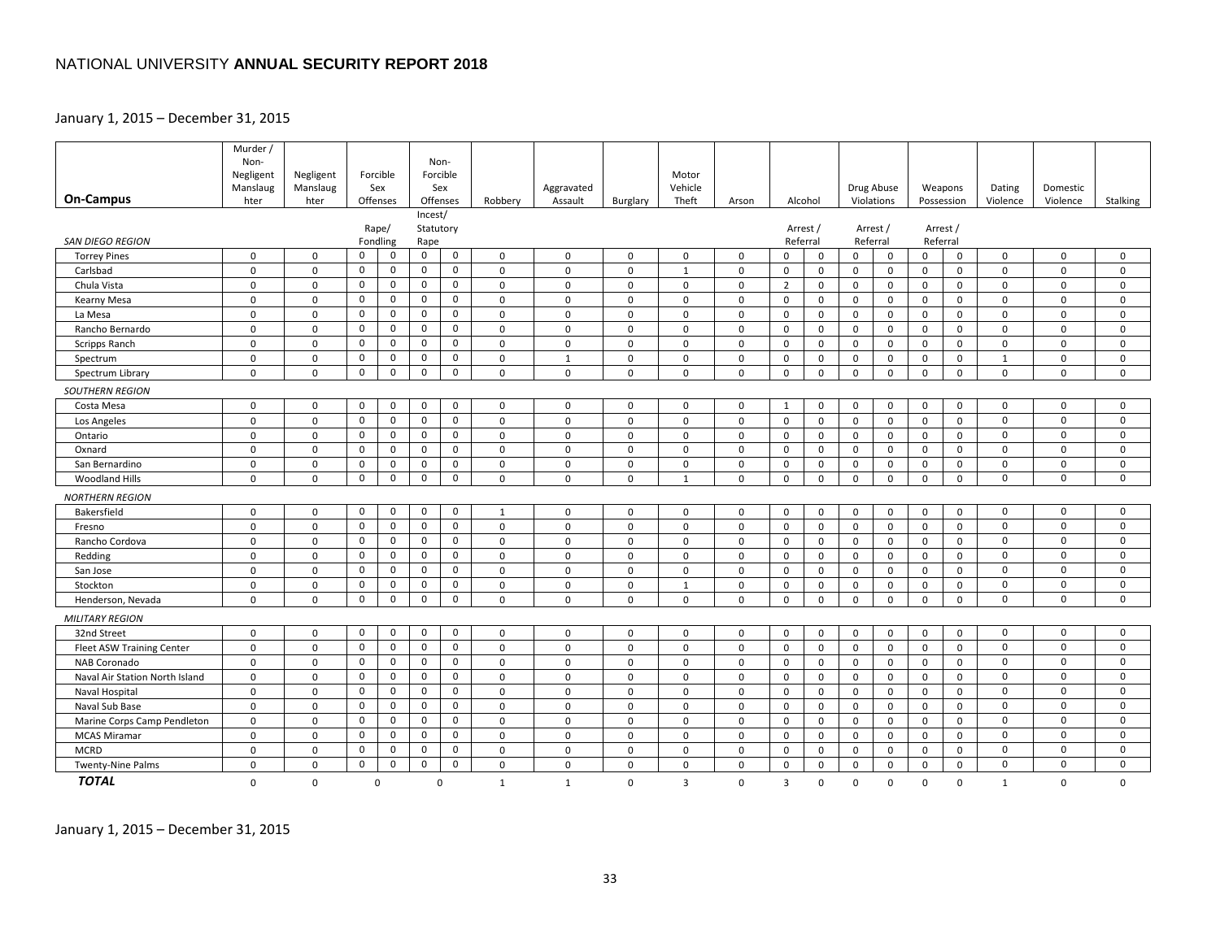NATIONAL UNIVERSITY **ANNUAL SECURITY REPORT 2018**

January 1, 2015 – December 31, 2015

| On-Campus | Murder / Non-Negligent Manslaughter | Negligent Manslaughter | Forcible Sex Offenses | | Non-Forcible Sex Offenses | | Robbery | Aggravated Assault | Burglary | Motor Vehicle Theft | Arson | Alcohol | | Drug Abuse Violations | | Weapons Possession | | Dating Violence | Domestic Violence | Stalking |
|---|---|---|---|---|---|---|---|---|---|---|---|---|---|---|---|---|---|---|---|---|
| *SAN DIEGO REGION* | | | Rape/ Fondling | | Incest/ Statutory Rape | | | | | | | Arrest / Referral | | Arrest / Referral | | Arrest / Referral | | | | |
| Torrey Pines | 0 | 0 | 0 | 0 | 0 | 0 | 0 | 0 | 0 | 0 | 0 | 0 | 0 | 0 | 0 | 0 | 0 | 0 | 0 | 0 |
| Carlsbad | 0 | 0 | 0 | 0 | 0 | 0 | 0 | 0 | 0 | 1 | 0 | 0 | 0 | 0 | 0 | 0 | 0 | 0 | 0 | 0 |
| Chula Vista | 0 | 0 | 0 | 0 | 0 | 0 | 0 | 0 | 0 | 0 | 0 | 2 | 0 | 0 | 0 | 0 | 0 | 0 | 0 | 0 |
| Kearny Mesa | 0 | 0 | 0 | 0 | 0 | 0 | 0 | 0 | 0 | 0 | 0 | 0 | 0 | 0 | 0 | 0 | 0 | 0 | 0 | 0 |
| La Mesa | 0 | 0 | 0 | 0 | 0 | 0 | 0 | 0 | 0 | 0 | 0 | 0 | 0 | 0 | 0 | 0 | 0 | 0 | 0 | 0 |
| Rancho Bernardo | 0 | 0 | 0 | 0 | 0 | 0 | 0 | 0 | 0 | 0 | 0 | 0 | 0 | 0 | 0 | 0 | 0 | 0 | 0 | 0 |
| Scripps Ranch | 0 | 0 | 0 | 0 | 0 | 0 | 0 | 0 | 0 | 0 | 0 | 0 | 0 | 0 | 0 | 0 | 0 | 0 | 0 | 0 |
| Spectrum | 0 | 0 | 0 | 0 | 0 | 0 | 0 | 1 | 0 | 0 | 0 | 0 | 0 | 0 | 0 | 0 | 0 | 1 | 0 | 0 |
| Spectrum Library | 0 | 0 | 0 | 0 | 0 | 0 | 0 | 0 | 0 | 0 | 0 | 0 | 0 | 0 | 0 | 0 | 0 | 0 | 0 | 0 |
| *SOUTHERN REGION* | | | | | | | | | | | | | | | | | | | | |
| Costa Mesa | 0 | 0 | 0 | 0 | 0 | 0 | 0 | 0 | 0 | 0 | 0 | 1 | 0 | 0 | 0 | 0 | 0 | 0 | 0 | 0 |
| Los Angeles | 0 | 0 | 0 | 0 | 0 | 0 | 0 | 0 | 0 | 0 | 0 | 0 | 0 | 0 | 0 | 0 | 0 | 0 | 0 | 0 |
| Ontario | 0 | 0 | 0 | 0 | 0 | 0 | 0 | 0 | 0 | 0 | 0 | 0 | 0 | 0 | 0 | 0 | 0 | 0 | 0 | 0 |
| Oxnard | 0 | 0 | 0 | 0 | 0 | 0 | 0 | 0 | 0 | 0 | 0 | 0 | 0 | 0 | 0 | 0 | 0 | 0 | 0 | 0 |
| San Bernardino | 0 | 0 | 0 | 0 | 0 | 0 | 0 | 0 | 0 | 0 | 0 | 0 | 0 | 0 | 0 | 0 | 0 | 0 | 0 | 0 |
| Woodland Hills | 0 | 0 | 0 | 0 | 0 | 0 | 0 | 0 | 0 | 1 | 0 | 0 | 0 | 0 | 0 | 0 | 0 | 0 | 0 | 0 |
| *NORTHERN REGION* | | | | | | | | | | | | | | | | | | | | |
| Bakersfield | 0 | 0 | 0 | 0 | 0 | 0 | 1 | 0 | 0 | 0 | 0 | 0 | 0 | 0 | 0 | 0 | 0 | 0 | 0 | 0 |
| Fresno | 0 | 0 | 0 | 0 | 0 | 0 | 0 | 0 | 0 | 0 | 0 | 0 | 0 | 0 | 0 | 0 | 0 | 0 | 0 | 0 |
| Rancho Cordova | 0 | 0 | 0 | 0 | 0 | 0 | 0 | 0 | 0 | 0 | 0 | 0 | 0 | 0 | 0 | 0 | 0 | 0 | 0 | 0 |
| Redding | 0 | 0 | 0 | 0 | 0 | 0 | 0 | 0 | 0 | 0 | 0 | 0 | 0 | 0 | 0 | 0 | 0 | 0 | 0 | 0 |
| San Jose | 0 | 0 | 0 | 0 | 0 | 0 | 0 | 0 | 0 | 0 | 0 | 0 | 0 | 0 | 0 | 0 | 0 | 0 | 0 | 0 |
| Stockton | 0 | 0 | 0 | 0 | 0 | 0 | 0 | 0 | 0 | 1 | 0 | 0 | 0 | 0 | 0 | 0 | 0 | 0 | 0 | 0 |
| Henderson, Nevada | 0 | 0 | 0 | 0 | 0 | 0 | 0 | 0 | 0 | 0 | 0 | 0 | 0 | 0 | 0 | 0 | 0 | 0 | 0 | 0 |
| *MILITARY REGION* | | | | | | | | | | | | | | | | | | | | |
| 32nd Street | 0 | 0 | 0 | 0 | 0 | 0 | 0 | 0 | 0 | 0 | 0 | 0 | 0 | 0 | 0 | 0 | 0 | 0 | 0 | 0 |
| Fleet ASW Training Center | 0 | 0 | 0 | 0 | 0 | 0 | 0 | 0 | 0 | 0 | 0 | 0 | 0 | 0 | 0 | 0 | 0 | 0 | 0 | 0 |
| NAB Coronado | 0 | 0 | 0 | 0 | 0 | 0 | 0 | 0 | 0 | 0 | 0 | 0 | 0 | 0 | 0 | 0 | 0 | 0 | 0 | 0 |
| Naval Air Station North Island | 0 | 0 | 0 | 0 | 0 | 0 | 0 | 0 | 0 | 0 | 0 | 0 | 0 | 0 | 0 | 0 | 0 | 0 | 0 | 0 |
| Naval Hospital | 0 | 0 | 0 | 0 | 0 | 0 | 0 | 0 | 0 | 0 | 0 | 0 | 0 | 0 | 0 | 0 | 0 | 0 | 0 | 0 |
| Naval Sub Base | 0 | 0 | 0 | 0 | 0 | 0 | 0 | 0 | 0 | 0 | 0 | 0 | 0 | 0 | 0 | 0 | 0 | 0 | 0 | 0 |
| Marine Corps Camp Pendleton | 0 | 0 | 0 | 0 | 0 | 0 | 0 | 0 | 0 | 0 | 0 | 0 | 0 | 0 | 0 | 0 | 0 | 0 | 0 | 0 |
| MCAS Miramar | 0 | 0 | 0 | 0 | 0 | 0 | 0 | 0 | 0 | 0 | 0 | 0 | 0 | 0 | 0 | 0 | 0 | 0 | 0 | 0 |
| MCRD | 0 | 0 | 0 | 0 | 0 | 0 | 0 | 0 | 0 | 0 | 0 | 0 | 0 | 0 | 0 | 0 | 0 | 0 | 0 | 0 |
| Twenty-Nine Palms | 0 | 0 | 0 | 0 | 0 | 0 | 0 | 0 | 0 | 0 | 0 | 0 | 0 | 0 | 0 | 0 | 0 | 0 | 0 | 0 |
| ***TOTAL*** | 0 | 0 | 0 | | 0 | | 1 | 1 | 0 | 3 | 0 | 3 | 0 | 0 | 0 | 0 | 0 | 1 | 0 | 0 |

January 1, 2015 – December 31, 2015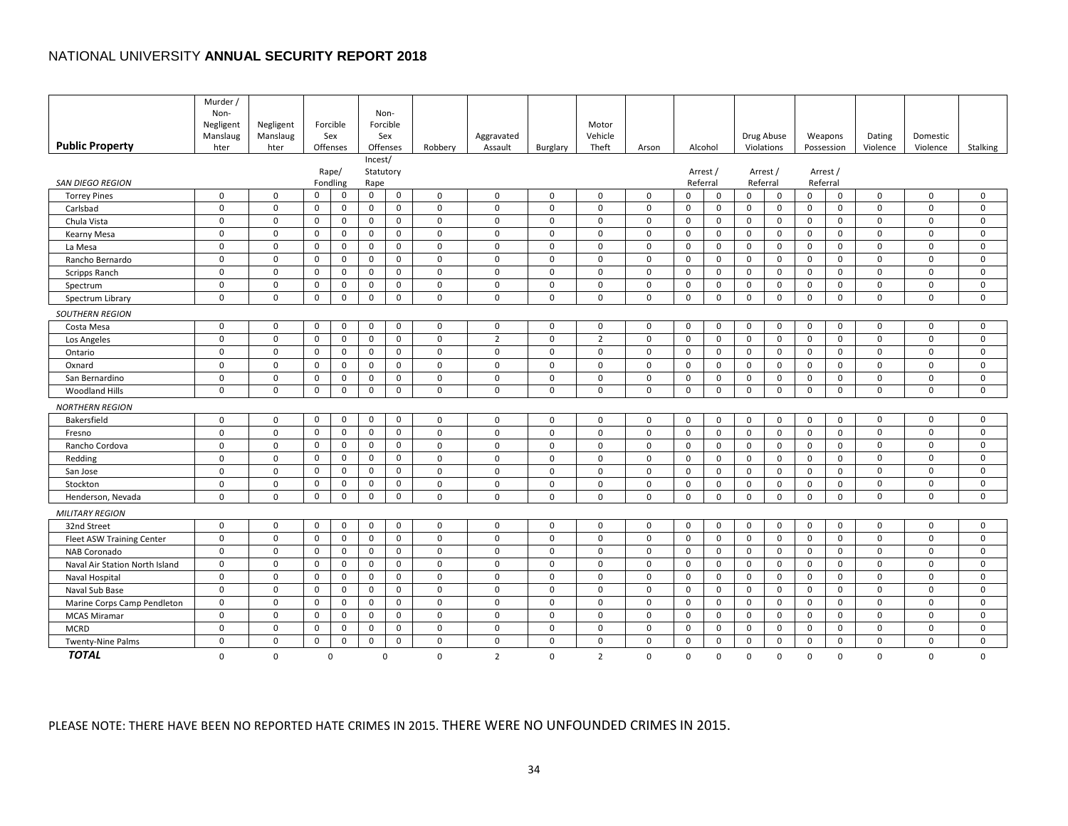NATIONAL UNIVERSITY **ANNUAL SECURITY REPORT 2018**

| Public Property | Murder / Non-Negligent Manslaughter | Negligent Manslaughter | Forcible Sex Offenses | | Non-Forcible Sex Offenses | | Robbery | Aggravated Assault | Burglary | Motor Vehicle Theft | Arson | Alcohol | | Drug Abuse Violations | | Weapons Possession | | Dating Violence | Domestic Violence | Stalking |
|---|---|---|---|---|---|---|---|---|---|---|---|---|---|---|---|---|---|---|---|---|
| | | | Rape/ | Fondling | Incest/ | Statutory Rape | | | | | | Arrest / | Referral | Arrest / | Referral | Arrest / | Referral | | | |
| *SAN DIEGO REGION* | | | | | | | | | | | | | | | | | | | | |
| Torrey Pines | 0 | 0 | 0 | 0 | 0 | 0 | 0 | 0 | 0 | 0 | 0 | 0 | 0 | 0 | 0 | 0 | 0 | 0 | 0 | 0 |
| Carlsbad | 0 | 0 | 0 | 0 | 0 | 0 | 0 | 0 | 0 | 0 | 0 | 0 | 0 | 0 | 0 | 0 | 0 | 0 | 0 | 0 |
| Chula Vista | 0 | 0 | 0 | 0 | 0 | 0 | 0 | 0 | 0 | 0 | 0 | 0 | 0 | 0 | 0 | 0 | 0 | 0 | 0 | 0 |
| Kearny Mesa | 0 | 0 | 0 | 0 | 0 | 0 | 0 | 0 | 0 | 0 | 0 | 0 | 0 | 0 | 0 | 0 | 0 | 0 | 0 | 0 |
| La Mesa | 0 | 0 | 0 | 0 | 0 | 0 | 0 | 0 | 0 | 0 | 0 | 0 | 0 | 0 | 0 | 0 | 0 | 0 | 0 | 0 |
| Rancho Bernardo | 0 | 0 | 0 | 0 | 0 | 0 | 0 | 0 | 0 | 0 | 0 | 0 | 0 | 0 | 0 | 0 | 0 | 0 | 0 | 0 |
| Scripps Ranch | 0 | 0 | 0 | 0 | 0 | 0 | 0 | 0 | 0 | 0 | 0 | 0 | 0 | 0 | 0 | 0 | 0 | 0 | 0 | 0 |
| Spectrum | 0 | 0 | 0 | 0 | 0 | 0 | 0 | 0 | 0 | 0 | 0 | 0 | 0 | 0 | 0 | 0 | 0 | 0 | 0 | 0 |
| Spectrum Library | 0 | 0 | 0 | 0 | 0 | 0 | 0 | 0 | 0 | 0 | 0 | 0 | 0 | 0 | 0 | 0 | 0 | 0 | 0 | 0 |
| *SOUTHERN REGION* | | | | | | | | | | | | | | | | | | | | |
| Costa Mesa | 0 | 0 | 0 | 0 | 0 | 0 | 0 | 0 | 0 | 0 | 0 | 0 | 0 | 0 | 0 | 0 | 0 | 0 | 0 | 0 |
| Los Angeles | 0 | 0 | 0 | 0 | 0 | 0 | 0 | 2 | 0 | 2 | 0 | 0 | 0 | 0 | 0 | 0 | 0 | 0 | 0 | 0 |
| Ontario | 0 | 0 | 0 | 0 | 0 | 0 | 0 | 0 | 0 | 0 | 0 | 0 | 0 | 0 | 0 | 0 | 0 | 0 | 0 | 0 |
| Oxnard | 0 | 0 | 0 | 0 | 0 | 0 | 0 | 0 | 0 | 0 | 0 | 0 | 0 | 0 | 0 | 0 | 0 | 0 | 0 | 0 |
| San Bernardino | 0 | 0 | 0 | 0 | 0 | 0 | 0 | 0 | 0 | 0 | 0 | 0 | 0 | 0 | 0 | 0 | 0 | 0 | 0 | 0 |
| Woodland Hills | 0 | 0 | 0 | 0 | 0 | 0 | 0 | 0 | 0 | 0 | 0 | 0 | 0 | 0 | 0 | 0 | 0 | 0 | 0 | 0 |
| *NORTHERN REGION* | | | | | | | | | | | | | | | | | | | | |
| Bakersfield | 0 | 0 | 0 | 0 | 0 | 0 | 0 | 0 | 0 | 0 | 0 | 0 | 0 | 0 | 0 | 0 | 0 | 0 | 0 | 0 |
| Fresno | 0 | 0 | 0 | 0 | 0 | 0 | 0 | 0 | 0 | 0 | 0 | 0 | 0 | 0 | 0 | 0 | 0 | 0 | 0 | 0 |
| Rancho Cordova | 0 | 0 | 0 | 0 | 0 | 0 | 0 | 0 | 0 | 0 | 0 | 0 | 0 | 0 | 0 | 0 | 0 | 0 | 0 | 0 |
| Redding | 0 | 0 | 0 | 0 | 0 | 0 | 0 | 0 | 0 | 0 | 0 | 0 | 0 | 0 | 0 | 0 | 0 | 0 | 0 | 0 |
| San Jose | 0 | 0 | 0 | 0 | 0 | 0 | 0 | 0 | 0 | 0 | 0 | 0 | 0 | 0 | 0 | 0 | 0 | 0 | 0 | 0 |
| Stockton | 0 | 0 | 0 | 0 | 0 | 0 | 0 | 0 | 0 | 0 | 0 | 0 | 0 | 0 | 0 | 0 | 0 | 0 | 0 | 0 |
| Henderson, Nevada | 0 | 0 | 0 | 0 | 0 | 0 | 0 | 0 | 0 | 0 | 0 | 0 | 0 | 0 | 0 | 0 | 0 | 0 | 0 | 0 |
| *MILITARY REGION* | | | | | | | | | | | | | | | | | | | | |
| 32nd Street | 0 | 0 | 0 | 0 | 0 | 0 | 0 | 0 | 0 | 0 | 0 | 0 | 0 | 0 | 0 | 0 | 0 | 0 | 0 | 0 |
| Fleet ASW Training Center | 0 | 0 | 0 | 0 | 0 | 0 | 0 | 0 | 0 | 0 | 0 | 0 | 0 | 0 | 0 | 0 | 0 | 0 | 0 | 0 |
| NAB Coronado | 0 | 0 | 0 | 0 | 0 | 0 | 0 | 0 | 0 | 0 | 0 | 0 | 0 | 0 | 0 | 0 | 0 | 0 | 0 | 0 |
| Naval Air Station North Island | 0 | 0 | 0 | 0 | 0 | 0 | 0 | 0 | 0 | 0 | 0 | 0 | 0 | 0 | 0 | 0 | 0 | 0 | 0 | 0 |
| Naval Hospital | 0 | 0 | 0 | 0 | 0 | 0 | 0 | 0 | 0 | 0 | 0 | 0 | 0 | 0 | 0 | 0 | 0 | 0 | 0 | 0 |
| Naval Sub Base | 0 | 0 | 0 | 0 | 0 | 0 | 0 | 0 | 0 | 0 | 0 | 0 | 0 | 0 | 0 | 0 | 0 | 0 | 0 | 0 |
| Marine Corps Camp Pendleton | 0 | 0 | 0 | 0 | 0 | 0 | 0 | 0 | 0 | 0 | 0 | 0 | 0 | 0 | 0 | 0 | 0 | 0 | 0 | 0 |
| MCAS Miramar | 0 | 0 | 0 | 0 | 0 | 0 | 0 | 0 | 0 | 0 | 0 | 0 | 0 | 0 | 0 | 0 | 0 | 0 | 0 | 0 |
| MCRD | 0 | 0 | 0 | 0 | 0 | 0 | 0 | 0 | 0 | 0 | 0 | 0 | 0 | 0 | 0 | 0 | 0 | 0 | 0 | 0 |
| Twenty-Nine Palms | 0 | 0 | 0 | 0 | 0 | 0 | 0 | 0 | 0 | 0 | 0 | 0 | 0 | 0 | 0 | 0 | 0 | 0 | 0 | 0 |
| ***TOTAL*** | 0 | 0 | 0 | | 0 | | 0 | 2 | 0 | 2 | 0 | 0 | 0 | 0 | 0 | 0 | 0 | 0 | 0 | 0 |

PLEASE NOTE: THERE HAVE BEEN NO REPORTED HATE CRIMES IN 2015. THERE WERE NO UNFOUNDED CRIMES IN 2015.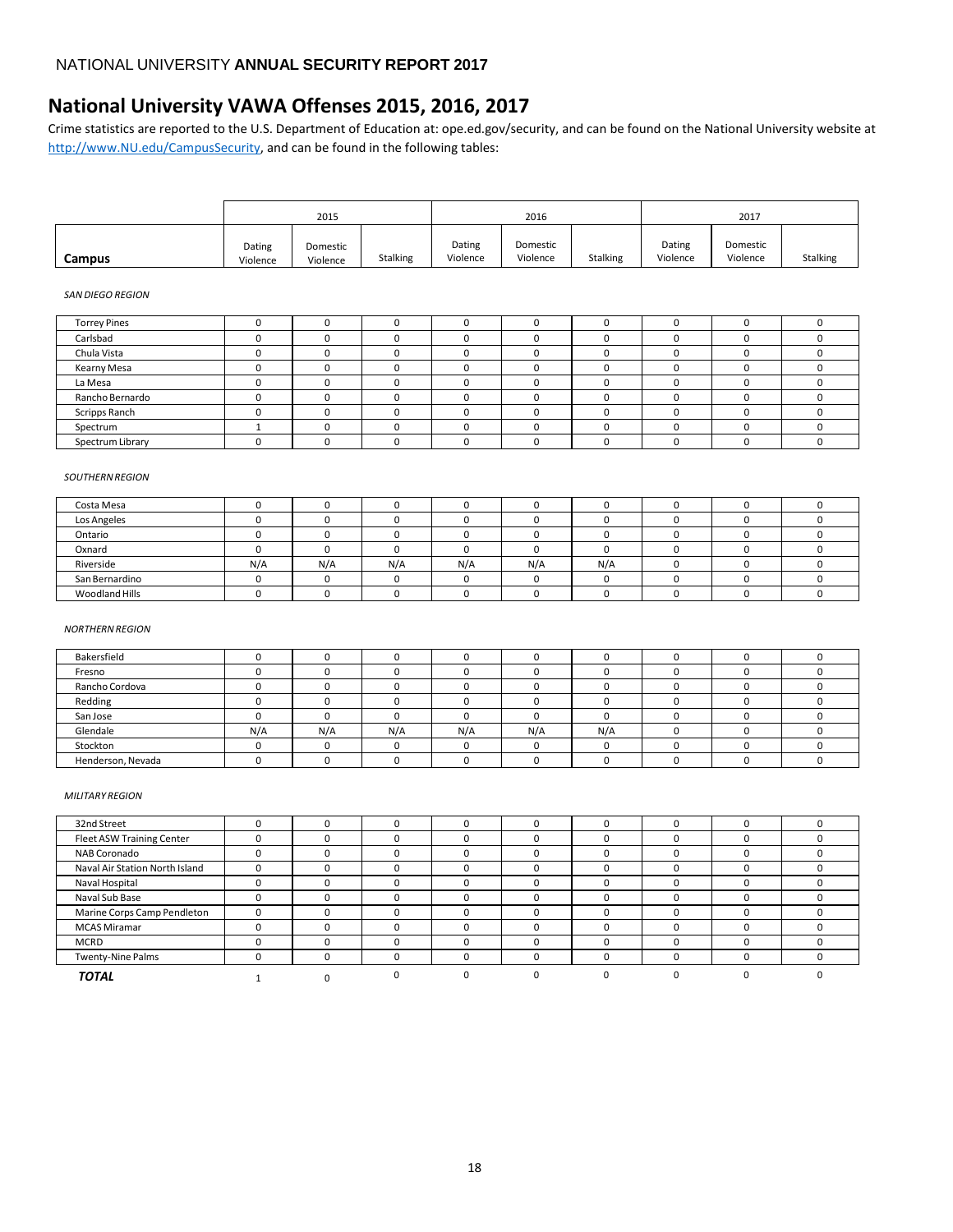# National University VAWA Offenses 2015, 2016, 2017

Crime statistics are reported to the U.S. Department of Education at: ope.ed.gov/security, and can be found on the National University website at http://www.NU.edu/CampusSecurity, and can be found in the following tables:

| | 2015 | | | 2016 | | | 2017 | | |
|---|---|---|---|---|---|---|---|---|---|
| **Campus** | Dating Violence | Domestic Violence | Stalking | Dating Violence | Domestic Violence | Stalking | Dating Violence | Domestic Violence | Stalking |
| *SAN DIEGO REGION* | | | | | | | | | |
| Torrey Pines | 0 | 0 | 0 | 0 | 0 | 0 | 0 | 0 | 0 |
| Carlsbad | 0 | 0 | 0 | 0 | 0 | 0 | 0 | 0 | 0 |
| Chula Vista | 0 | 0 | 0 | 0 | 0 | 0 | 0 | 0 | 0 |
| Kearny Mesa | 0 | 0 | 0 | 0 | 0 | 0 | 0 | 0 | 0 |
| La Mesa | 0 | 0 | 0 | 0 | 0 | 0 | 0 | 0 | 0 |
| Rancho Bernardo | 0 | 0 | 0 | 0 | 0 | 0 | 0 | 0 | 0 |
| Scripps Ranch | 0 | 0 | 0 | 0 | 0 | 0 | 0 | 0 | 0 |
| Spectrum | 1 | 0 | 0 | 0 | 0 | 0 | 0 | 0 | 0 |
| Spectrum Library | 0 | 0 | 0 | 0 | 0 | 0 | 0 | 0 | 0 |
| *SOUTHERN REGION* | | | | | | | | | |
| Costa Mesa | 0 | 0 | 0 | 0 | 0 | 0 | 0 | 0 | 0 |
| Los Angeles | 0 | 0 | 0 | 0 | 0 | 0 | 0 | 0 | 0 |
| Ontario | 0 | 0 | 0 | 0 | 0 | 0 | 0 | 0 | 0 |
| Oxnard | 0 | 0 | 0 | 0 | 0 | 0 | 0 | 0 | 0 |
| Riverside | N/A | N/A | N/A | N/A | N/A | N/A | 0 | 0 | 0 |
| San Bernardino | 0 | 0 | 0 | 0 | 0 | 0 | 0 | 0 | 0 |
| Woodland Hills | 0 | 0 | 0 | 0 | 0 | 0 | 0 | 0 | 0 |
| *NORTHERN REGION* | | | | | | | | | |
| Bakersfield | 0 | 0 | 0 | 0 | 0 | 0 | 0 | 0 | 0 |
| Fresno | 0 | 0 | 0 | 0 | 0 | 0 | 0 | 0 | 0 |
| Rancho Cordova | 0 | 0 | 0 | 0 | 0 | 0 | 0 | 0 | 0 |
| Redding | 0 | 0 | 0 | 0 | 0 | 0 | 0 | 0 | 0 |
| San Jose | 0 | 0 | 0 | 0 | 0 | 0 | 0 | 0 | 0 |
| Glendale | N/A | N/A | N/A | N/A | N/A | N/A | 0 | 0 | 0 |
| Stockton | 0 | 0 | 0 | 0 | 0 | 0 | 0 | 0 | 0 |
| Henderson, Nevada | 0 | 0 | 0 | 0 | 0 | 0 | 0 | 0 | 0 |
| *MILITARY REGION* | | | | | | | | | |
| 32nd Street | 0 | 0 | 0 | 0 | 0 | 0 | 0 | 0 | 0 |
| Fleet ASW Training Center | 0 | 0 | 0 | 0 | 0 | 0 | 0 | 0 | 0 |
| NAB Coronado | 0 | 0 | 0 | 0 | 0 | 0 | 0 | 0 | 0 |
| Naval Air Station North Island | 0 | 0 | 0 | 0 | 0 | 0 | 0 | 0 | 0 |
| Naval Hospital | 0 | 0 | 0 | 0 | 0 | 0 | 0 | 0 | 0 |
| Naval Sub Base | 0 | 0 | 0 | 0 | 0 | 0 | 0 | 0 | 0 |
| Marine Corps Camp Pendleton | 0 | 0 | 0 | 0 | 0 | 0 | 0 | 0 | 0 |
| MCAS Miramar | 0 | 0 | 0 | 0 | 0 | 0 | 0 | 0 | 0 |
| MCRD | 0 | 0 | 0 | 0 | 0 | 0 | 0 | 0 | 0 |
| Twenty-Nine Palms | 0 | 0 | 0 | 0 | 0 | 0 | 0 | 0 | 0 |
| ***TOTAL*** | 1 | 0 | 0 | 0 | 0 | 0 | 0 | 0 | 0 |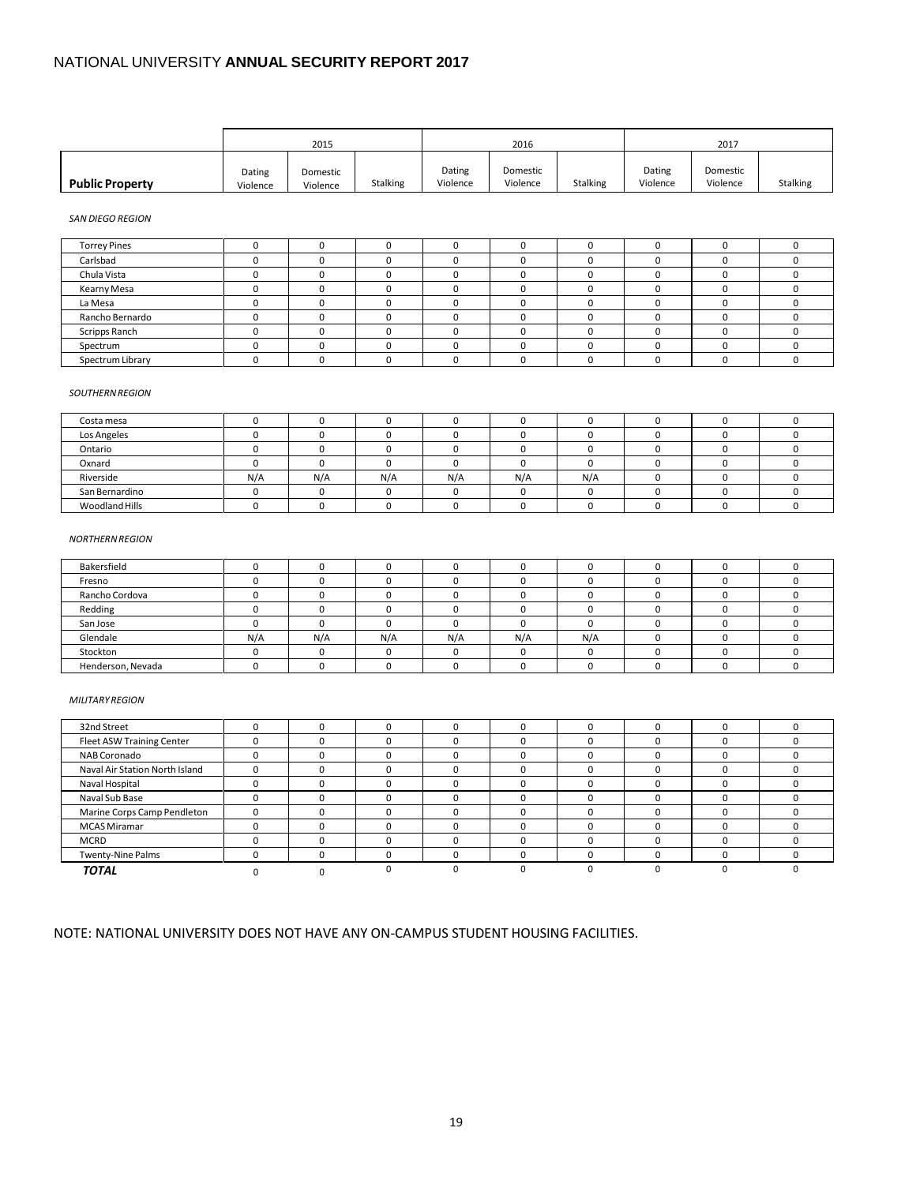| Public Property | 2015 | | | 2016 | | | 2017 | | |
|---|---|---|---|---|---|---|---|---|---|
| | Dating Violence | Domestic Violence | Stalking | Dating Violence | Domestic Violence | Stalking | Dating Violence | Domestic Violence | Stalking |
| *SAN DIEGO REGION* | | | | | | | | | |
| Torrey Pines | 0 | 0 | 0 | 0 | 0 | 0 | 0 | 0 | 0 |
| Carlsbad | 0 | 0 | 0 | 0 | 0 | 0 | 0 | 0 | 0 |
| Chula Vista | 0 | 0 | 0 | 0 | 0 | 0 | 0 | 0 | 0 |
| Kearny Mesa | 0 | 0 | 0 | 0 | 0 | 0 | 0 | 0 | 0 |
| La Mesa | 0 | 0 | 0 | 0 | 0 | 0 | 0 | 0 | 0 |
| Rancho Bernardo | 0 | 0 | 0 | 0 | 0 | 0 | 0 | 0 | 0 |
| Scripps Ranch | 0 | 0 | 0 | 0 | 0 | 0 | 0 | 0 | 0 |
| Spectrum | 0 | 0 | 0 | 0 | 0 | 0 | 0 | 0 | 0 |
| Spectrum Library | 0 | 0 | 0 | 0 | 0 | 0 | 0 | 0 | 0 |
| *SOUTHERN REGION* | | | | | | | | | |
| Costa mesa | 0 | 0 | 0 | 0 | 0 | 0 | 0 | 0 | 0 |
| Los Angeles | 0 | 0 | 0 | 0 | 0 | 0 | 0 | 0 | 0 |
| Ontario | 0 | 0 | 0 | 0 | 0 | 0 | 0 | 0 | 0 |
| Oxnard | 0 | 0 | 0 | 0 | 0 | 0 | 0 | 0 | 0 |
| Riverside | N/A | N/A | N/A | N/A | N/A | N/A | 0 | 0 | 0 |
| San Bernardino | 0 | 0 | 0 | 0 | 0 | 0 | 0 | 0 | 0 |
| Woodland Hills | 0 | 0 | 0 | 0 | 0 | 0 | 0 | 0 | 0 |
| *NORTHERN REGION* | | | | | | | | | |
| Bakersfield | 0 | 0 | 0 | 0 | 0 | 0 | 0 | 0 | 0 |
| Fresno | 0 | 0 | 0 | 0 | 0 | 0 | 0 | 0 | 0 |
| Rancho Cordova | 0 | 0 | 0 | 0 | 0 | 0 | 0 | 0 | 0 |
| Redding | 0 | 0 | 0 | 0 | 0 | 0 | 0 | 0 | 0 |
| San Jose | 0 | 0 | 0 | 0 | 0 | 0 | 0 | 0 | 0 |
| Glendale | N/A | N/A | N/A | N/A | N/A | N/A | 0 | 0 | 0 |
| Stockton | 0 | 0 | 0 | 0 | 0 | 0 | 0 | 0 | 0 |
| Henderson, Nevada | 0 | 0 | 0 | 0 | 0 | 0 | 0 | 0 | 0 |
| *MILITARY REGION* | | | | | | | | | |
| 32nd Street | 0 | 0 | 0 | 0 | 0 | 0 | 0 | 0 | 0 |
| Fleet ASW Training Center | 0 | 0 | 0 | 0 | 0 | 0 | 0 | 0 | 0 |
| NAB Coronado | 0 | 0 | 0 | 0 | 0 | 0 | 0 | 0 | 0 |
| Naval Air Station North Island | 0 | 0 | 0 | 0 | 0 | 0 | 0 | 0 | 0 |
| Naval Hospital | 0 | 0 | 0 | 0 | 0 | 0 | 0 | 0 | 0 |
| Naval Sub Base | 0 | 0 | 0 | 0 | 0 | 0 | 0 | 0 | 0 |
| Marine Corps Camp Pendleton | 0 | 0 | 0 | 0 | 0 | 0 | 0 | 0 | 0 |
| MCAS Miramar | 0 | 0 | 0 | 0 | 0 | 0 | 0 | 0 | 0 |
| MCRD | 0 | 0 | 0 | 0 | 0 | 0 | 0 | 0 | 0 |
| Twenty-Nine Palms | 0 | 0 | 0 | 0 | 0 | 0 | 0 | 0 | 0 |
| ***TOTAL*** | 0 | 0 | 0 | 0 | 0 | 0 | 0 | 0 | 0 |

NOTE: NATIONAL UNIVERSITY DOES NOT HAVE ANY ON-CAMPUS STUDENT HOUSING FACILITIES.